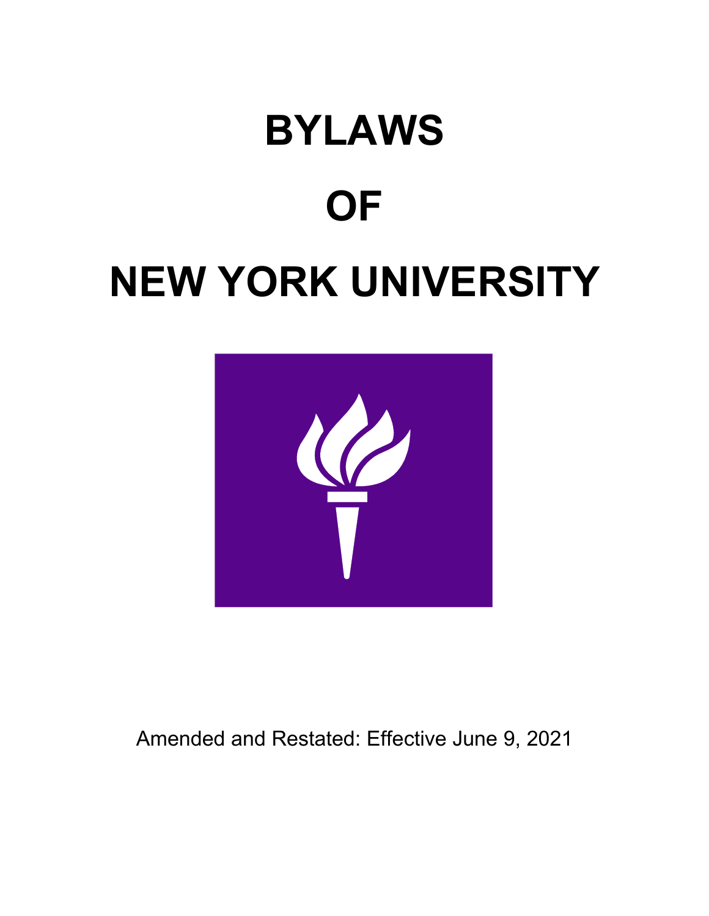# BYLAWS

# OF

# NEW YORK UNIVERSITY

Amended and Restated: Effective June 9, 2021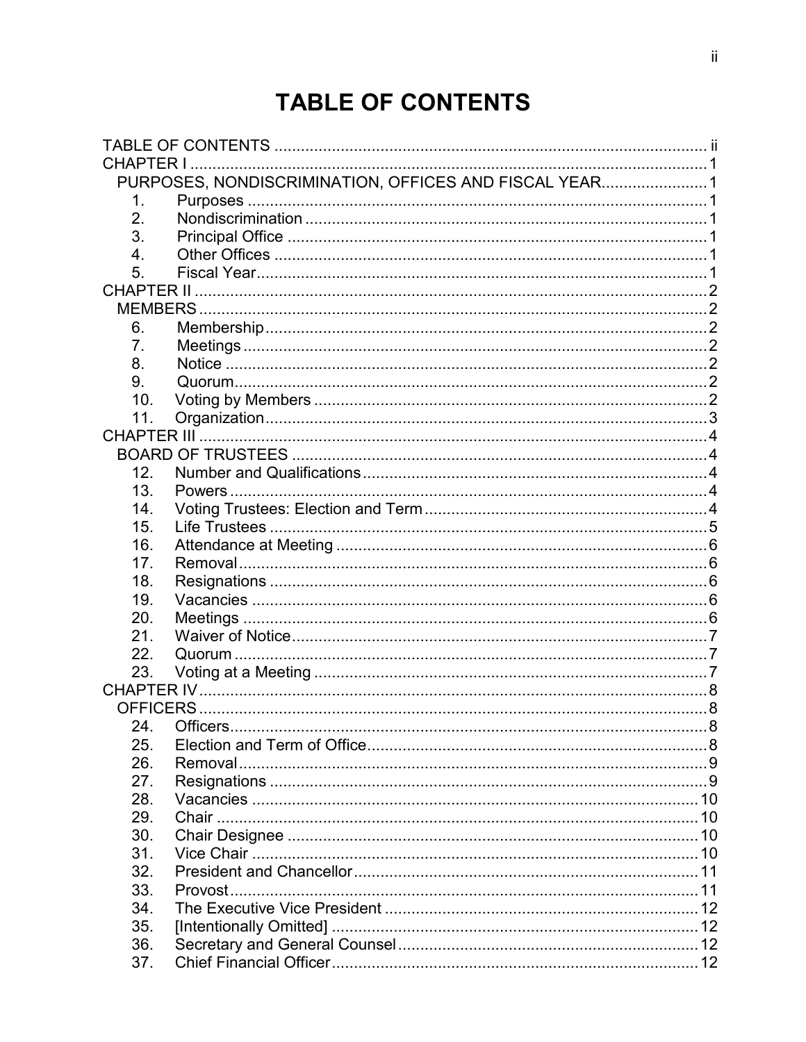# TABLE OF CONTENTS

TABLE OF CONTENTS ..... ii
CHAPTER I ..... 1
PURPOSES, NONDISCRIMINATION, OFFICES AND FISCAL YEAR ..... 1
1. Purposes ..... 1
2. Nondiscrimination ..... 1
3. Principal Office ..... 1
4. Other Offices ..... 1
5. Fiscal Year ..... 1
CHAPTER II ..... 2
MEMBERS ..... 2
6. Membership ..... 2
7. Meetings ..... 2
8. Notice ..... 2
9. Quorum ..... 2
10. Voting by Members ..... 2
11. Organization ..... 3
CHAPTER III ..... 4
BOARD OF TRUSTEES ..... 4
12. Number and Qualifications ..... 4
13. Powers ..... 4
14. Voting Trustees: Election and Term ..... 4
15. Life Trustees ..... 5
16. Attendance at Meeting ..... 6
17. Removal ..... 6
18. Resignations ..... 6
19. Vacancies ..... 6
20. Meetings ..... 6
21. Waiver of Notice ..... 7
22. Quorum ..... 7
23. Voting at a Meeting ..... 7
CHAPTER IV ..... 8
OFFICERS ..... 8
24. Officers ..... 8
25. Election and Term of Office ..... 8
26. Removal ..... 9
27. Resignations ..... 9
28. Vacancies ..... 10
29. Chair ..... 10
30. Chair Designee ..... 10
31. Vice Chair ..... 10
32. President and Chancellor ..... 11
33. Provost ..... 11
34. The Executive Vice President ..... 12
35. [Intentionally Omitted] ..... 12
36. Secretary and General Counsel ..... 12
37. Chief Financial Officer ..... 12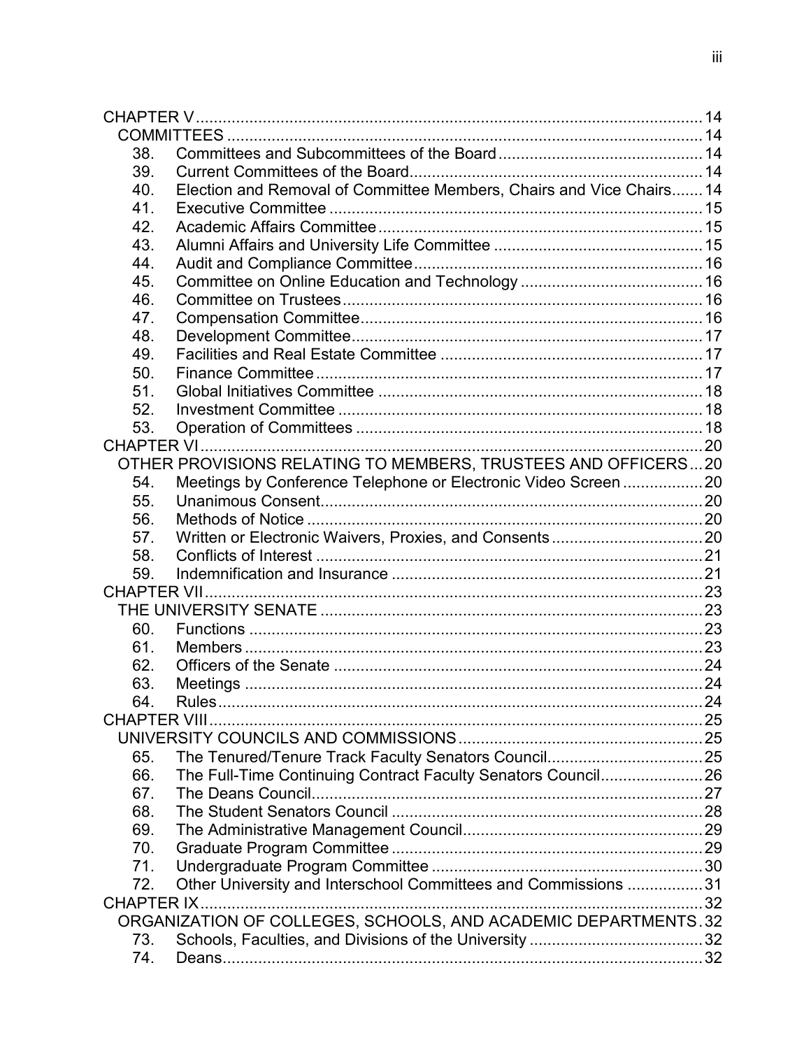CHAPTER V ..... 14

COMMITTEES ..... 14

38. Committees and Subcommittees of the Board ..... 14
39. Current Committees of the Board ..... 14
40. Election and Removal of Committee Members, Chairs and Vice Chairs ..... 14
41. Executive Committee ..... 15
42. Academic Affairs Committee ..... 15
43. Alumni Affairs and University Life Committee ..... 15
44. Audit and Compliance Committee ..... 16
45. Committee on Online Education and Technology ..... 16
46. Committee on Trustees ..... 16
47. Compensation Committee ..... 16
48. Development Committee ..... 17
49. Facilities and Real Estate Committee ..... 17
50. Finance Committee ..... 17
51. Global Initiatives Committee ..... 18
52. Investment Committee ..... 18
53. Operation of Committees ..... 18

CHAPTER VI ..... 20

OTHER PROVISIONS RELATING TO MEMBERS, TRUSTEES AND OFFICERS ..... 20

54. Meetings by Conference Telephone or Electronic Video Screen ..... 20
55. Unanimous Consent ..... 20
56. Methods of Notice ..... 20
57. Written or Electronic Waivers, Proxies, and Consents ..... 20
58. Conflicts of Interest ..... 21
59. Indemnification and Insurance ..... 21

CHAPTER VII ..... 23

THE UNIVERSITY SENATE ..... 23

60. Functions ..... 23
61. Members ..... 23
62. Officers of the Senate ..... 24
63. Meetings ..... 24
64. Rules ..... 24

CHAPTER VIII ..... 25

UNIVERSITY COUNCILS AND COMMISSIONS ..... 25

65. The Tenured/Tenure Track Faculty Senators Council ..... 25
66. The Full-Time Continuing Contract Faculty Senators Council ..... 26
67. The Deans Council ..... 27
68. The Student Senators Council ..... 28
69. The Administrative Management Council ..... 29
70. Graduate Program Committee ..... 29
71. Undergraduate Program Committee ..... 30
72. Other University and Interschool Committees and Commissions ..... 31

CHAPTER IX ..... 32

ORGANIZATION OF COLLEGES, SCHOOLS, AND ACADEMIC DEPARTMENTS ..... 32

73. Schools, Faculties, and Divisions of the University ..... 32
74. Deans ..... 32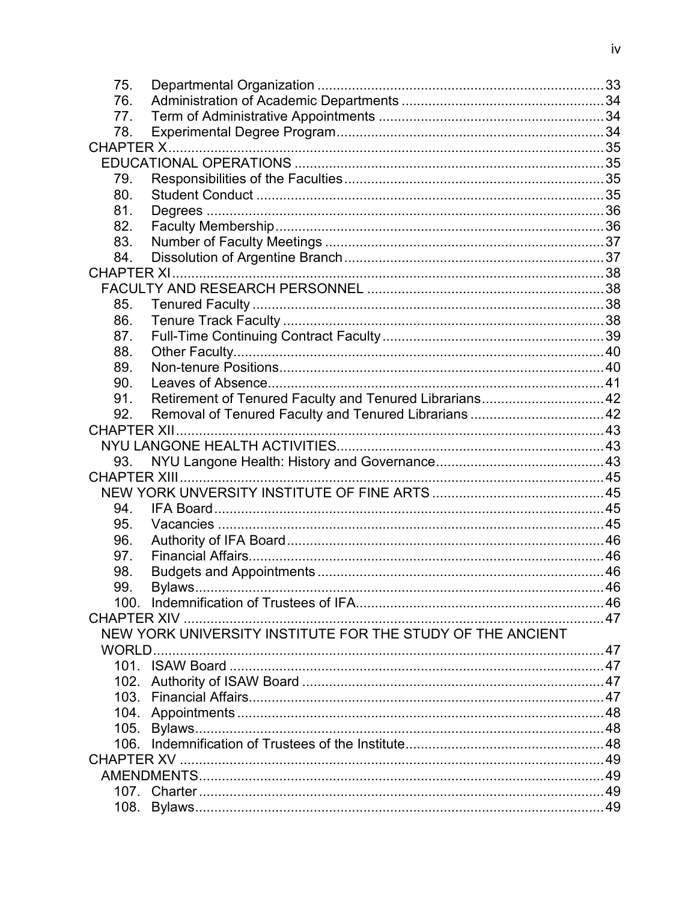75. Departmental Organization ............................................................................ 33
76. Administration of Academic Departments ..................................................... 34
77. Term of Administrative Appointments ............................................................ 34
78. Experimental Degree Program ....................................................................... 34

CHAPTER X ................................................................................................................ 35

EDUCATIONAL OPERATIONS ............................................................................... 35

79. Responsibilities of the Faculties ..................................................................... 35
80. Student Conduct ............................................................................................ 35
81. Degrees ......................................................................................................... 36
82. Faculty Membership ....................................................................................... 36
83. Number of Faculty Meetings .......................................................................... 37
84. Dissolution of Argentine Branch ..................................................................... 37

CHAPTER XI ............................................................................................................... 38

FACULTY AND RESEARCH PERSONNEL ............................................................ 38

85. Tenured Faculty ............................................................................................. 38
86. Tenure Track Faculty ..................................................................................... 38
87. Full-Time Continuing Contract Faculty ........................................................... 39
88. Other Faculty .................................................................................................. 40
89. Non-tenure Positions ...................................................................................... 40
90. Leaves of Absence ......................................................................................... 41
91. Retirement of Tenured Faculty and Tenured Librarians ................................. 42
92. Removal of Tenured Faculty and Tenured Librarians .................................... 42

CHAPTER XII .............................................................................................................. 43

NYU LANGONE HEALTH ACTIVITIES .................................................................... 43

93. NYU Langone Health: History and Governance ............................................ 43

CHAPTER XIII ............................................................................................................. 45

NEW YORK UNVERSITY INSTITUTE OF FINE ARTS ............................................ 45

94. IFA Board ....................................................................................................... 45
95. Vacancies ...................................................................................................... 45
96. Authority of IFA Board .................................................................................... 46
97. Financial Affairs .............................................................................................. 46
98. Budgets and Appointments ............................................................................ 46
99. Bylaws ............................................................................................................ 46
100. Indemnification of Trustees of IFA ................................................................. 46

CHAPTER XIV ............................................................................................................. 47

NEW YORK UNIVERSITY INSTITUTE FOR THE STUDY OF THE ANCIENT WORLD ........................................................................................................................ 47

101. ISAW Board .................................................................................................... 47
102. Authority of ISAW Board ................................................................................. 47
103. Financial Affairs .............................................................................................. 47
104. Appointments ................................................................................................. 48
105. Bylaws ............................................................................................................ 48
106. Indemnification of Trustees of the Institute ..................................................... 48

CHAPTER XV .............................................................................................................. 49

AMENDMENTS ........................................................................................................... 49

107. Charter ........................................................................................................... 49
108. Bylaws ............................................................................................................ 49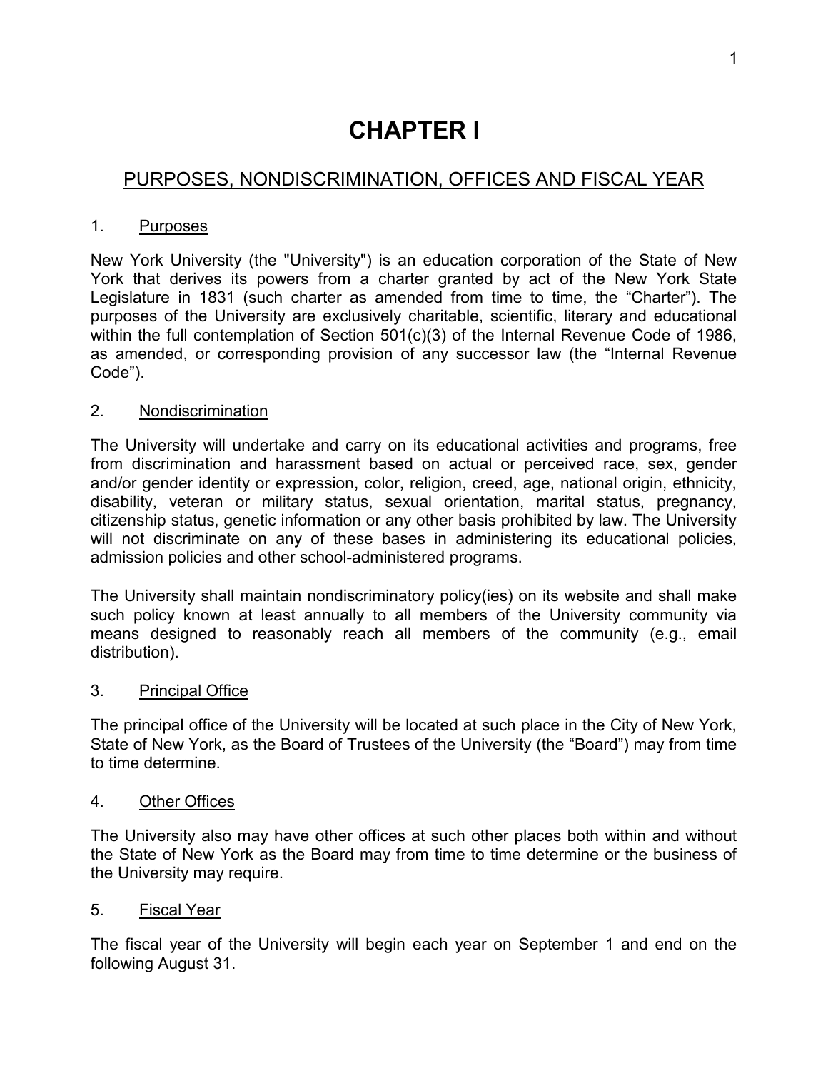# CHAPTER I

## PURPOSES, NONDISCRIMINATION, OFFICES AND FISCAL YEAR

### 1. Purposes

New York University (the "University") is an education corporation of the State of New York that derives its powers from a charter granted by act of the New York State Legislature in 1831 (such charter as amended from time to time, the "Charter"). The purposes of the University are exclusively charitable, scientific, literary and educational within the full contemplation of Section 501(c)(3) of the Internal Revenue Code of 1986, as amended, or corresponding provision of any successor law (the "Internal Revenue Code").

### 2. Nondiscrimination

The University will undertake and carry on its educational activities and programs, free from discrimination and harassment based on actual or perceived race, sex, gender and/or gender identity or expression, color, religion, creed, age, national origin, ethnicity, disability, veteran or military status, sexual orientation, marital status, pregnancy, citizenship status, genetic information or any other basis prohibited by law. The University will not discriminate on any of these bases in administering its educational policies, admission policies and other school-administered programs.

The University shall maintain nondiscriminatory policy(ies) on its website and shall make such policy known at least annually to all members of the University community via means designed to reasonably reach all members of the community (e.g., email distribution).

### 3. Principal Office

The principal office of the University will be located at such place in the City of New York, State of New York, as the Board of Trustees of the University (the "Board") may from time to time determine.

### 4. Other Offices

The University also may have other offices at such other places both within and without the State of New York as the Board may from time to time determine or the business of the University may require.

### 5. Fiscal Year

The fiscal year of the University will begin each year on September 1 and end on the following August 31.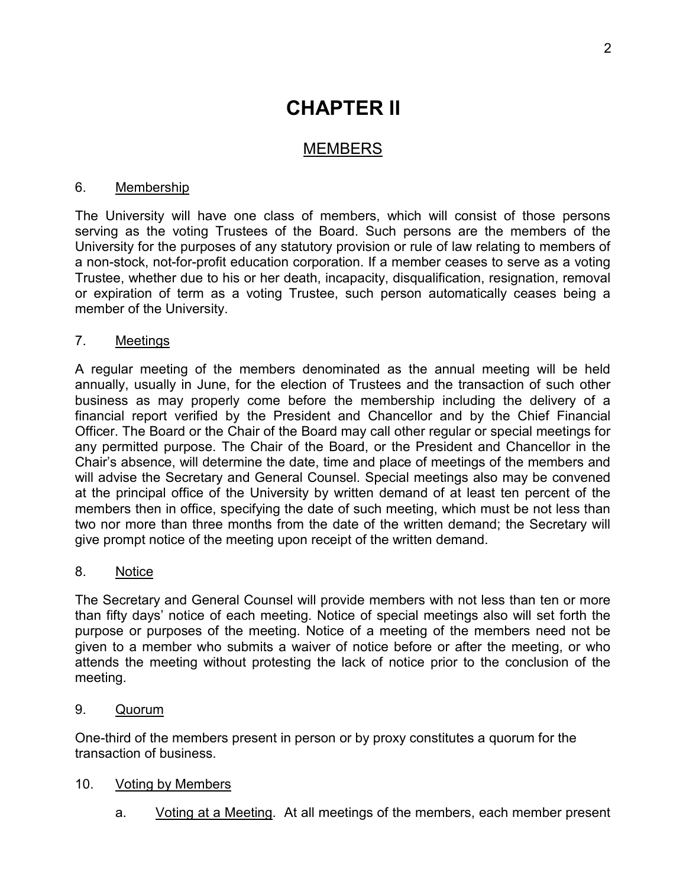# CHAPTER II

## MEMBERS

### 6. Membership

The University will have one class of members, which will consist of those persons serving as the voting Trustees of the Board. Such persons are the members of the University for the purposes of any statutory provision or rule of law relating to members of a non-stock, not-for-profit education corporation. If a member ceases to serve as a voting Trustee, whether due to his or her death, incapacity, disqualification, resignation, removal or expiration of term as a voting Trustee, such person automatically ceases being a member of the University.

### 7. Meetings

A regular meeting of the members denominated as the annual meeting will be held annually, usually in June, for the election of Trustees and the transaction of such other business as may properly come before the membership including the delivery of a financial report verified by the President and Chancellor and by the Chief Financial Officer. The Board or the Chair of the Board may call other regular or special meetings for any permitted purpose. The Chair of the Board, or the President and Chancellor in the Chair's absence, will determine the date, time and place of meetings of the members and will advise the Secretary and General Counsel. Special meetings also may be convened at the principal office of the University by written demand of at least ten percent of the members then in office, specifying the date of such meeting, which must be not less than two nor more than three months from the date of the written demand; the Secretary will give prompt notice of the meeting upon receipt of the written demand.

### 8. Notice

The Secretary and General Counsel will provide members with not less than ten or more than fifty days' notice of each meeting. Notice of special meetings also will set forth the purpose or purposes of the meeting. Notice of a meeting of the members need not be given to a member who submits a waiver of notice before or after the meeting, or who attends the meeting without protesting the lack of notice prior to the conclusion of the meeting.

### 9. Quorum

One-third of the members present in person or by proxy constitutes a quorum for the transaction of business.

### 10. Voting by Members

a. Voting at a Meeting. At all meetings of the members, each member present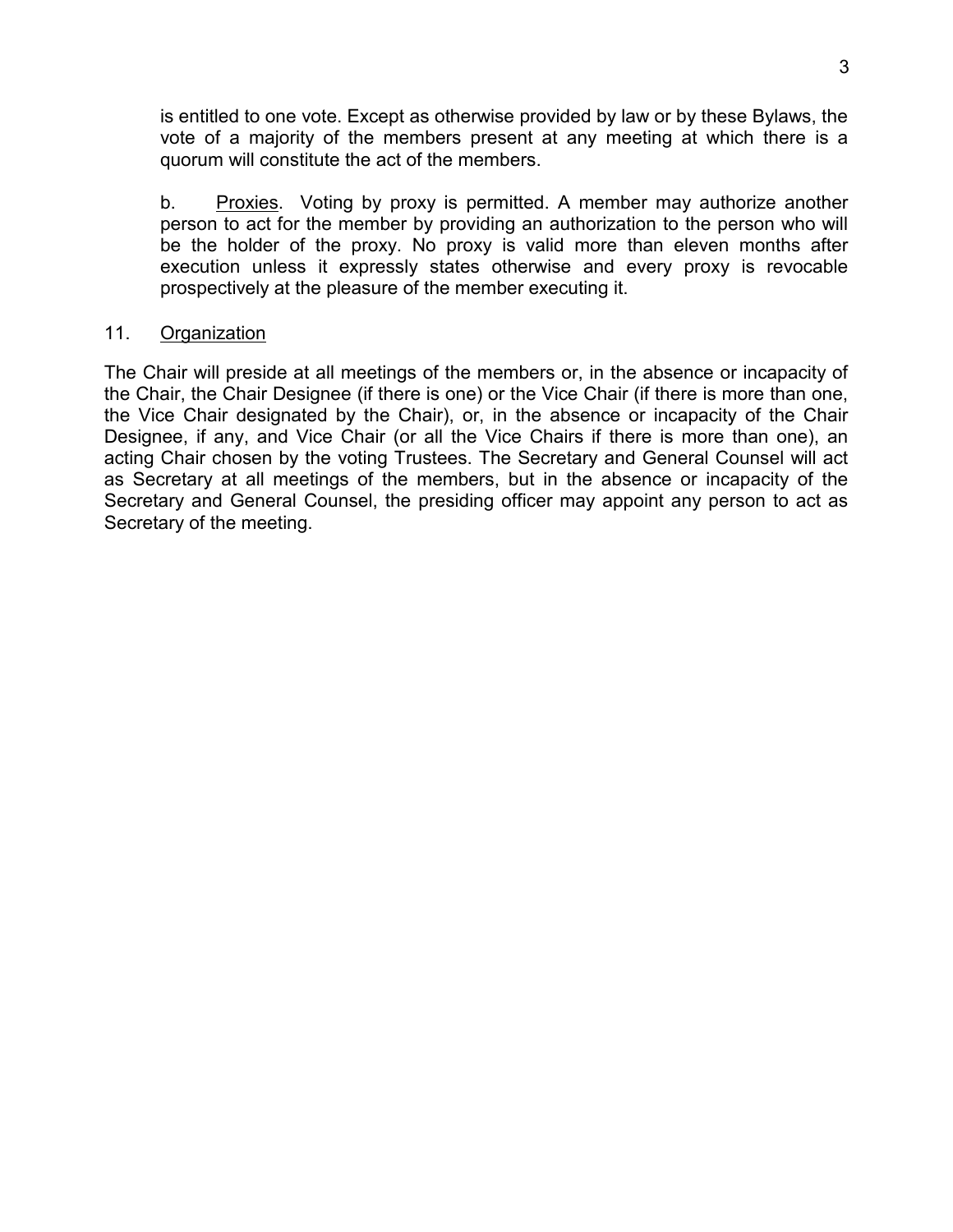is entitled to one vote. Except as otherwise provided by law or by these Bylaws, the vote of a majority of the members present at any meeting at which there is a quorum will constitute the act of the members.

b. Proxies. Voting by proxy is permitted. A member may authorize another person to act for the member by providing an authorization to the person who will be the holder of the proxy. No proxy is valid more than eleven months after execution unless it expressly states otherwise and every proxy is revocable prospectively at the pleasure of the member executing it.

## 11. Organization

The Chair will preside at all meetings of the members or, in the absence or incapacity of the Chair, the Chair Designee (if there is one) or the Vice Chair (if there is more than one, the Vice Chair designated by the Chair), or, in the absence or incapacity of the Chair Designee, if any, and Vice Chair (or all the Vice Chairs if there is more than one), an acting Chair chosen by the voting Trustees. The Secretary and General Counsel will act as Secretary at all meetings of the members, but in the absence or incapacity of the Secretary and General Counsel, the presiding officer may appoint any person to act as Secretary of the meeting.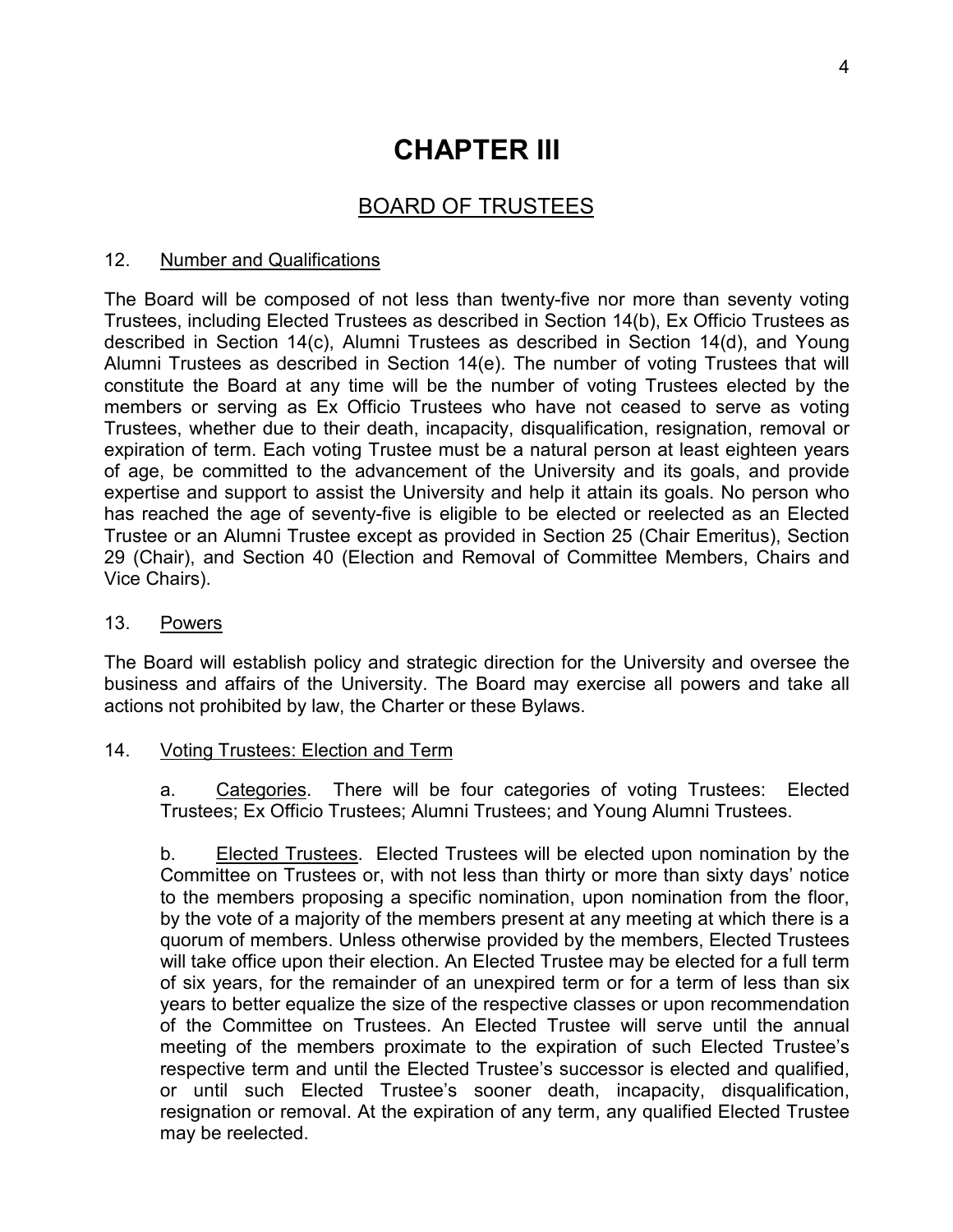# CHAPTER III

## BOARD OF TRUSTEES

### 12. Number and Qualifications

The Board will be composed of not less than twenty-five nor more than seventy voting Trustees, including Elected Trustees as described in Section 14(b), Ex Officio Trustees as described in Section 14(c), Alumni Trustees as described in Section 14(d), and Young Alumni Trustees as described in Section 14(e). The number of voting Trustees that will constitute the Board at any time will be the number of voting Trustees elected by the members or serving as Ex Officio Trustees who have not ceased to serve as voting Trustees, whether due to their death, incapacity, disqualification, resignation, removal or expiration of term. Each voting Trustee must be a natural person at least eighteen years of age, be committed to the advancement of the University and its goals, and provide expertise and support to assist the University and help it attain its goals. No person who has reached the age of seventy-five is eligible to be elected or reelected as an Elected Trustee or an Alumni Trustee except as provided in Section 25 (Chair Emeritus), Section 29 (Chair), and Section 40 (Election and Removal of Committee Members, Chairs and Vice Chairs).

### 13. Powers

The Board will establish policy and strategic direction for the University and oversee the business and affairs of the University. The Board may exercise all powers and take all actions not prohibited by law, the Charter or these Bylaws.

### 14. Voting Trustees: Election and Term

a. Categories. There will be four categories of voting Trustees: Elected Trustees; Ex Officio Trustees; Alumni Trustees; and Young Alumni Trustees.

b. Elected Trustees. Elected Trustees will be elected upon nomination by the Committee on Trustees or, with not less than thirty or more than sixty days' notice to the members proposing a specific nomination, upon nomination from the floor, by the vote of a majority of the members present at any meeting at which there is a quorum of members. Unless otherwise provided by the members, Elected Trustees will take office upon their election. An Elected Trustee may be elected for a full term of six years, for the remainder of an unexpired term or for a term of less than six years to better equalize the size of the respective classes or upon recommendation of the Committee on Trustees. An Elected Trustee will serve until the annual meeting of the members proximate to the expiration of such Elected Trustee's respective term and until the Elected Trustee's successor is elected and qualified, or until such Elected Trustee's sooner death, incapacity, disqualification, resignation or removal. At the expiration of any term, any qualified Elected Trustee may be reelected.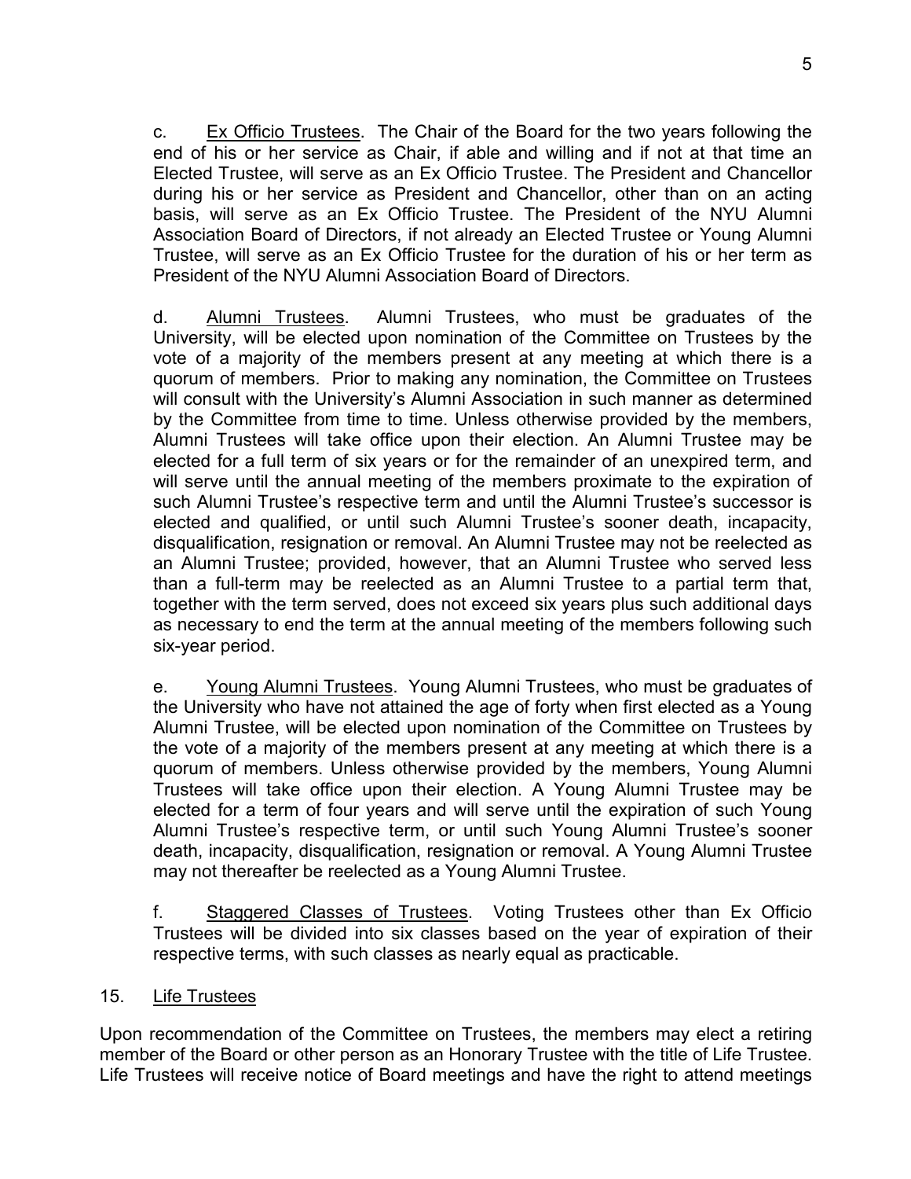c. <u>Ex Officio Trustees</u>. The Chair of the Board for the two years following the end of his or her service as Chair, if able and willing and if not at that time an Elected Trustee, will serve as an Ex Officio Trustee. The President and Chancellor during his or her service as President and Chancellor, other than on an acting basis, will serve as an Ex Officio Trustee. The President of the NYU Alumni Association Board of Directors, if not already an Elected Trustee or Young Alumni Trustee, will serve as an Ex Officio Trustee for the duration of his or her term as President of the NYU Alumni Association Board of Directors.

d. <u>Alumni Trustees</u>. Alumni Trustees, who must be graduates of the University, will be elected upon nomination of the Committee on Trustees by the vote of a majority of the members present at any meeting at which there is a quorum of members. Prior to making any nomination, the Committee on Trustees will consult with the University's Alumni Association in such manner as determined by the Committee from time to time. Unless otherwise provided by the members, Alumni Trustees will take office upon their election. An Alumni Trustee may be elected for a full term of six years or for the remainder of an unexpired term, and will serve until the annual meeting of the members proximate to the expiration of such Alumni Trustee's respective term and until the Alumni Trustee's successor is elected and qualified, or until such Alumni Trustee's sooner death, incapacity, disqualification, resignation or removal. An Alumni Trustee may not be reelected as an Alumni Trustee; provided, however, that an Alumni Trustee who served less than a full-term may be reelected as an Alumni Trustee to a partial term that, together with the term served, does not exceed six years plus such additional days as necessary to end the term at the annual meeting of the members following such six-year period.

e. <u>Young Alumni Trustees</u>. Young Alumni Trustees, who must be graduates of the University who have not attained the age of forty when first elected as a Young Alumni Trustee, will be elected upon nomination of the Committee on Trustees by the vote of a majority of the members present at any meeting at which there is a quorum of members. Unless otherwise provided by the members, Young Alumni Trustees will take office upon their election. A Young Alumni Trustee may be elected for a term of four years and will serve until the expiration of such Young Alumni Trustee's respective term, or until such Young Alumni Trustee's sooner death, incapacity, disqualification, resignation or removal. A Young Alumni Trustee may not thereafter be reelected as a Young Alumni Trustee.

f. <u>Staggered Classes of Trustees</u>. Voting Trustees other than Ex Officio Trustees will be divided into six classes based on the year of expiration of their respective terms, with such classes as nearly equal as practicable.

15. <u>Life Trustees</u>

Upon recommendation of the Committee on Trustees, the members may elect a retiring member of the Board or other person as an Honorary Trustee with the title of Life Trustee. Life Trustees will receive notice of Board meetings and have the right to attend meetings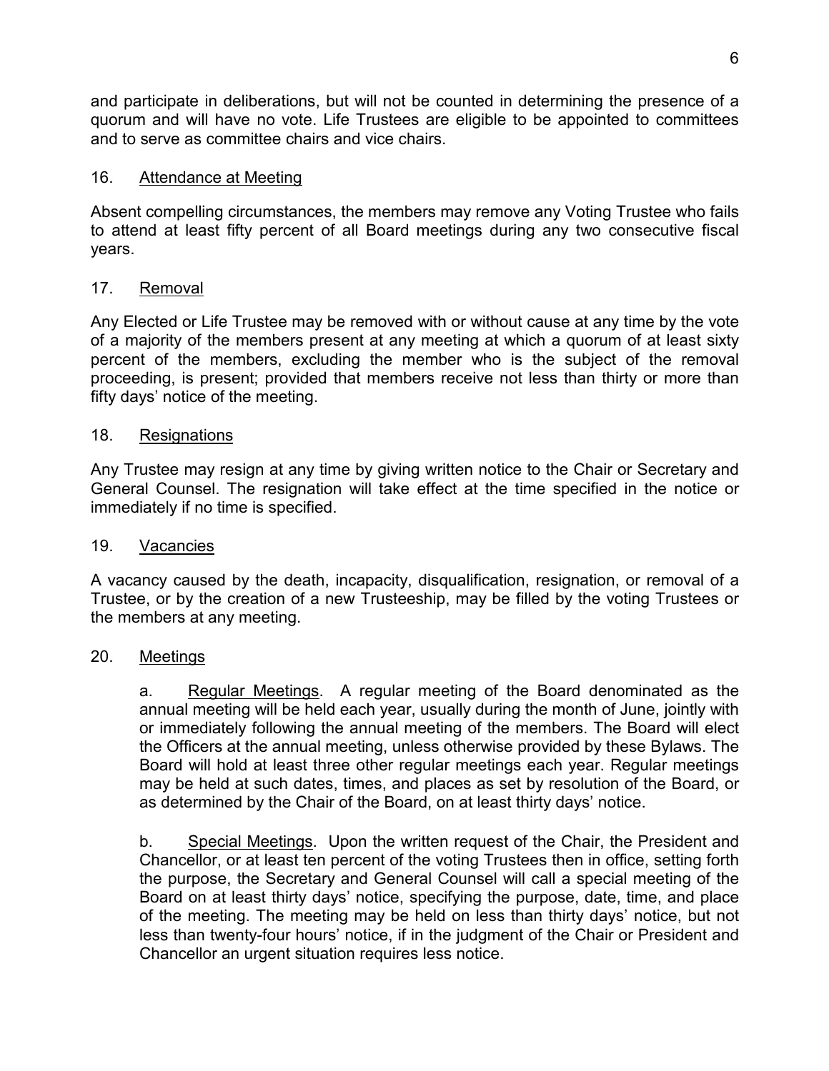and participate in deliberations, but will not be counted in determining the presence of a quorum and will have no vote. Life Trustees are eligible to be appointed to committees and to serve as committee chairs and vice chairs.

## 16. Attendance at Meeting

Absent compelling circumstances, the members may remove any Voting Trustee who fails to attend at least fifty percent of all Board meetings during any two consecutive fiscal years.

## 17. Removal

Any Elected or Life Trustee may be removed with or without cause at any time by the vote of a majority of the members present at any meeting at which a quorum of at least sixty percent of the members, excluding the member who is the subject of the removal proceeding, is present; provided that members receive not less than thirty or more than fifty days' notice of the meeting.

## 18. Resignations

Any Trustee may resign at any time by giving written notice to the Chair or Secretary and General Counsel. The resignation will take effect at the time specified in the notice or immediately if no time is specified.

## 19. Vacancies

A vacancy caused by the death, incapacity, disqualification, resignation, or removal of a Trustee, or by the creation of a new Trusteeship, may be filled by the voting Trustees or the members at any meeting.

## 20. Meetings

a. Regular Meetings. A regular meeting of the Board denominated as the annual meeting will be held each year, usually during the month of June, jointly with or immediately following the annual meeting of the members. The Board will elect the Officers at the annual meeting, unless otherwise provided by these Bylaws. The Board will hold at least three other regular meetings each year. Regular meetings may be held at such dates, times, and places as set by resolution of the Board, or as determined by the Chair of the Board, on at least thirty days' notice.

b. Special Meetings. Upon the written request of the Chair, the President and Chancellor, or at least ten percent of the voting Trustees then in office, setting forth the purpose, the Secretary and General Counsel will call a special meeting of the Board on at least thirty days' notice, specifying the purpose, date, time, and place of the meeting. The meeting may be held on less than thirty days' notice, but not less than twenty-four hours' notice, if in the judgment of the Chair or President and Chancellor an urgent situation requires less notice.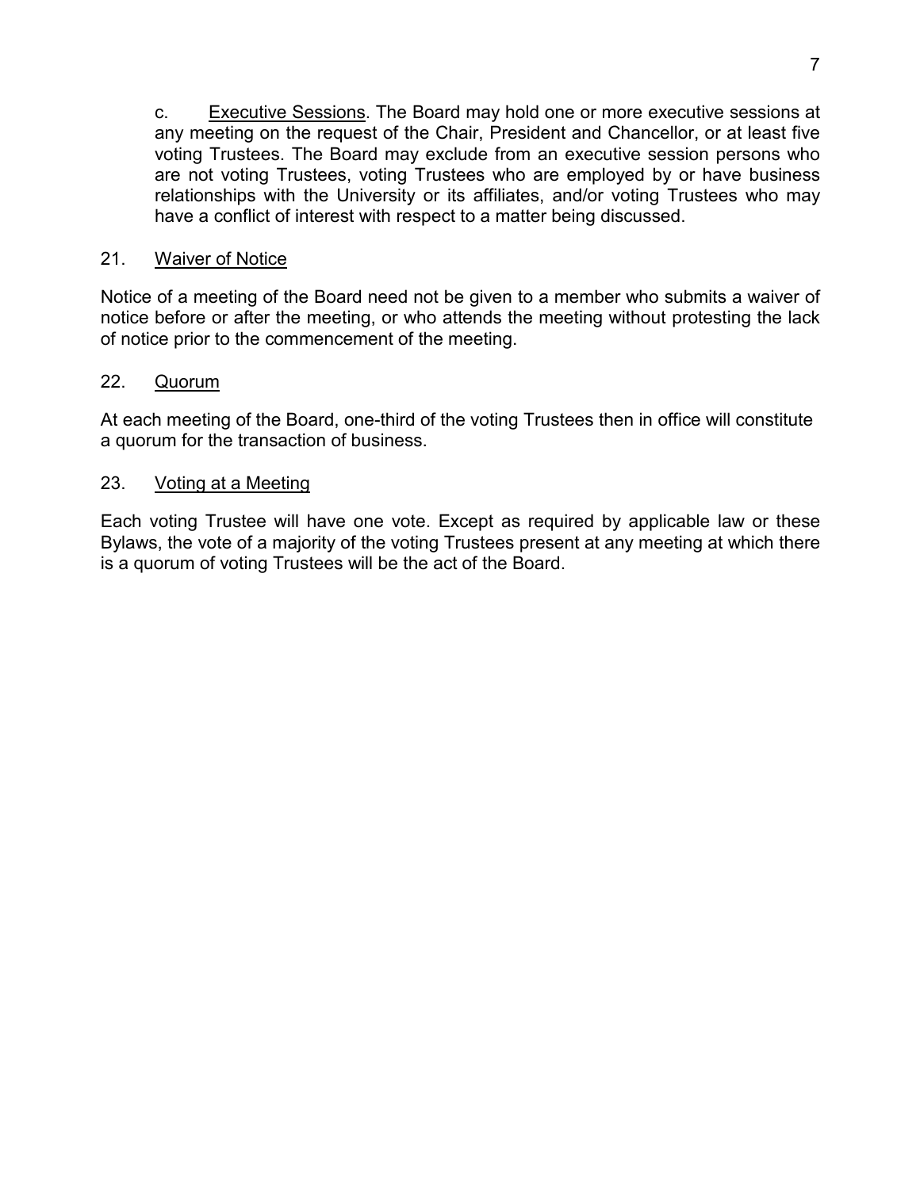c. <u>Executive Sessions</u>. The Board may hold one or more executive sessions at any meeting on the request of the Chair, President and Chancellor, or at least five voting Trustees. The Board may exclude from an executive session persons who are not voting Trustees, voting Trustees who are employed by or have business relationships with the University or its affiliates, and/or voting Trustees who may have a conflict of interest with respect to a matter being discussed.

## 21. <u>Waiver of Notice</u>

Notice of a meeting of the Board need not be given to a member who submits a waiver of notice before or after the meeting, or who attends the meeting without protesting the lack of notice prior to the commencement of the meeting.

## 22. <u>Quorum</u>

At each meeting of the Board, one-third of the voting Trustees then in office will constitute a quorum for the transaction of business.

## 23. <u>Voting at a Meeting</u>

Each voting Trustee will have one vote. Except as required by applicable law or these Bylaws, the vote of a majority of the voting Trustees present at any meeting at which there is a quorum of voting Trustees will be the act of the Board.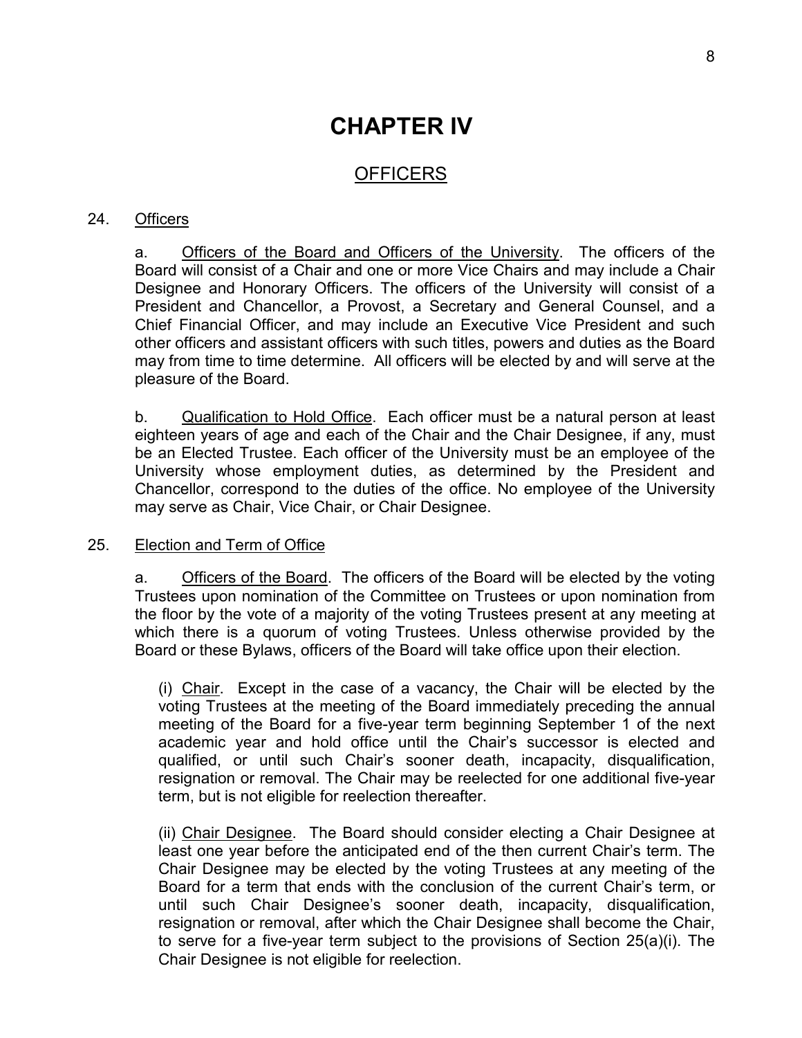# CHAPTER IV

## OFFICERS

24. Officers

a. Officers of the Board and Officers of the University. The officers of the Board will consist of a Chair and one or more Vice Chairs and may include a Chair Designee and Honorary Officers. The officers of the University will consist of a President and Chancellor, a Provost, a Secretary and General Counsel, and a Chief Financial Officer, and may include an Executive Vice President and such other officers and assistant officers with such titles, powers and duties as the Board may from time to time determine. All officers will be elected by and will serve at the pleasure of the Board.

b. Qualification to Hold Office. Each officer must be a natural person at least eighteen years of age and each of the Chair and the Chair Designee, if any, must be an Elected Trustee. Each officer of the University must be an employee of the University whose employment duties, as determined by the President and Chancellor, correspond to the duties of the office. No employee of the University may serve as Chair, Vice Chair, or Chair Designee.

25. Election and Term of Office

a. Officers of the Board. The officers of the Board will be elected by the voting Trustees upon nomination of the Committee on Trustees or upon nomination from the floor by the vote of a majority of the voting Trustees present at any meeting at which there is a quorum of voting Trustees. Unless otherwise provided by the Board or these Bylaws, officers of the Board will take office upon their election.

(i) Chair. Except in the case of a vacancy, the Chair will be elected by the voting Trustees at the meeting of the Board immediately preceding the annual meeting of the Board for a five-year term beginning September 1 of the next academic year and hold office until the Chair's successor is elected and qualified, or until such Chair's sooner death, incapacity, disqualification, resignation or removal. The Chair may be reelected for one additional five-year term, but is not eligible for reelection thereafter.

(ii) Chair Designee. The Board should consider electing a Chair Designee at least one year before the anticipated end of the then current Chair's term. The Chair Designee may be elected by the voting Trustees at any meeting of the Board for a term that ends with the conclusion of the current Chair's term, or until such Chair Designee's sooner death, incapacity, disqualification, resignation or removal, after which the Chair Designee shall become the Chair, to serve for a five-year term subject to the provisions of Section 25(a)(i). The Chair Designee is not eligible for reelection.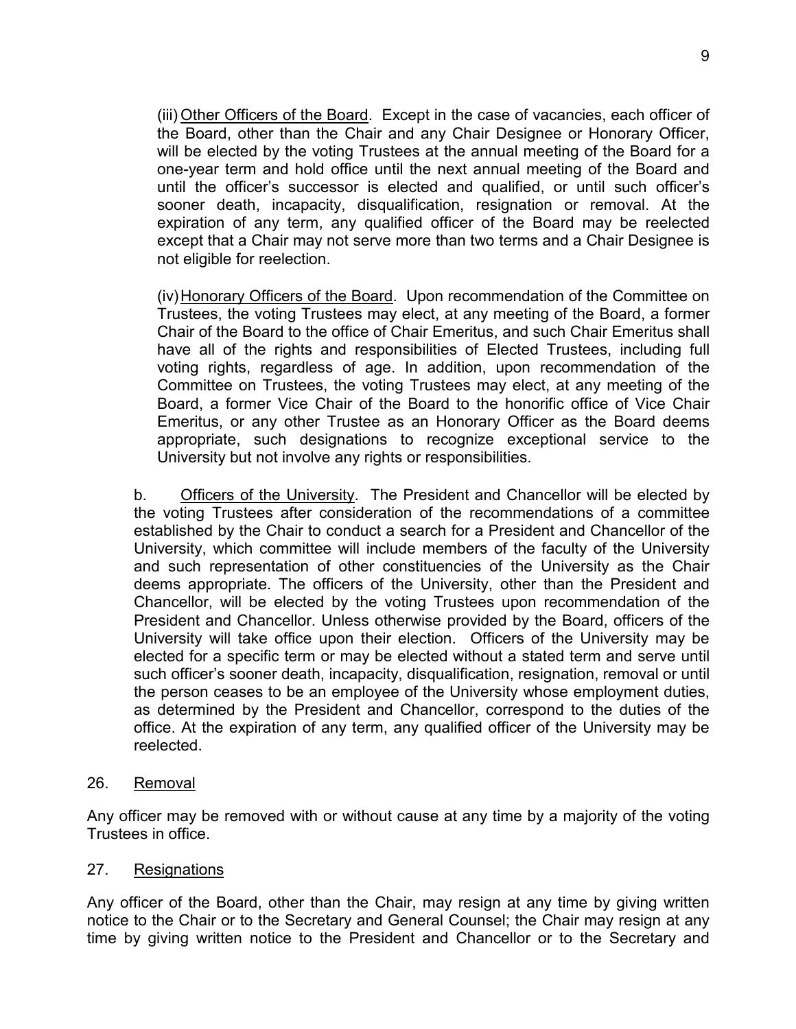(iii) Other Officers of the Board. Except in the case of vacancies, each officer of the Board, other than the Chair and any Chair Designee or Honorary Officer, will be elected by the voting Trustees at the annual meeting of the Board for a one-year term and hold office until the next annual meeting of the Board and until the officer's successor is elected and qualified, or until such officer's sooner death, incapacity, disqualification, resignation or removal. At the expiration of any term, any qualified officer of the Board may be reelected except that a Chair may not serve more than two terms and a Chair Designee is not eligible for reelection.

(iv) Honorary Officers of the Board. Upon recommendation of the Committee on Trustees, the voting Trustees may elect, at any meeting of the Board, a former Chair of the Board to the office of Chair Emeritus, and such Chair Emeritus shall have all of the rights and responsibilities of Elected Trustees, including full voting rights, regardless of age. In addition, upon recommendation of the Committee on Trustees, the voting Trustees may elect, at any meeting of the Board, a former Vice Chair of the Board to the honorific office of Vice Chair Emeritus, or any other Trustee as an Honorary Officer as the Board deems appropriate, such designations to recognize exceptional service to the University but not involve any rights or responsibilities.

b. Officers of the University. The President and Chancellor will be elected by the voting Trustees after consideration of the recommendations of a committee established by the Chair to conduct a search for a President and Chancellor of the University, which committee will include members of the faculty of the University and such representation of other constituencies of the University as the Chair deems appropriate. The officers of the University, other than the President and Chancellor, will be elected by the voting Trustees upon recommendation of the President and Chancellor. Unless otherwise provided by the Board, officers of the University will take office upon their election. Officers of the University may be elected for a specific term or may be elected without a stated term and serve until such officer's sooner death, incapacity, disqualification, resignation, removal or until the person ceases to be an employee of the University whose employment duties, as determined by the President and Chancellor, correspond to the duties of the office. At the expiration of any term, any qualified officer of the University may be reelected.

## 26. Removal

Any officer may be removed with or without cause at any time by a majority of the voting Trustees in office.

## 27. Resignations

Any officer of the Board, other than the Chair, may resign at any time by giving written notice to the Chair or to the Secretary and General Counsel; the Chair may resign at any time by giving written notice to the President and Chancellor or to the Secretary and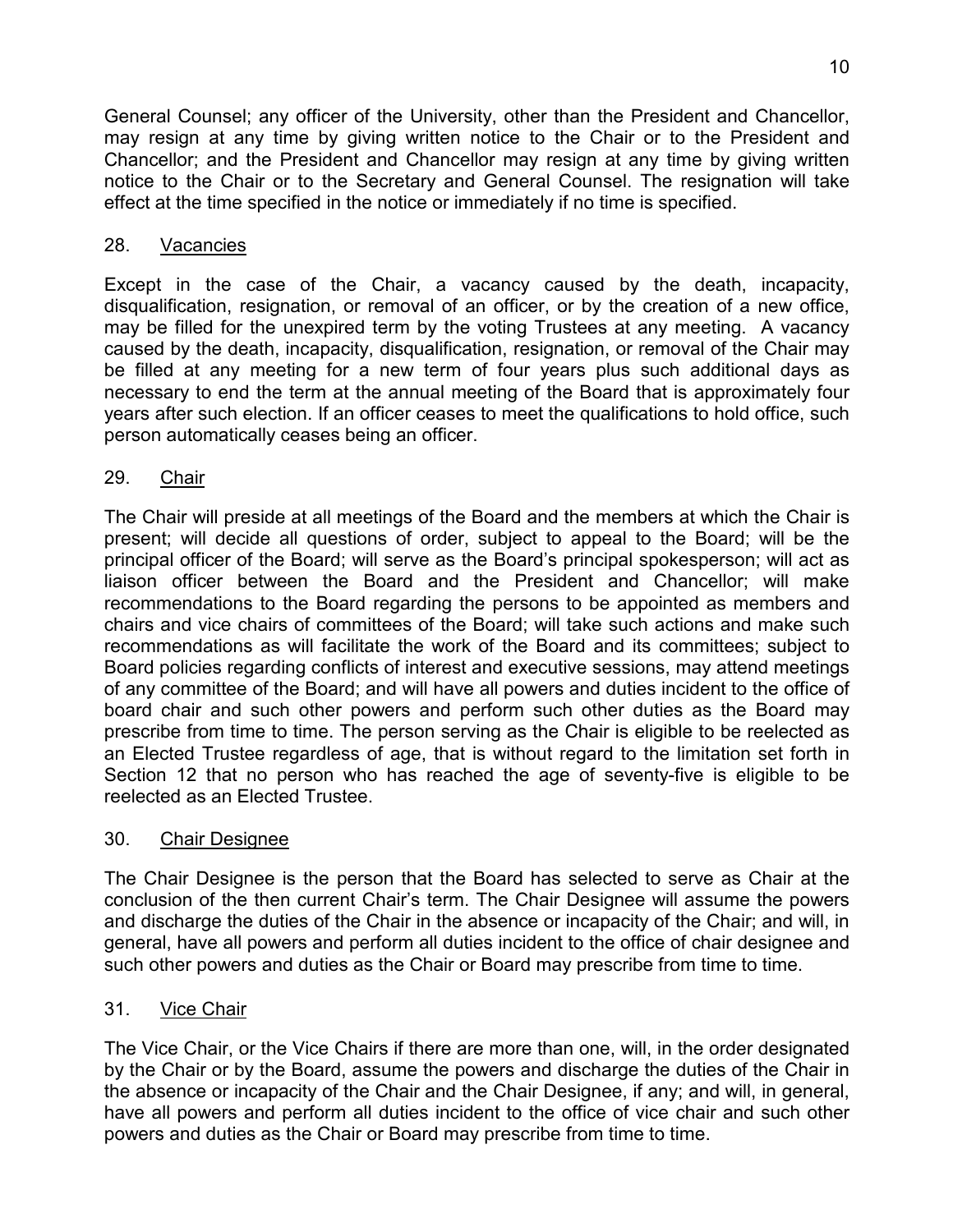General Counsel; any officer of the University, other than the President and Chancellor, may resign at any time by giving written notice to the Chair or to the President and Chancellor; and the President and Chancellor may resign at any time by giving written notice to the Chair or to the Secretary and General Counsel. The resignation will take effect at the time specified in the notice or immediately if no time is specified.

## 28. Vacancies

Except in the case of the Chair, a vacancy caused by the death, incapacity, disqualification, resignation, or removal of an officer, or by the creation of a new office, may be filled for the unexpired term by the voting Trustees at any meeting. A vacancy caused by the death, incapacity, disqualification, resignation, or removal of the Chair may be filled at any meeting for a new term of four years plus such additional days as necessary to end the term at the annual meeting of the Board that is approximately four years after such election. If an officer ceases to meet the qualifications to hold office, such person automatically ceases being an officer.

## 29. Chair

The Chair will preside at all meetings of the Board and the members at which the Chair is present; will decide all questions of order, subject to appeal to the Board; will be the principal officer of the Board; will serve as the Board's principal spokesperson; will act as liaison officer between the Board and the President and Chancellor; will make recommendations to the Board regarding the persons to be appointed as members and chairs and vice chairs of committees of the Board; will take such actions and make such recommendations as will facilitate the work of the Board and its committees; subject to Board policies regarding conflicts of interest and executive sessions, may attend meetings of any committee of the Board; and will have all powers and duties incident to the office of board chair and such other powers and perform such other duties as the Board may prescribe from time to time. The person serving as the Chair is eligible to be reelected as an Elected Trustee regardless of age, that is without regard to the limitation set forth in Section 12 that no person who has reached the age of seventy-five is eligible to be reelected as an Elected Trustee.

## 30. Chair Designee

The Chair Designee is the person that the Board has selected to serve as Chair at the conclusion of the then current Chair's term. The Chair Designee will assume the powers and discharge the duties of the Chair in the absence or incapacity of the Chair; and will, in general, have all powers and perform all duties incident to the office of chair designee and such other powers and duties as the Chair or Board may prescribe from time to time.

## 31. Vice Chair

The Vice Chair, or the Vice Chairs if there are more than one, will, in the order designated by the Chair or by the Board, assume the powers and discharge the duties of the Chair in the absence or incapacity of the Chair and the Chair Designee, if any; and will, in general, have all powers and perform all duties incident to the office of vice chair and such other powers and duties as the Chair or Board may prescribe from time to time.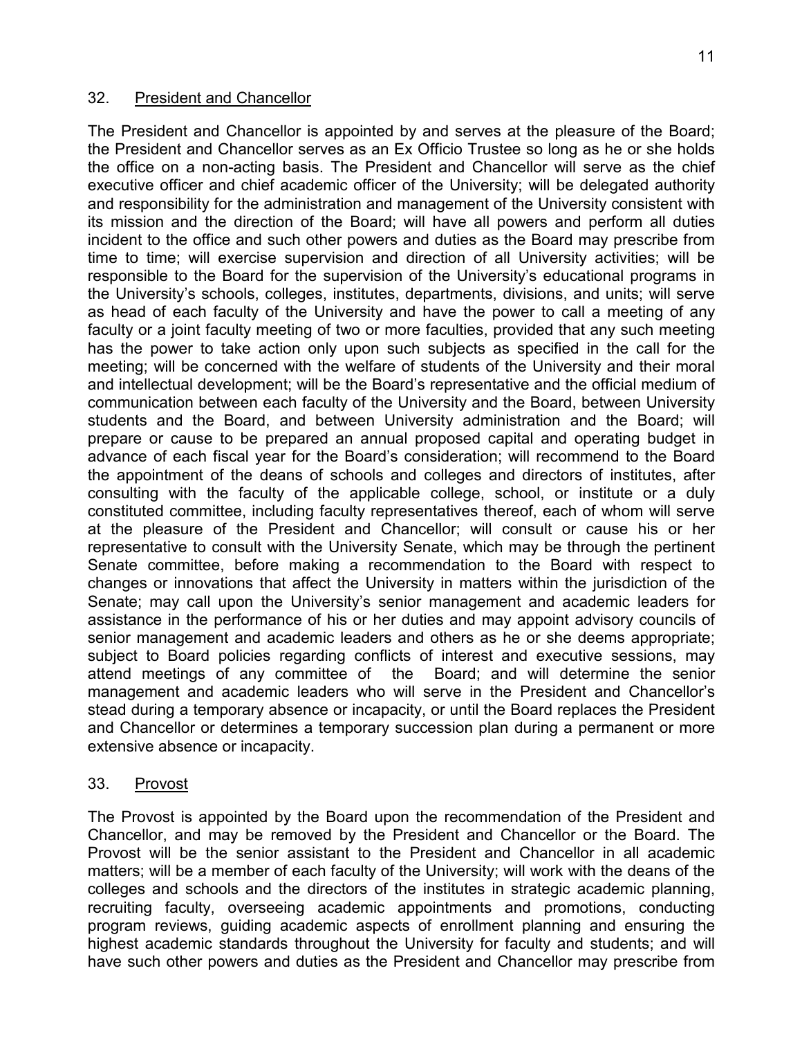## 32. <u>President and Chancellor</u>

The President and Chancellor is appointed by and serves at the pleasure of the Board; the President and Chancellor serves as an Ex Officio Trustee so long as he or she holds the office on a non-acting basis. The President and Chancellor will serve as the chief executive officer and chief academic officer of the University; will be delegated authority and responsibility for the administration and management of the University consistent with its mission and the direction of the Board; will have all powers and perform all duties incident to the office and such other powers and duties as the Board may prescribe from time to time; will exercise supervision and direction of all University activities; will be responsible to the Board for the supervision of the University's educational programs in the University's schools, colleges, institutes, departments, divisions, and units; will serve as head of each faculty of the University and have the power to call a meeting of any faculty or a joint faculty meeting of two or more faculties, provided that any such meeting has the power to take action only upon such subjects as specified in the call for the meeting; will be concerned with the welfare of students of the University and their moral and intellectual development; will be the Board's representative and the official medium of communication between each faculty of the University and the Board, between University students and the Board, and between University administration and the Board; will prepare or cause to be prepared an annual proposed capital and operating budget in advance of each fiscal year for the Board's consideration; will recommend to the Board the appointment of the deans of schools and colleges and directors of institutes, after consulting with the faculty of the applicable college, school, or institute or a duly constituted committee, including faculty representatives thereof, each of whom will serve at the pleasure of the President and Chancellor; will consult or cause his or her representative to consult with the University Senate, which may be through the pertinent Senate committee, before making a recommendation to the Board with respect to changes or innovations that affect the University in matters within the jurisdiction of the Senate; may call upon the University's senior management and academic leaders for assistance in the performance of his or her duties and may appoint advisory councils of senior management and academic leaders and others as he or she deems appropriate; subject to Board policies regarding conflicts of interest and executive sessions, may attend meetings of any committee of the Board; and will determine the senior management and academic leaders who will serve in the President and Chancellor's stead during a temporary absence or incapacity, or until the Board replaces the President and Chancellor or determines a temporary succession plan during a permanent or more extensive absence or incapacity.

## 33. <u>Provost</u>

The Provost is appointed by the Board upon the recommendation of the President and Chancellor, and may be removed by the President and Chancellor or the Board. The Provost will be the senior assistant to the President and Chancellor in all academic matters; will be a member of each faculty of the University; will work with the deans of the colleges and schools and the directors of the institutes in strategic academic planning, recruiting faculty, overseeing academic appointments and promotions, conducting program reviews, guiding academic aspects of enrollment planning and ensuring the highest academic standards throughout the University for faculty and students; and will have such other powers and duties as the President and Chancellor may prescribe from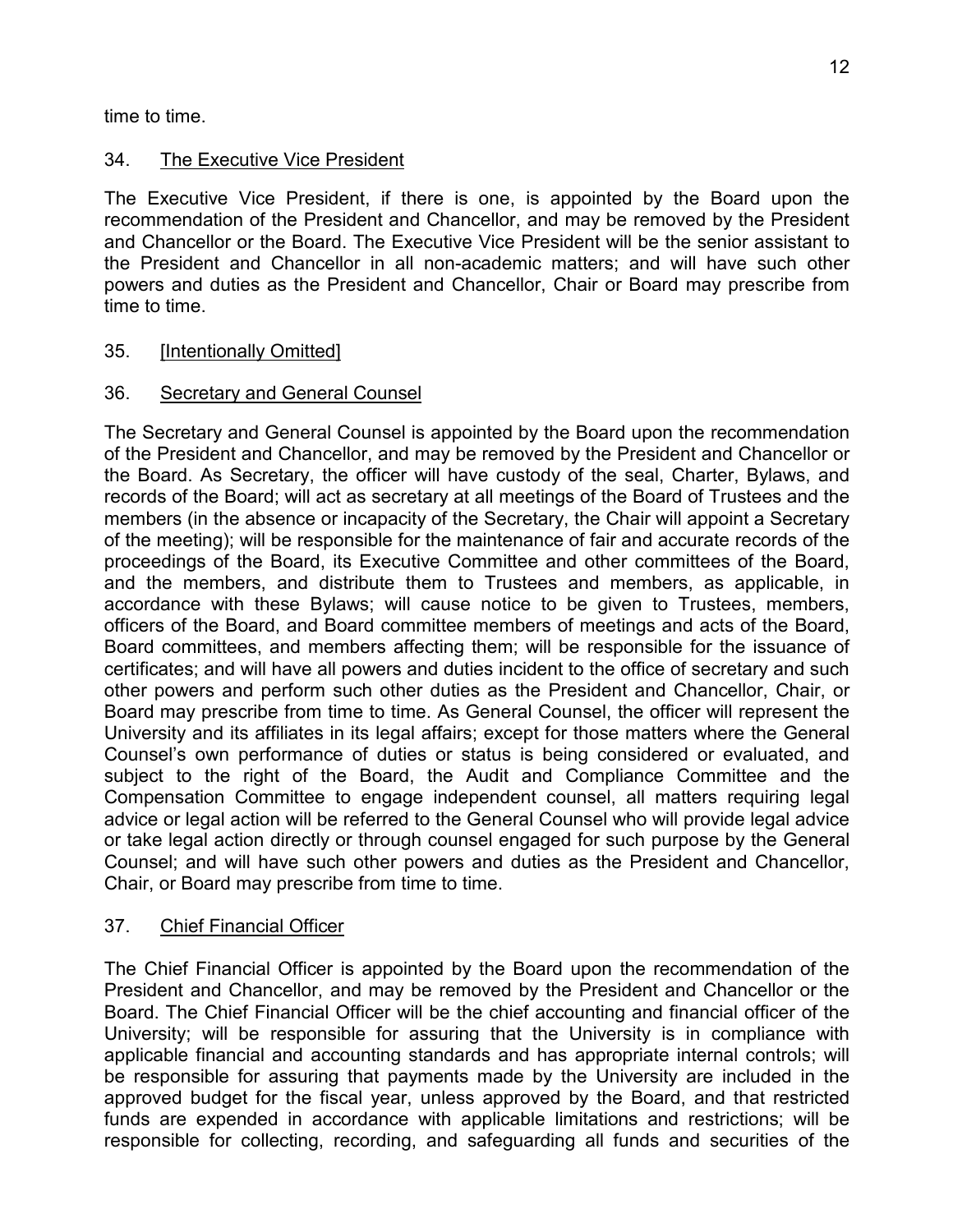time to time.

34. <u>The Executive Vice President</u>

The Executive Vice President, if there is one, is appointed by the Board upon the recommendation of the President and Chancellor, and may be removed by the President and Chancellor or the Board. The Executive Vice President will be the senior assistant to the President and Chancellor in all non-academic matters; and will have such other powers and duties as the President and Chancellor, Chair or Board may prescribe from time to time.

35. <u>[Intentionally Omitted]</u>

36. <u>Secretary and General Counsel</u>

The Secretary and General Counsel is appointed by the Board upon the recommendation of the President and Chancellor, and may be removed by the President and Chancellor or the Board. As Secretary, the officer will have custody of the seal, Charter, Bylaws, and records of the Board; will act as secretary at all meetings of the Board of Trustees and the members (in the absence or incapacity of the Secretary, the Chair will appoint a Secretary of the meeting); will be responsible for the maintenance of fair and accurate records of the proceedings of the Board, its Executive Committee and other committees of the Board, and the members, and distribute them to Trustees and members, as applicable, in accordance with these Bylaws; will cause notice to be given to Trustees, members, officers of the Board, and Board committee members of meetings and acts of the Board, Board committees, and members affecting them; will be responsible for the issuance of certificates; and will have all powers and duties incident to the office of secretary and such other powers and perform such other duties as the President and Chancellor, Chair, or Board may prescribe from time to time. As General Counsel, the officer will represent the University and its affiliates in its legal affairs; except for those matters where the General Counsel's own performance of duties or status is being considered or evaluated, and subject to the right of the Board, the Audit and Compliance Committee and the Compensation Committee to engage independent counsel, all matters requiring legal advice or legal action will be referred to the General Counsel who will provide legal advice or take legal action directly or through counsel engaged for such purpose by the General Counsel; and will have such other powers and duties as the President and Chancellor, Chair, or Board may prescribe from time to time.

37. <u>Chief Financial Officer</u>

The Chief Financial Officer is appointed by the Board upon the recommendation of the President and Chancellor, and may be removed by the President and Chancellor or the Board. The Chief Financial Officer will be the chief accounting and financial officer of the University; will be responsible for assuring that the University is in compliance with applicable financial and accounting standards and has appropriate internal controls; will be responsible for assuring that payments made by the University are included in the approved budget for the fiscal year, unless approved by the Board, and that restricted funds are expended in accordance with applicable limitations and restrictions; will be responsible for collecting, recording, and safeguarding all funds and securities of the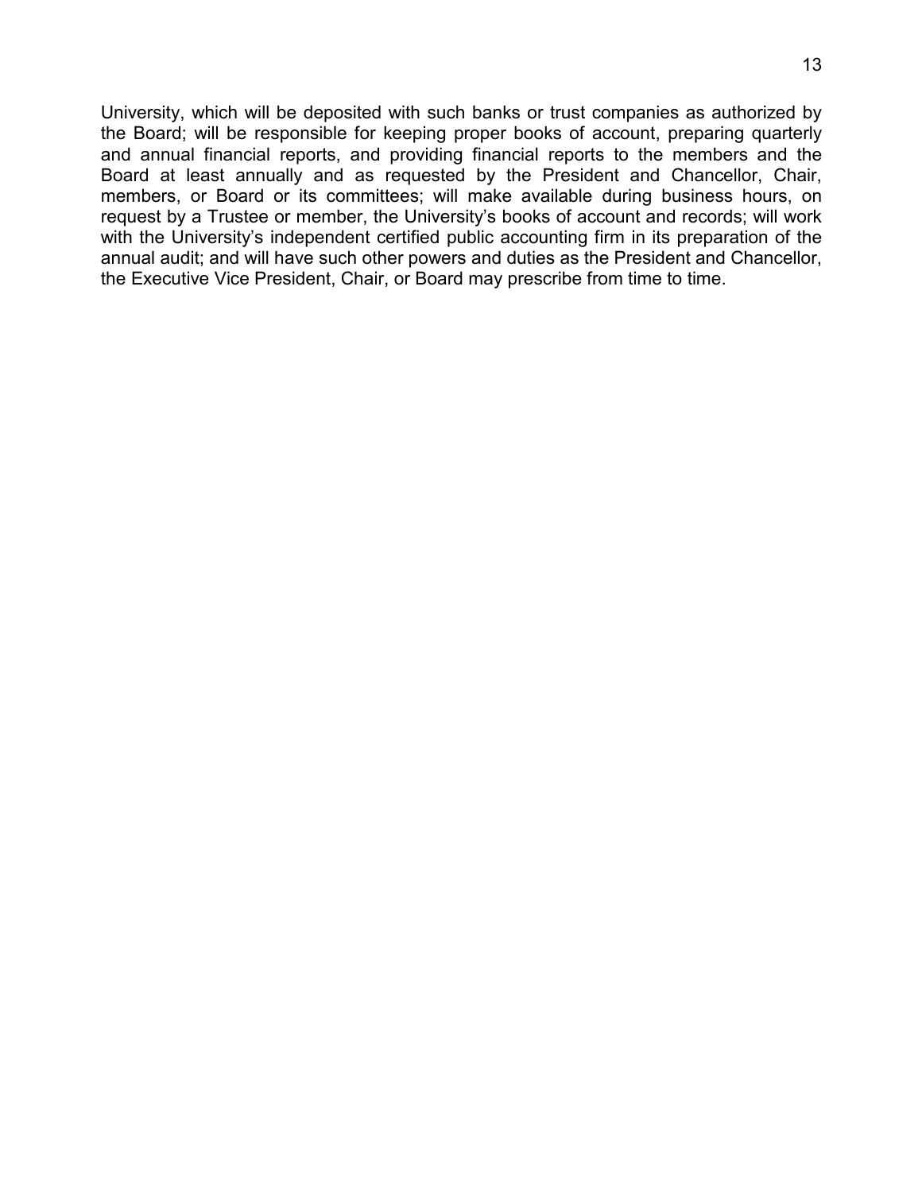University, which will be deposited with such banks or trust companies as authorized by the Board; will be responsible for keeping proper books of account, preparing quarterly and annual financial reports, and providing financial reports to the members and the Board at least annually and as requested by the President and Chancellor, Chair, members, or Board or its committees; will make available during business hours, on request by a Trustee or member, the University's books of account and records; will work with the University's independent certified public accounting firm in its preparation of the annual audit; and will have such other powers and duties as the President and Chancellor, the Executive Vice President, Chair, or Board may prescribe from time to time.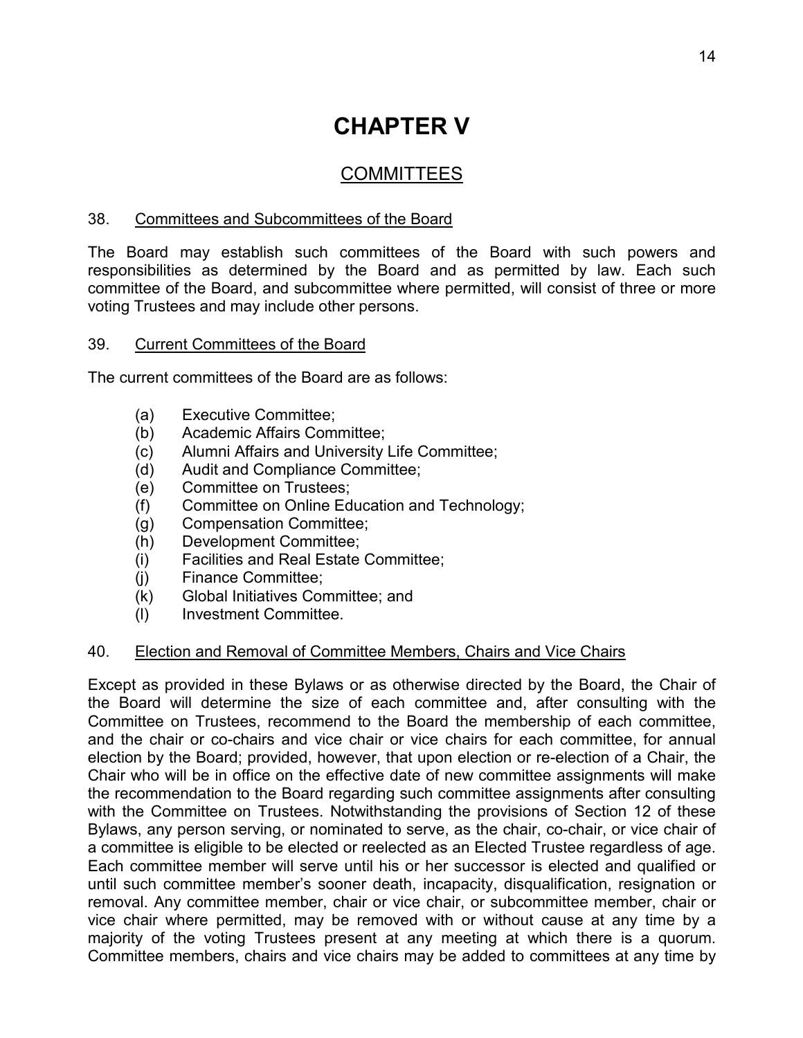# CHAPTER V

## COMMITTEES

38. Committees and Subcommittees of the Board

The Board may establish such committees of the Board with such powers and responsibilities as determined by the Board and as permitted by law. Each such committee of the Board, and subcommittee where permitted, will consist of three or more voting Trustees and may include other persons.

39. Current Committees of the Board

The current committees of the Board are as follows:

(a) Executive Committee;
(b) Academic Affairs Committee;
(c) Alumni Affairs and University Life Committee;
(d) Audit and Compliance Committee;
(e) Committee on Trustees;
(f) Committee on Online Education and Technology;
(g) Compensation Committee;
(h) Development Committee;
(i) Facilities and Real Estate Committee;
(j) Finance Committee;
(k) Global Initiatives Committee; and
(l) Investment Committee.

40. Election and Removal of Committee Members, Chairs and Vice Chairs

Except as provided in these Bylaws or as otherwise directed by the Board, the Chair of the Board will determine the size of each committee and, after consulting with the Committee on Trustees, recommend to the Board the membership of each committee, and the chair or co-chairs and vice chair or vice chairs for each committee, for annual election by the Board; provided, however, that upon election or re-election of a Chair, the Chair who will be in office on the effective date of new committee assignments will make the recommendation to the Board regarding such committee assignments after consulting with the Committee on Trustees. Notwithstanding the provisions of Section 12 of these Bylaws, any person serving, or nominated to serve, as the chair, co-chair, or vice chair of a committee is eligible to be elected or reelected as an Elected Trustee regardless of age. Each committee member will serve until his or her successor is elected and qualified or until such committee member's sooner death, incapacity, disqualification, resignation or removal. Any committee member, chair or vice chair, or subcommittee member, chair or vice chair where permitted, may be removed with or without cause at any time by a majority of the voting Trustees present at any meeting at which there is a quorum. Committee members, chairs and vice chairs may be added to committees at any time by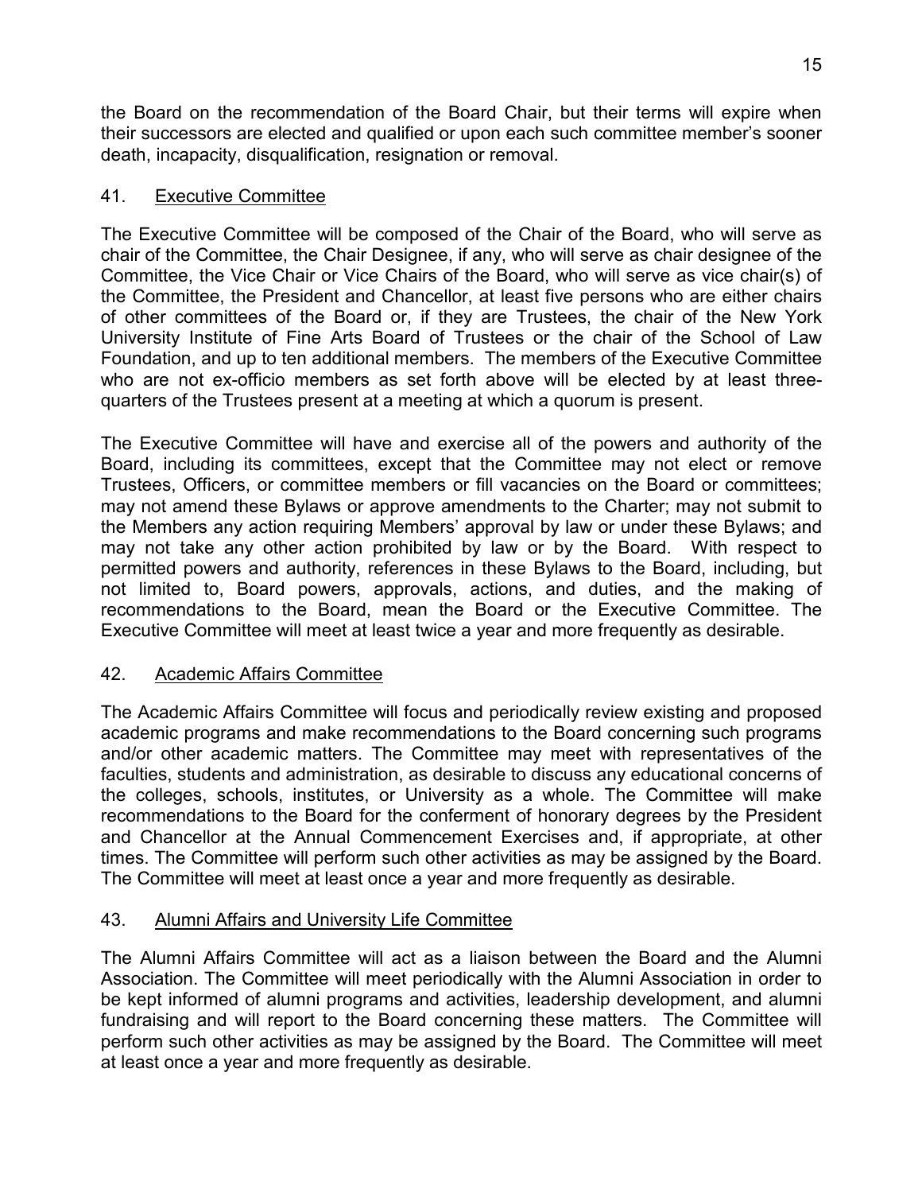the Board on the recommendation of the Board Chair, but their terms will expire when their successors are elected and qualified or upon each such committee member's sooner death, incapacity, disqualification, resignation or removal.

## 41. Executive Committee

The Executive Committee will be composed of the Chair of the Board, who will serve as chair of the Committee, the Chair Designee, if any, who will serve as chair designee of the Committee, the Vice Chair or Vice Chairs of the Board, who will serve as vice chair(s) of the Committee, the President and Chancellor, at least five persons who are either chairs of other committees of the Board or, if they are Trustees, the chair of the New York University Institute of Fine Arts Board of Trustees or the chair of the School of Law Foundation, and up to ten additional members. The members of the Executive Committee who are not ex-officio members as set forth above will be elected by at least three-quarters of the Trustees present at a meeting at which a quorum is present.

The Executive Committee will have and exercise all of the powers and authority of the Board, including its committees, except that the Committee may not elect or remove Trustees, Officers, or committee members or fill vacancies on the Board or committees; may not amend these Bylaws or approve amendments to the Charter; may not submit to the Members any action requiring Members' approval by law or under these Bylaws; and may not take any other action prohibited by law or by the Board. With respect to permitted powers and authority, references in these Bylaws to the Board, including, but not limited to, Board powers, approvals, actions, and duties, and the making of recommendations to the Board, mean the Board or the Executive Committee. The Executive Committee will meet at least twice a year and more frequently as desirable.

## 42. Academic Affairs Committee

The Academic Affairs Committee will focus and periodically review existing and proposed academic programs and make recommendations to the Board concerning such programs and/or other academic matters. The Committee may meet with representatives of the faculties, students and administration, as desirable to discuss any educational concerns of the colleges, schools, institutes, or University as a whole. The Committee will make recommendations to the Board for the conferment of honorary degrees by the President and Chancellor at the Annual Commencement Exercises and, if appropriate, at other times. The Committee will perform such other activities as may be assigned by the Board. The Committee will meet at least once a year and more frequently as desirable.

## 43. Alumni Affairs and University Life Committee

The Alumni Affairs Committee will act as a liaison between the Board and the Alumni Association. The Committee will meet periodically with the Alumni Association in order to be kept informed of alumni programs and activities, leadership development, and alumni fundraising and will report to the Board concerning these matters. The Committee will perform such other activities as may be assigned by the Board. The Committee will meet at least once a year and more frequently as desirable.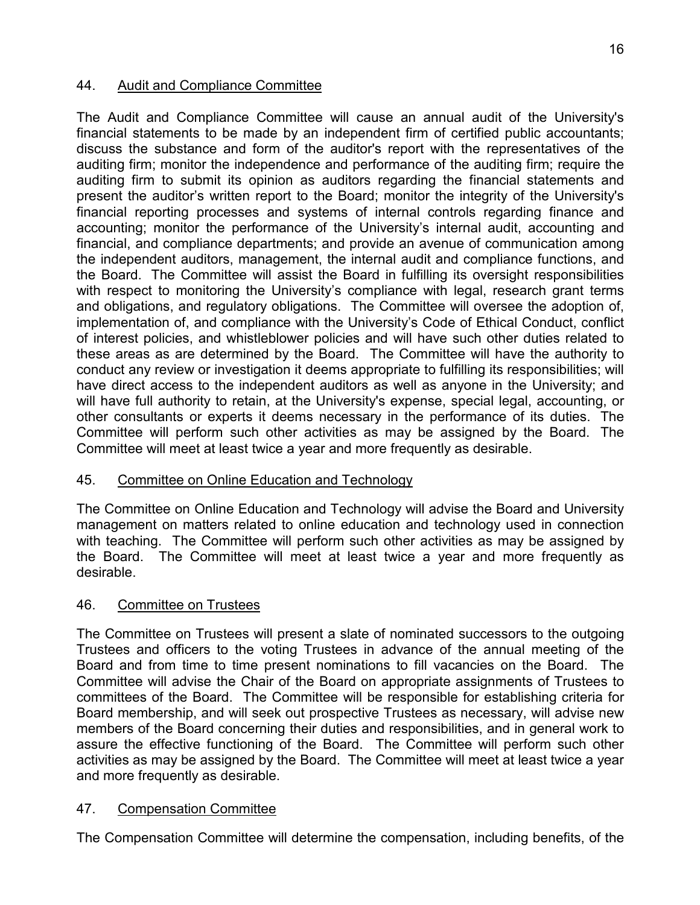## 44. Audit and Compliance Committee

The Audit and Compliance Committee will cause an annual audit of the University's financial statements to be made by an independent firm of certified public accountants; discuss the substance and form of the auditor's report with the representatives of the auditing firm; monitor the independence and performance of the auditing firm; require the auditing firm to submit its opinion as auditors regarding the financial statements and present the auditor's written report to the Board; monitor the integrity of the University's financial reporting processes and systems of internal controls regarding finance and accounting; monitor the performance of the University's internal audit, accounting and financial, and compliance departments; and provide an avenue of communication among the independent auditors, management, the internal audit and compliance functions, and the Board. The Committee will assist the Board in fulfilling its oversight responsibilities with respect to monitoring the University's compliance with legal, research grant terms and obligations, and regulatory obligations. The Committee will oversee the adoption of, implementation of, and compliance with the University's Code of Ethical Conduct, conflict of interest policies, and whistleblower policies and will have such other duties related to these areas as are determined by the Board. The Committee will have the authority to conduct any review or investigation it deems appropriate to fulfilling its responsibilities; will have direct access to the independent auditors as well as anyone in the University; and will have full authority to retain, at the University's expense, special legal, accounting, or other consultants or experts it deems necessary in the performance of its duties. The Committee will perform such other activities as may be assigned by the Board. The Committee will meet at least twice a year and more frequently as desirable.

## 45. Committee on Online Education and Technology

The Committee on Online Education and Technology will advise the Board and University management on matters related to online education and technology used in connection with teaching. The Committee will perform such other activities as may be assigned by the Board. The Committee will meet at least twice a year and more frequently as desirable.

## 46. Committee on Trustees

The Committee on Trustees will present a slate of nominated successors to the outgoing Trustees and officers to the voting Trustees in advance of the annual meeting of the Board and from time to time present nominations to fill vacancies on the Board. The Committee will advise the Chair of the Board on appropriate assignments of Trustees to committees of the Board. The Committee will be responsible for establishing criteria for Board membership, and will seek out prospective Trustees as necessary, will advise new members of the Board concerning their duties and responsibilities, and in general work to assure the effective functioning of the Board. The Committee will perform such other activities as may be assigned by the Board. The Committee will meet at least twice a year and more frequently as desirable.

## 47. Compensation Committee

The Compensation Committee will determine the compensation, including benefits, of the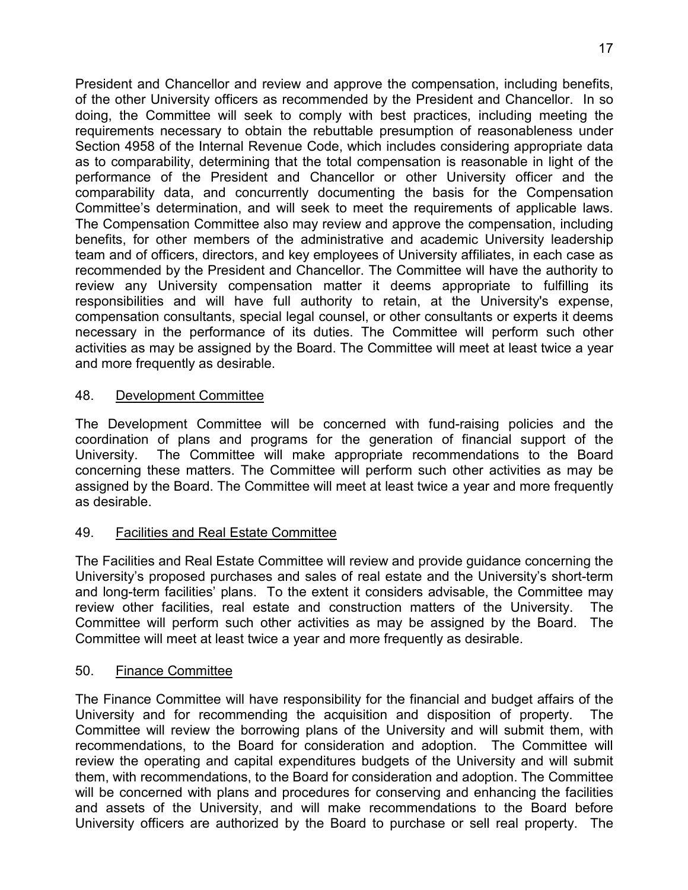President and Chancellor and review and approve the compensation, including benefits, of the other University officers as recommended by the President and Chancellor. In so doing, the Committee will seek to comply with best practices, including meeting the requirements necessary to obtain the rebuttable presumption of reasonableness under Section 4958 of the Internal Revenue Code, which includes considering appropriate data as to comparability, determining that the total compensation is reasonable in light of the performance of the President and Chancellor or other University officer and the comparability data, and concurrently documenting the basis for the Compensation Committee's determination, and will seek to meet the requirements of applicable laws. The Compensation Committee also may review and approve the compensation, including benefits, for other members of the administrative and academic University leadership team and of officers, directors, and key employees of University affiliates, in each case as recommended by the President and Chancellor. The Committee will have the authority to review any University compensation matter it deems appropriate to fulfilling its responsibilities and will have full authority to retain, at the University's expense, compensation consultants, special legal counsel, or other consultants or experts it deems necessary in the performance of its duties. The Committee will perform such other activities as may be assigned by the Board. The Committee will meet at least twice a year and more frequently as desirable.

48. Development Committee

The Development Committee will be concerned with fund-raising policies and the coordination of plans and programs for the generation of financial support of the University. The Committee will make appropriate recommendations to the Board concerning these matters. The Committee will perform such other activities as may be assigned by the Board. The Committee will meet at least twice a year and more frequently as desirable.

49. Facilities and Real Estate Committee

The Facilities and Real Estate Committee will review and provide guidance concerning the University's proposed purchases and sales of real estate and the University's short-term and long-term facilities' plans. To the extent it considers advisable, the Committee may review other facilities, real estate and construction matters of the University. The Committee will perform such other activities as may be assigned by the Board. The Committee will meet at least twice a year and more frequently as desirable.

50. Finance Committee

The Finance Committee will have responsibility for the financial and budget affairs of the University and for recommending the acquisition and disposition of property. The Committee will review the borrowing plans of the University and will submit them, with recommendations, to the Board for consideration and adoption. The Committee will review the operating and capital expenditures budgets of the University and will submit them, with recommendations, to the Board for consideration and adoption. The Committee will be concerned with plans and procedures for conserving and enhancing the facilities and assets of the University, and will make recommendations to the Board before University officers are authorized by the Board to purchase or sell real property. The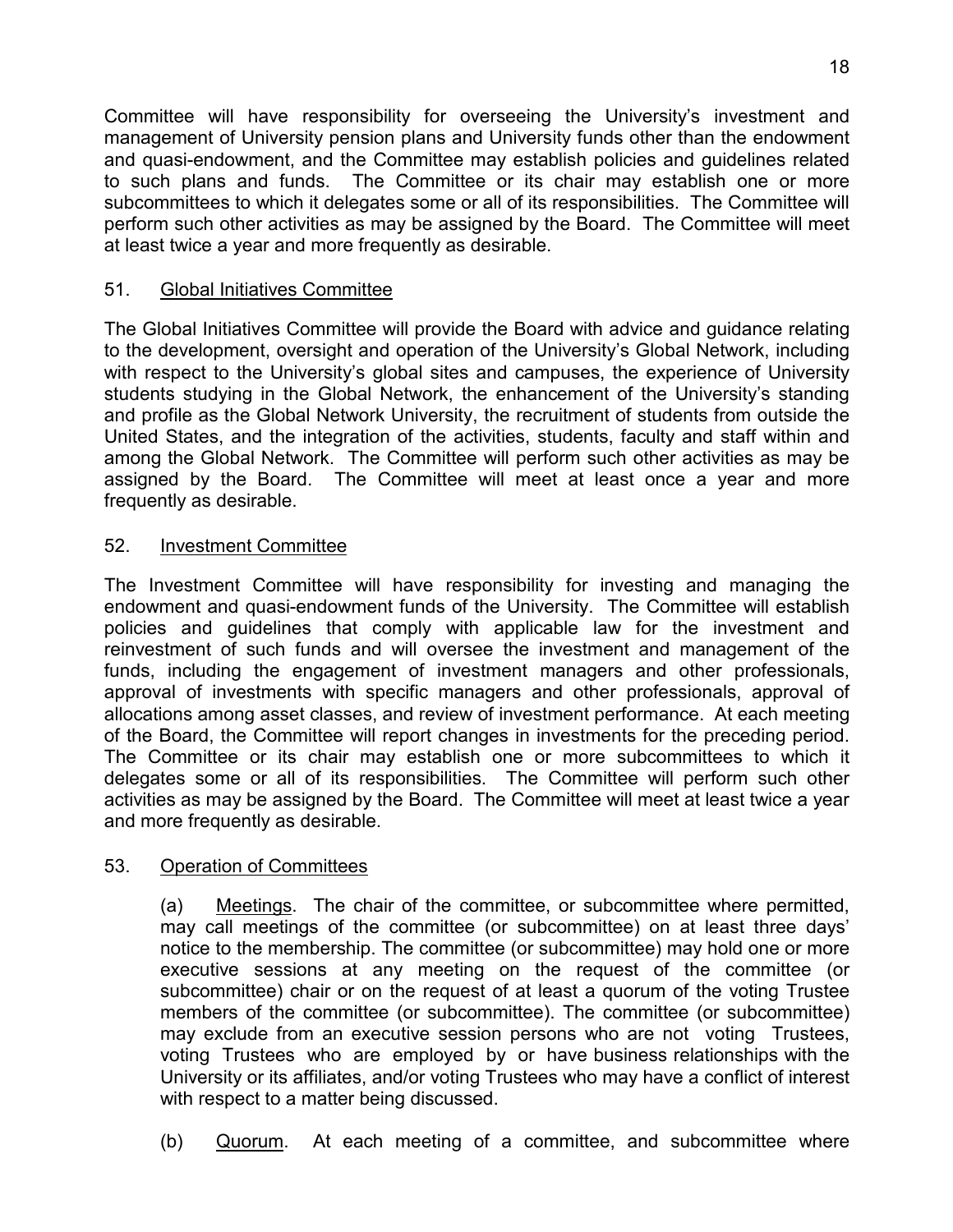Committee will have responsibility for overseeing the University's investment and management of University pension plans and University funds other than the endowment and quasi-endowment, and the Committee may establish policies and guidelines related to such plans and funds. The Committee or its chair may establish one or more subcommittees to which it delegates some or all of its responsibilities. The Committee will perform such other activities as may be assigned by the Board. The Committee will meet at least twice a year and more frequently as desirable.

51. Global Initiatives Committee

The Global Initiatives Committee will provide the Board with advice and guidance relating to the development, oversight and operation of the University's Global Network, including with respect to the University's global sites and campuses, the experience of University students studying in the Global Network, the enhancement of the University's standing and profile as the Global Network University, the recruitment of students from outside the United States, and the integration of the activities, students, faculty and staff within and among the Global Network. The Committee will perform such other activities as may be assigned by the Board. The Committee will meet at least once a year and more frequently as desirable.

52. Investment Committee

The Investment Committee will have responsibility for investing and managing the endowment and quasi-endowment funds of the University. The Committee will establish policies and guidelines that comply with applicable law for the investment and reinvestment of such funds and will oversee the investment and management of the funds, including the engagement of investment managers and other professionals, approval of investments with specific managers and other professionals, approval of allocations among asset classes, and review of investment performance. At each meeting of the Board, the Committee will report changes in investments for the preceding period. The Committee or its chair may establish one or more subcommittees to which it delegates some or all of its responsibilities. The Committee will perform such other activities as may be assigned by the Board. The Committee will meet at least twice a year and more frequently as desirable.

53. Operation of Committees

(a) Meetings. The chair of the committee, or subcommittee where permitted, may call meetings of the committee (or subcommittee) on at least three days' notice to the membership. The committee (or subcommittee) may hold one or more executive sessions at any meeting on the request of the committee (or subcommittee) chair or on the request of at least a quorum of the voting Trustee members of the committee (or subcommittee). The committee (or subcommittee) may exclude from an executive session persons who are not voting Trustees, voting Trustees who are employed by or have business relationships with the University or its affiliates, and/or voting Trustees who may have a conflict of interest with respect to a matter being discussed.

(b) Quorum. At each meeting of a committee, and subcommittee where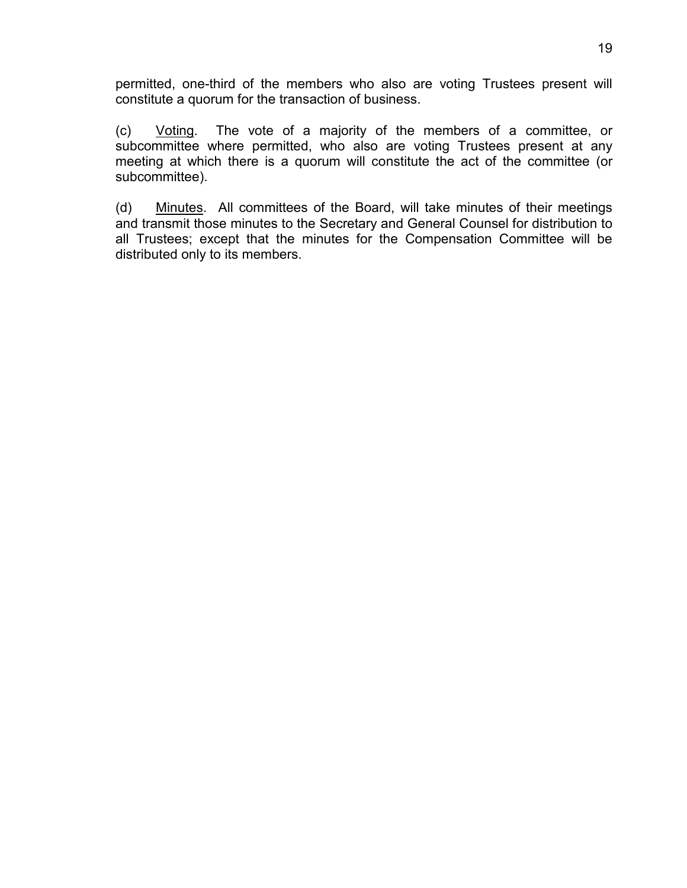permitted, one-third of the members who also are voting Trustees present will constitute a quorum for the transaction of business.

(c) Voting. The vote of a majority of the members of a committee, or subcommittee where permitted, who also are voting Trustees present at any meeting at which there is a quorum will constitute the act of the committee (or subcommittee).

(d) Minutes. All committees of the Board, will take minutes of their meetings and transmit those minutes to the Secretary and General Counsel for distribution to all Trustees; except that the minutes for the Compensation Committee will be distributed only to its members.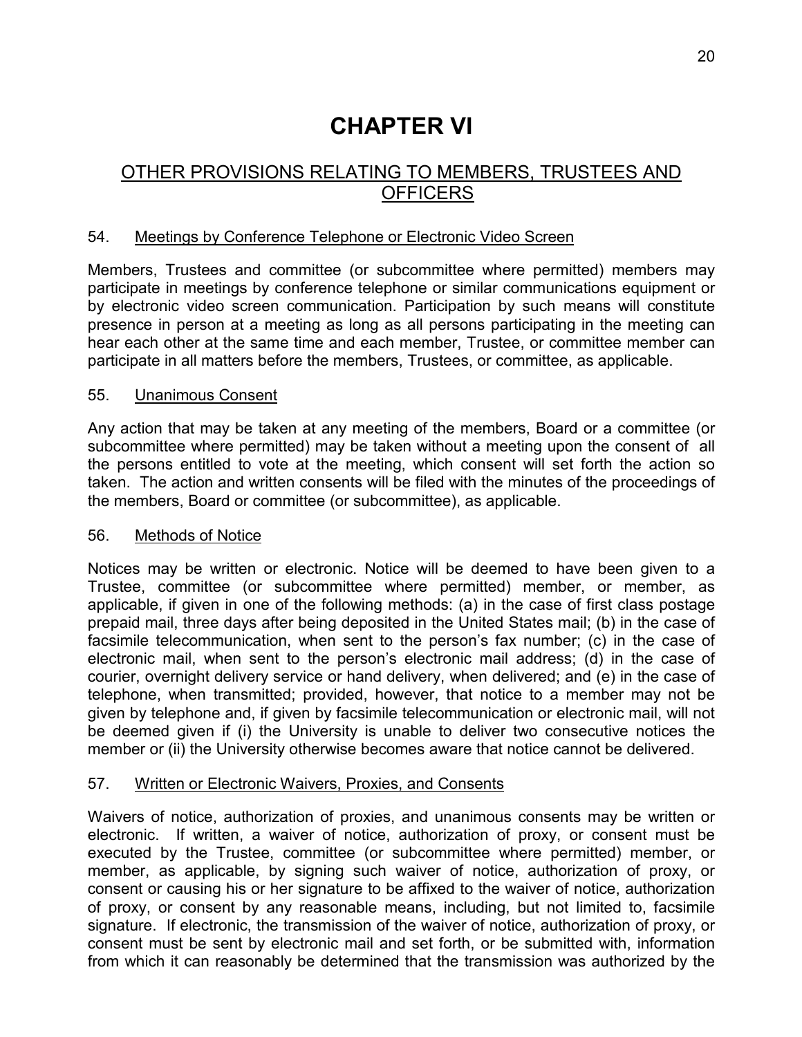# CHAPTER VI

## OTHER PROVISIONS RELATING TO MEMBERS, TRUSTEES AND OFFICERS

### 54. Meetings by Conference Telephone or Electronic Video Screen

Members, Trustees and committee (or subcommittee where permitted) members may participate in meetings by conference telephone or similar communications equipment or by electronic video screen communication. Participation by such means will constitute presence in person at a meeting as long as all persons participating in the meeting can hear each other at the same time and each member, Trustee, or committee member can participate in all matters before the members, Trustees, or committee, as applicable.

### 55. Unanimous Consent

Any action that may be taken at any meeting of the members, Board or a committee (or subcommittee where permitted) may be taken without a meeting upon the consent of all the persons entitled to vote at the meeting, which consent will set forth the action so taken. The action and written consents will be filed with the minutes of the proceedings of the members, Board or committee (or subcommittee), as applicable.

### 56. Methods of Notice

Notices may be written or electronic. Notice will be deemed to have been given to a Trustee, committee (or subcommittee where permitted) member, or member, as applicable, if given in one of the following methods: (a) in the case of first class postage prepaid mail, three days after being deposited in the United States mail; (b) in the case of facsimile telecommunication, when sent to the person's fax number; (c) in the case of electronic mail, when sent to the person's electronic mail address; (d) in the case of courier, overnight delivery service or hand delivery, when delivered; and (e) in the case of telephone, when transmitted; provided, however, that notice to a member may not be given by telephone and, if given by facsimile telecommunication or electronic mail, will not be deemed given if (i) the University is unable to deliver two consecutive notices the member or (ii) the University otherwise becomes aware that notice cannot be delivered.

### 57. Written or Electronic Waivers, Proxies, and Consents

Waivers of notice, authorization of proxies, and unanimous consents may be written or electronic. If written, a waiver of notice, authorization of proxy, or consent must be executed by the Trustee, committee (or subcommittee where permitted) member, or member, as applicable, by signing such waiver of notice, authorization of proxy, or consent or causing his or her signature to be affixed to the waiver of notice, authorization of proxy, or consent by any reasonable means, including, but not limited to, facsimile signature. If electronic, the transmission of the waiver of notice, authorization of proxy, or consent must be sent by electronic mail and set forth, or be submitted with, information from which it can reasonably be determined that the transmission was authorized by the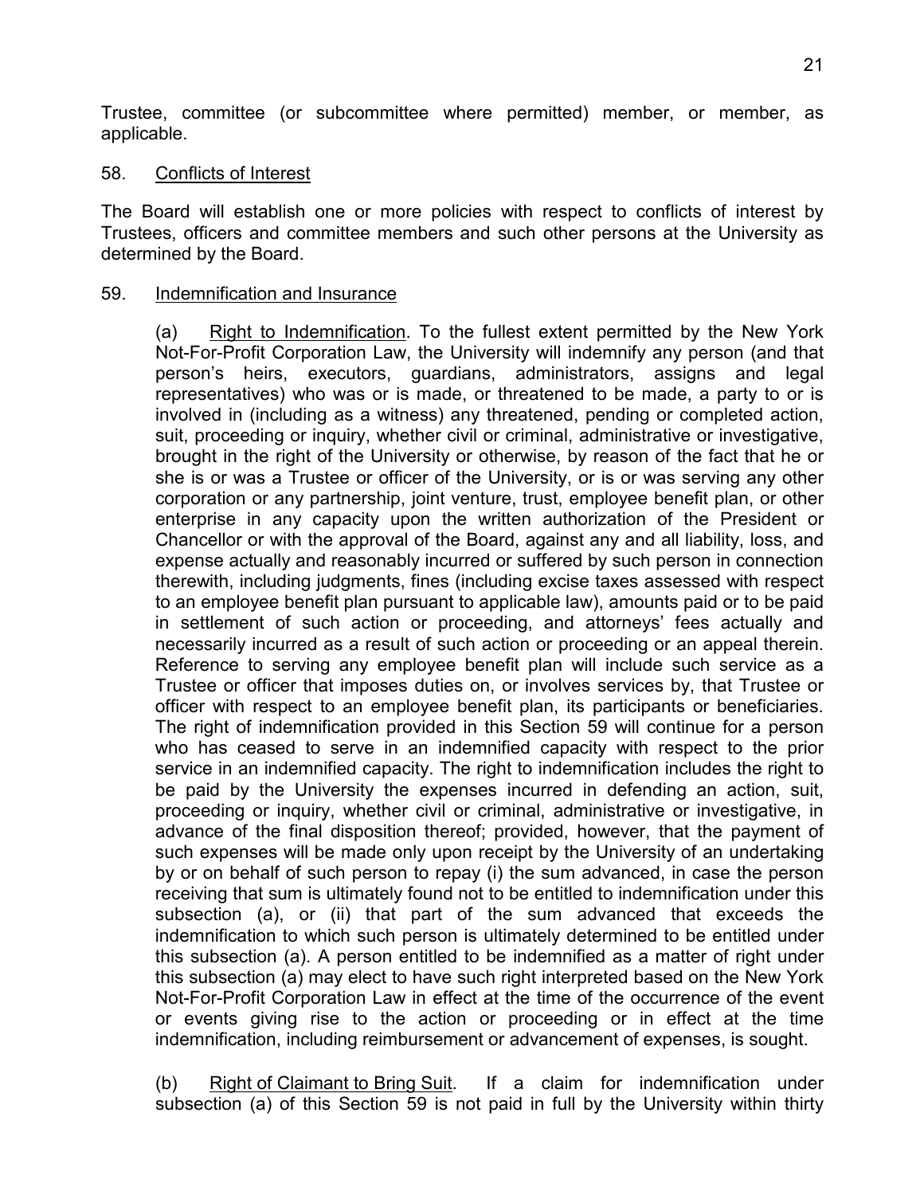Trustee, committee (or subcommittee where permitted) member, or member, as applicable.

58. Conflicts of Interest

The Board will establish one or more policies with respect to conflicts of interest by Trustees, officers and committee members and such other persons at the University as determined by the Board.

59. Indemnification and Insurance

(a) Right to Indemnification. To the fullest extent permitted by the New York Not-For-Profit Corporation Law, the University will indemnify any person (and that person's heirs, executors, guardians, administrators, assigns and legal representatives) who was or is made, or threatened to be made, a party to or is involved in (including as a witness) any threatened, pending or completed action, suit, proceeding or inquiry, whether civil or criminal, administrative or investigative, brought in the right of the University or otherwise, by reason of the fact that he or she is or was a Trustee or officer of the University, or is or was serving any other corporation or any partnership, joint venture, trust, employee benefit plan, or other enterprise in any capacity upon the written authorization of the President or Chancellor or with the approval of the Board, against any and all liability, loss, and expense actually and reasonably incurred or suffered by such person in connection therewith, including judgments, fines (including excise taxes assessed with respect to an employee benefit plan pursuant to applicable law), amounts paid or to be paid in settlement of such action or proceeding, and attorneys' fees actually and necessarily incurred as a result of such action or proceeding or an appeal therein. Reference to serving any employee benefit plan will include such service as a Trustee or officer that imposes duties on, or involves services by, that Trustee or officer with respect to an employee benefit plan, its participants or beneficiaries. The right of indemnification provided in this Section 59 will continue for a person who has ceased to serve in an indemnified capacity with respect to the prior service in an indemnified capacity. The right to indemnification includes the right to be paid by the University the expenses incurred in defending an action, suit, proceeding or inquiry, whether civil or criminal, administrative or investigative, in advance of the final disposition thereof; provided, however, that the payment of such expenses will be made only upon receipt by the University of an undertaking by or on behalf of such person to repay (i) the sum advanced, in case the person receiving that sum is ultimately found not to be entitled to indemnification under this subsection (a), or (ii) that part of the sum advanced that exceeds the indemnification to which such person is ultimately determined to be entitled under this subsection (a). A person entitled to be indemnified as a matter of right under this subsection (a) may elect to have such right interpreted based on the New York Not-For-Profit Corporation Law in effect at the time of the occurrence of the event or events giving rise to the action or proceeding or in effect at the time indemnification, including reimbursement or advancement of expenses, is sought.

(b) Right of Claimant to Bring Suit. If a claim for indemnification under subsection (a) of this Section 59 is not paid in full by the University within thirty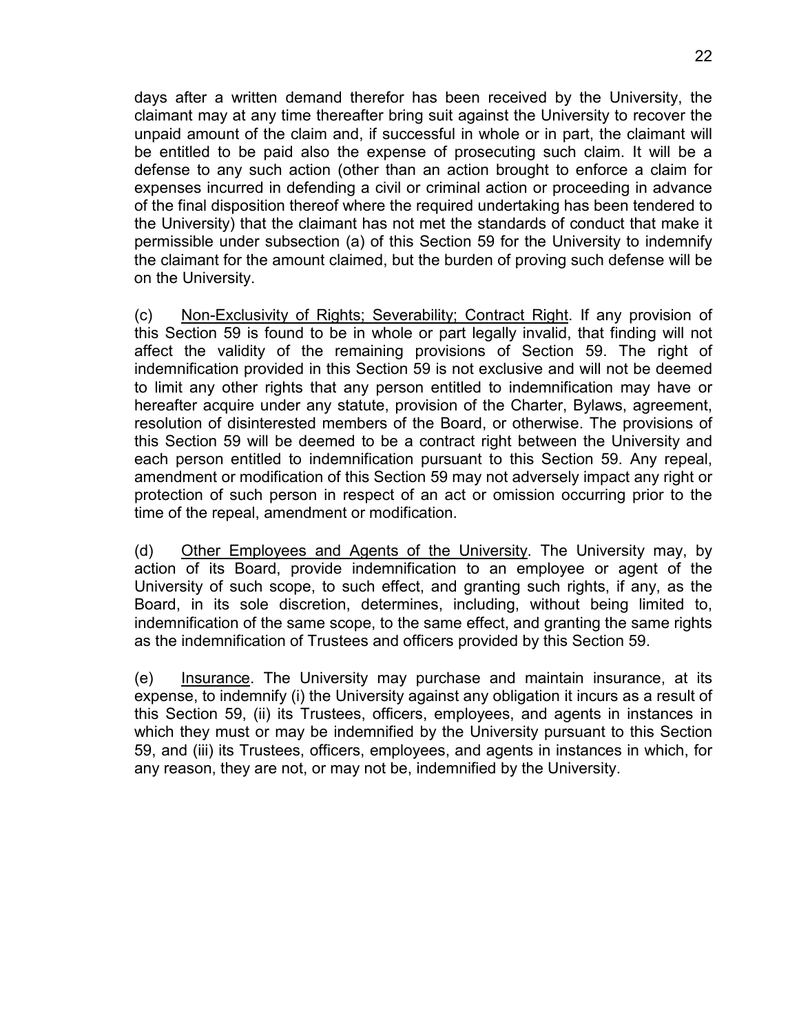days after a written demand therefor has been received by the University, the claimant may at any time thereafter bring suit against the University to recover the unpaid amount of the claim and, if successful in whole or in part, the claimant will be entitled to be paid also the expense of prosecuting such claim. It will be a defense to any such action (other than an action brought to enforce a claim for expenses incurred in defending a civil or criminal action or proceeding in advance of the final disposition thereof where the required undertaking has been tendered to the University) that the claimant has not met the standards of conduct that make it permissible under subsection (a) of this Section 59 for the University to indemnify the claimant for the amount claimed, but the burden of proving such defense will be on the University.

(c) Non-Exclusivity of Rights; Severability; Contract Right. If any provision of this Section 59 is found to be in whole or part legally invalid, that finding will not affect the validity of the remaining provisions of Section 59. The right of indemnification provided in this Section 59 is not exclusive and will not be deemed to limit any other rights that any person entitled to indemnification may have or hereafter acquire under any statute, provision of the Charter, Bylaws, agreement, resolution of disinterested members of the Board, or otherwise. The provisions of this Section 59 will be deemed to be a contract right between the University and each person entitled to indemnification pursuant to this Section 59. Any repeal, amendment or modification of this Section 59 may not adversely impact any right or protection of such person in respect of an act or omission occurring prior to the time of the repeal, amendment or modification.

(d) Other Employees and Agents of the University. The University may, by action of its Board, provide indemnification to an employee or agent of the University of such scope, to such effect, and granting such rights, if any, as the Board, in its sole discretion, determines, including, without being limited to, indemnification of the same scope, to the same effect, and granting the same rights as the indemnification of Trustees and officers provided by this Section 59.

(e) Insurance. The University may purchase and maintain insurance, at its expense, to indemnify (i) the University against any obligation it incurs as a result of this Section 59, (ii) its Trustees, officers, employees, and agents in instances in which they must or may be indemnified by the University pursuant to this Section 59, and (iii) its Trustees, officers, employees, and agents in instances in which, for any reason, they are not, or may not be, indemnified by the University.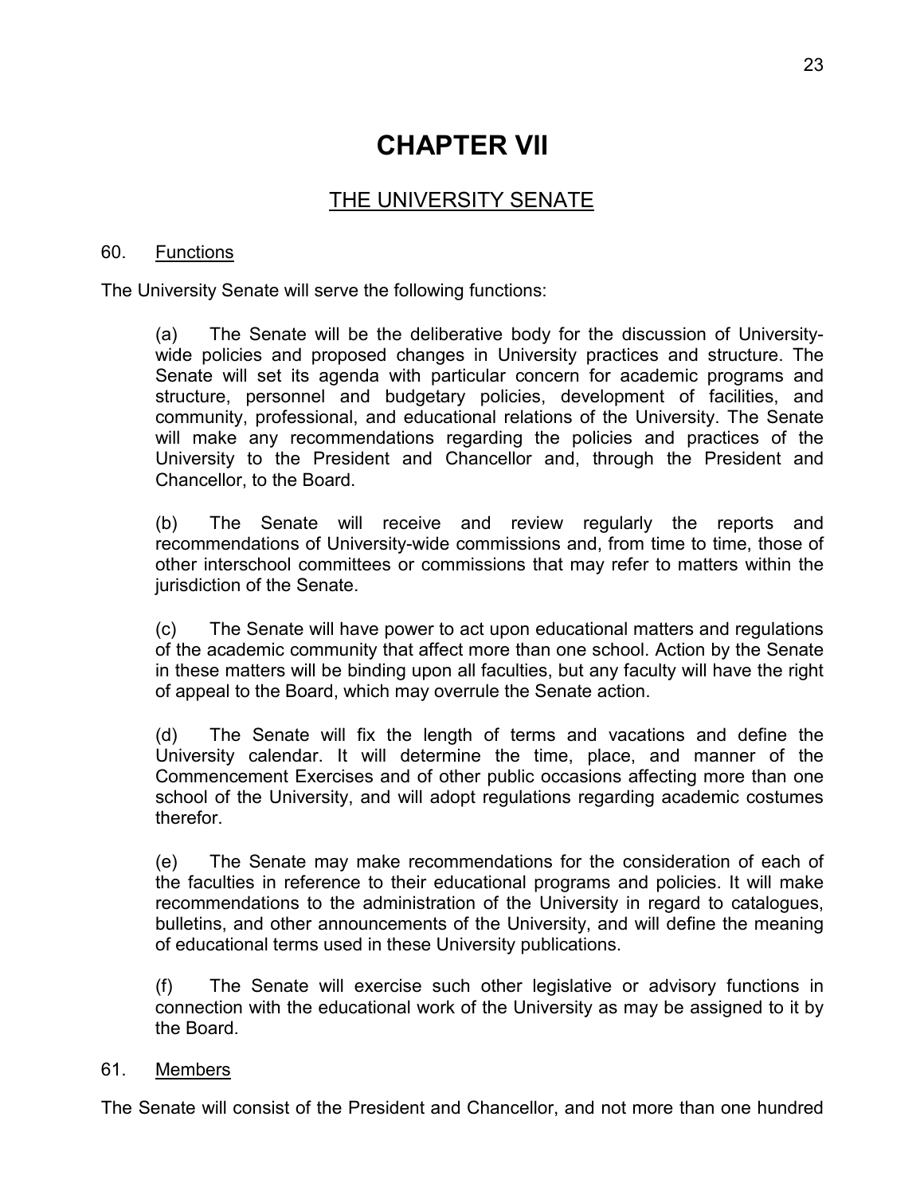# CHAPTER VII

## THE UNIVERSITY SENATE

### 60. Functions

The University Senate will serve the following functions:

(a) The Senate will be the deliberative body for the discussion of University-wide policies and proposed changes in University practices and structure. The Senate will set its agenda with particular concern for academic programs and structure, personnel and budgetary policies, development of facilities, and community, professional, and educational relations of the University. The Senate will make any recommendations regarding the policies and practices of the University to the President and Chancellor and, through the President and Chancellor, to the Board.

(b) The Senate will receive and review regularly the reports and recommendations of University-wide commissions and, from time to time, those of other interschool committees or commissions that may refer to matters within the jurisdiction of the Senate.

(c) The Senate will have power to act upon educational matters and regulations of the academic community that affect more than one school. Action by the Senate in these matters will be binding upon all faculties, but any faculty will have the right of appeal to the Board, which may overrule the Senate action.

(d) The Senate will fix the length of terms and vacations and define the University calendar. It will determine the time, place, and manner of the Commencement Exercises and of other public occasions affecting more than one school of the University, and will adopt regulations regarding academic costumes therefor.

(e) The Senate may make recommendations for the consideration of each of the faculties in reference to their educational programs and policies. It will make recommendations to the administration of the University in regard to catalogues, bulletins, and other announcements of the University, and will define the meaning of educational terms used in these University publications.

(f) The Senate will exercise such other legislative or advisory functions in connection with the educational work of the University as may be assigned to it by the Board.

### 61. Members

The Senate will consist of the President and Chancellor, and not more than one hundred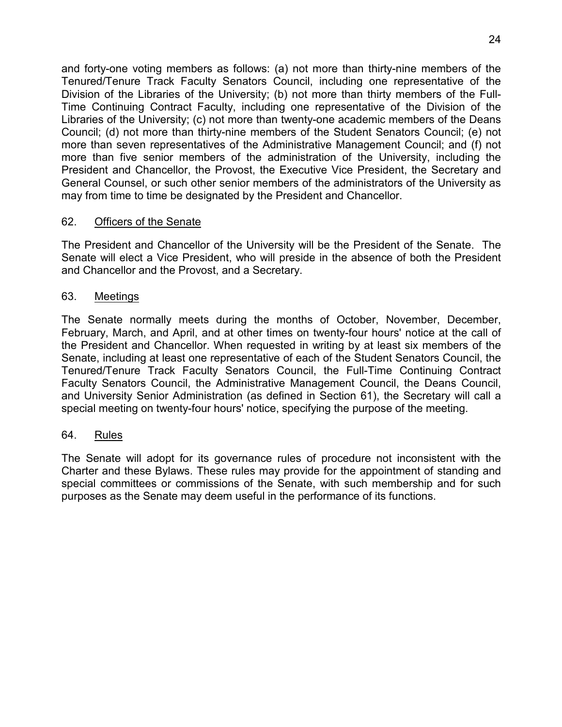and forty-one voting members as follows: (a) not more than thirty-nine members of the Tenured/Tenure Track Faculty Senators Council, including one representative of the Division of the Libraries of the University; (b) not more than thirty members of the Full-Time Continuing Contract Faculty, including one representative of the Division of the Libraries of the University; (c) not more than twenty-one academic members of the Deans Council; (d) not more than thirty-nine members of the Student Senators Council; (e) not more than seven representatives of the Administrative Management Council; and (f) not more than five senior members of the administration of the University, including the President and Chancellor, the Provost, the Executive Vice President, the Secretary and General Counsel, or such other senior members of the administrators of the University as may from time to time be designated by the President and Chancellor.

62. Officers of the Senate

The President and Chancellor of the University will be the President of the Senate. The Senate will elect a Vice President, who will preside in the absence of both the President and Chancellor and the Provost, and a Secretary.

63. Meetings

The Senate normally meets during the months of October, November, December, February, March, and April, and at other times on twenty-four hours' notice at the call of the President and Chancellor. When requested in writing by at least six members of the Senate, including at least one representative of each of the Student Senators Council, the Tenured/Tenure Track Faculty Senators Council, the Full-Time Continuing Contract Faculty Senators Council, the Administrative Management Council, the Deans Council, and University Senior Administration (as defined in Section 61), the Secretary will call a special meeting on twenty-four hours' notice, specifying the purpose of the meeting.

64. Rules

The Senate will adopt for its governance rules of procedure not inconsistent with the Charter and these Bylaws. These rules may provide for the appointment of standing and special committees or commissions of the Senate, with such membership and for such purposes as the Senate may deem useful in the performance of its functions.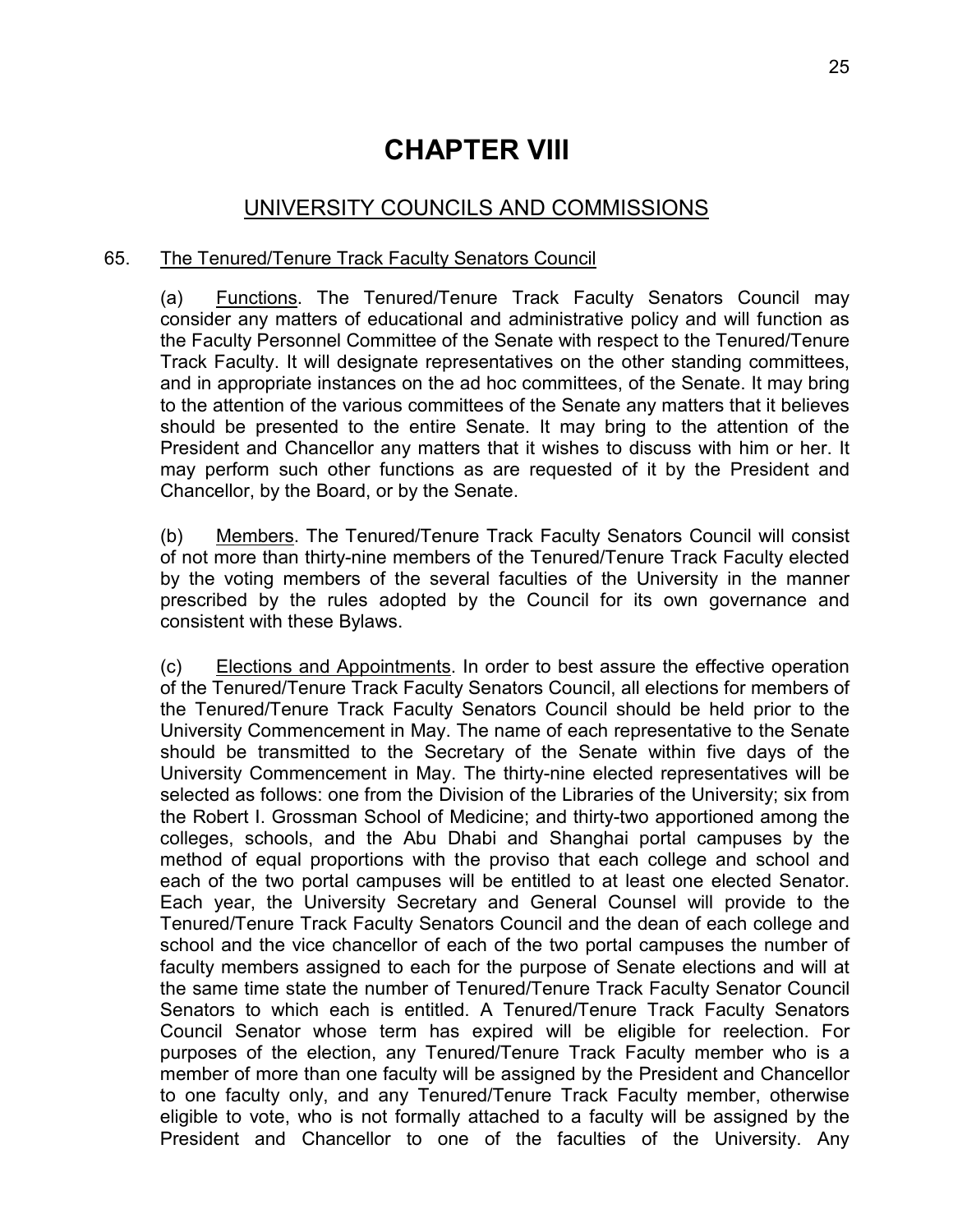# CHAPTER VIII

## UNIVERSITY COUNCILS AND COMMISSIONS

65. The Tenured/Tenure Track Faculty Senators Council

(a) Functions. The Tenured/Tenure Track Faculty Senators Council may consider any matters of educational and administrative policy and will function as the Faculty Personnel Committee of the Senate with respect to the Tenured/Tenure Track Faculty. It will designate representatives on the other standing committees, and in appropriate instances on the ad hoc committees, of the Senate. It may bring to the attention of the various committees of the Senate any matters that it believes should be presented to the entire Senate. It may bring to the attention of the President and Chancellor any matters that it wishes to discuss with him or her. It may perform such other functions as are requested of it by the President and Chancellor, by the Board, or by the Senate.

(b) Members. The Tenured/Tenure Track Faculty Senators Council will consist of not more than thirty-nine members of the Tenured/Tenure Track Faculty elected by the voting members of the several faculties of the University in the manner prescribed by the rules adopted by the Council for its own governance and consistent with these Bylaws.

(c) Elections and Appointments. In order to best assure the effective operation of the Tenured/Tenure Track Faculty Senators Council, all elections for members of the Tenured/Tenure Track Faculty Senators Council should be held prior to the University Commencement in May. The name of each representative to the Senate should be transmitted to the Secretary of the Senate within five days of the University Commencement in May. The thirty-nine elected representatives will be selected as follows: one from the Division of the Libraries of the University; six from the Robert I. Grossman School of Medicine; and thirty-two apportioned among the colleges, schools, and the Abu Dhabi and Shanghai portal campuses by the method of equal proportions with the proviso that each college and school and each of the two portal campuses will be entitled to at least one elected Senator. Each year, the University Secretary and General Counsel will provide to the Tenured/Tenure Track Faculty Senators Council and the dean of each college and school and the vice chancellor of each of the two portal campuses the number of faculty members assigned to each for the purpose of Senate elections and will at the same time state the number of Tenured/Tenure Track Faculty Senator Council Senators to which each is entitled. A Tenured/Tenure Track Faculty Senators Council Senator whose term has expired will be eligible for reelection. For purposes of the election, any Tenured/Tenure Track Faculty member who is a member of more than one faculty will be assigned by the President and Chancellor to one faculty only, and any Tenured/Tenure Track Faculty member, otherwise eligible to vote, who is not formally attached to a faculty will be assigned by the President and Chancellor to one of the faculties of the University. Any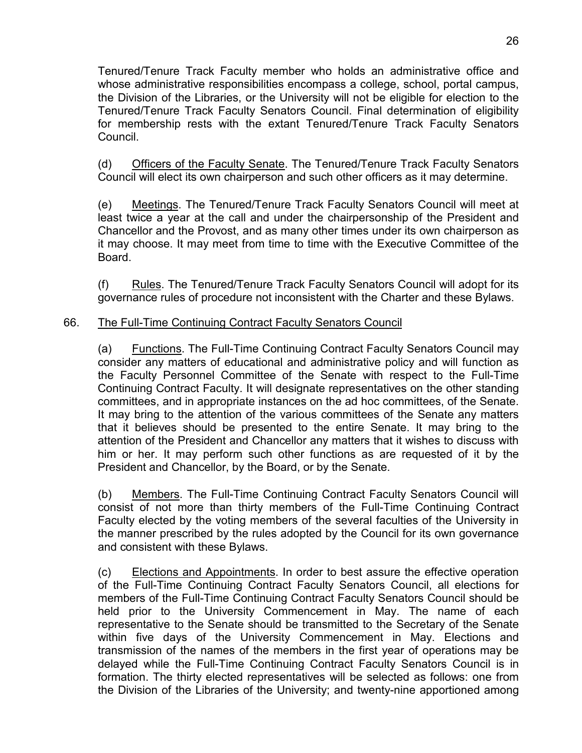Tenured/Tenure Track Faculty member who holds an administrative office and whose administrative responsibilities encompass a college, school, portal campus, the Division of the Libraries, or the University will not be eligible for election to the Tenured/Tenure Track Faculty Senators Council. Final determination of eligibility for membership rests with the extant Tenured/Tenure Track Faculty Senators Council.

(d) Officers of the Faculty Senate. The Tenured/Tenure Track Faculty Senators Council will elect its own chairperson and such other officers as it may determine.

(e) Meetings. The Tenured/Tenure Track Faculty Senators Council will meet at least twice a year at the call and under the chairpersonship of the President and Chancellor and the Provost, and as many other times under its own chairperson as it may choose. It may meet from time to time with the Executive Committee of the Board.

(f) Rules. The Tenured/Tenure Track Faculty Senators Council will adopt for its governance rules of procedure not inconsistent with the Charter and these Bylaws.

66. The Full-Time Continuing Contract Faculty Senators Council

(a) Functions. The Full-Time Continuing Contract Faculty Senators Council may consider any matters of educational and administrative policy and will function as the Faculty Personnel Committee of the Senate with respect to the Full-Time Continuing Contract Faculty. It will designate representatives on the other standing committees, and in appropriate instances on the ad hoc committees, of the Senate. It may bring to the attention of the various committees of the Senate any matters that it believes should be presented to the entire Senate. It may bring to the attention of the President and Chancellor any matters that it wishes to discuss with him or her. It may perform such other functions as are requested of it by the President and Chancellor, by the Board, or by the Senate.

(b) Members. The Full-Time Continuing Contract Faculty Senators Council will consist of not more than thirty members of the Full-Time Continuing Contract Faculty elected by the voting members of the several faculties of the University in the manner prescribed by the rules adopted by the Council for its own governance and consistent with these Bylaws.

(c) Elections and Appointments. In order to best assure the effective operation of the Full-Time Continuing Contract Faculty Senators Council, all elections for members of the Full-Time Continuing Contract Faculty Senators Council should be held prior to the University Commencement in May. The name of each representative to the Senate should be transmitted to the Secretary of the Senate within five days of the University Commencement in May. Elections and transmission of the names of the members in the first year of operations may be delayed while the Full-Time Continuing Contract Faculty Senators Council is in formation. The thirty elected representatives will be selected as follows: one from the Division of the Libraries of the University; and twenty-nine apportioned among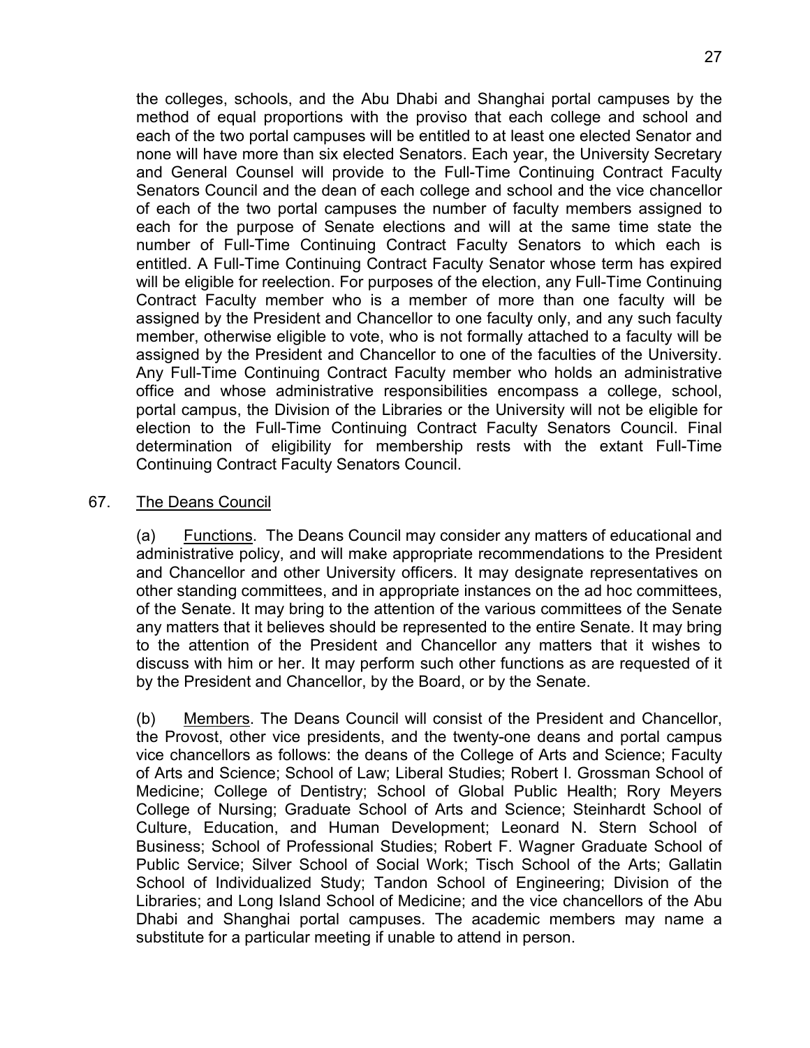the colleges, schools, and the Abu Dhabi and Shanghai portal campuses by the method of equal proportions with the proviso that each college and school and each of the two portal campuses will be entitled to at least one elected Senator and none will have more than six elected Senators. Each year, the University Secretary and General Counsel will provide to the Full-Time Continuing Contract Faculty Senators Council and the dean of each college and school and the vice chancellor of each of the two portal campuses the number of faculty members assigned to each for the purpose of Senate elections and will at the same time state the number of Full-Time Continuing Contract Faculty Senators to which each is entitled. A Full-Time Continuing Contract Faculty Senator whose term has expired will be eligible for reelection. For purposes of the election, any Full-Time Continuing Contract Faculty member who is a member of more than one faculty will be assigned by the President and Chancellor to one faculty only, and any such faculty member, otherwise eligible to vote, who is not formally attached to a faculty will be assigned by the President and Chancellor to one of the faculties of the University. Any Full-Time Continuing Contract Faculty member who holds an administrative office and whose administrative responsibilities encompass a college, school, portal campus, the Division of the Libraries or the University will not be eligible for election to the Full-Time Continuing Contract Faculty Senators Council. Final determination of eligibility for membership rests with the extant Full-Time Continuing Contract Faculty Senators Council.

67. The Deans Council

(a) Functions. The Deans Council may consider any matters of educational and administrative policy, and will make appropriate recommendations to the President and Chancellor and other University officers. It may designate representatives on other standing committees, and in appropriate instances on the ad hoc committees, of the Senate. It may bring to the attention of the various committees of the Senate any matters that it believes should be represented to the entire Senate. It may bring to the attention of the President and Chancellor any matters that it wishes to discuss with him or her. It may perform such other functions as are requested of it by the President and Chancellor, by the Board, or by the Senate.

(b) Members. The Deans Council will consist of the President and Chancellor, the Provost, other vice presidents, and the twenty-one deans and portal campus vice chancellors as follows: the deans of the College of Arts and Science; Faculty of Arts and Science; School of Law; Liberal Studies; Robert I. Grossman School of Medicine; College of Dentistry; School of Global Public Health; Rory Meyers College of Nursing; Graduate School of Arts and Science; Steinhardt School of Culture, Education, and Human Development; Leonard N. Stern School of Business; School of Professional Studies; Robert F. Wagner Graduate School of Public Service; Silver School of Social Work; Tisch School of the Arts; Gallatin School of Individualized Study; Tandon School of Engineering; Division of the Libraries; and Long Island School of Medicine; and the vice chancellors of the Abu Dhabi and Shanghai portal campuses. The academic members may name a substitute for a particular meeting if unable to attend in person.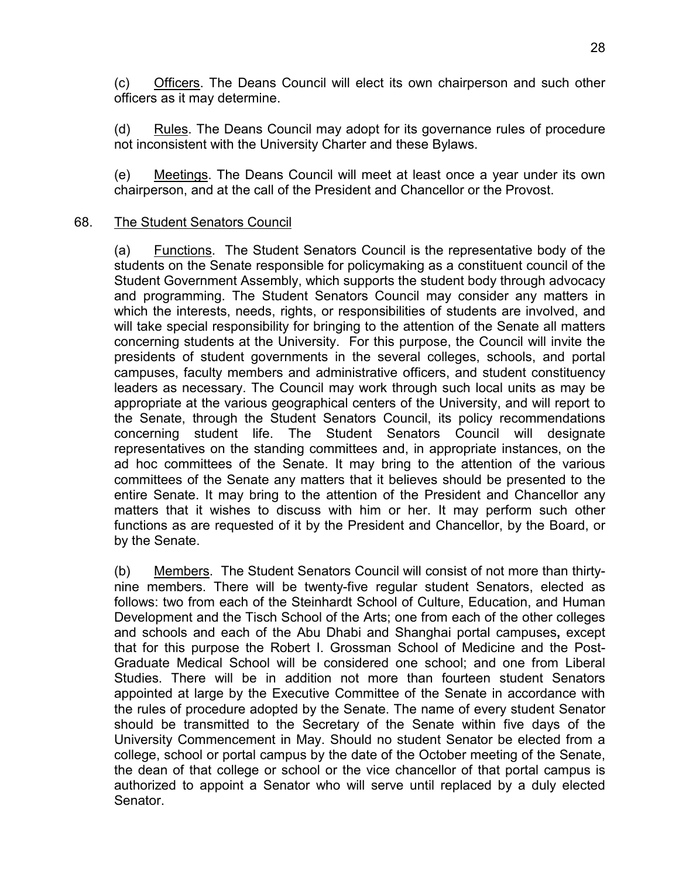(c) Officers. The Deans Council will elect its own chairperson and such other officers as it may determine.

(d) Rules. The Deans Council may adopt for its governance rules of procedure not inconsistent with the University Charter and these Bylaws.

(e) Meetings. The Deans Council will meet at least once a year under its own chairperson, and at the call of the President and Chancellor or the Provost.

68. The Student Senators Council

(a) Functions. The Student Senators Council is the representative body of the students on the Senate responsible for policymaking as a constituent council of the Student Government Assembly, which supports the student body through advocacy and programming. The Student Senators Council may consider any matters in which the interests, needs, rights, or responsibilities of students are involved, and will take special responsibility for bringing to the attention of the Senate all matters concerning students at the University. For this purpose, the Council will invite the presidents of student governments in the several colleges, schools, and portal campuses, faculty members and administrative officers, and student constituency leaders as necessary. The Council may work through such local units as may be appropriate at the various geographical centers of the University, and will report to the Senate, through the Student Senators Council, its policy recommendations concerning student life. The Student Senators Council will designate representatives on the standing committees and, in appropriate instances, on the ad hoc committees of the Senate. It may bring to the attention of the various committees of the Senate any matters that it believes should be presented to the entire Senate. It may bring to the attention of the President and Chancellor any matters that it wishes to discuss with him or her. It may perform such other functions as are requested of it by the President and Chancellor, by the Board, or by the Senate.

(b) Members. The Student Senators Council will consist of not more than thirty-nine members. There will be twenty-five regular student Senators, elected as follows: two from each of the Steinhardt School of Culture, Education, and Human Development and the Tisch School of the Arts; one from each of the other colleges and schools and each of the Abu Dhabi and Shanghai portal campuses**,** except that for this purpose the Robert I. Grossman School of Medicine and the Post-Graduate Medical School will be considered one school; and one from Liberal Studies. There will be in addition not more than fourteen student Senators appointed at large by the Executive Committee of the Senate in accordance with the rules of procedure adopted by the Senate. The name of every student Senator should be transmitted to the Secretary of the Senate within five days of the University Commencement in May. Should no student Senator be elected from a college, school or portal campus by the date of the October meeting of the Senate, the dean of that college or school or the vice chancellor of that portal campus is authorized to appoint a Senator who will serve until replaced by a duly elected Senator.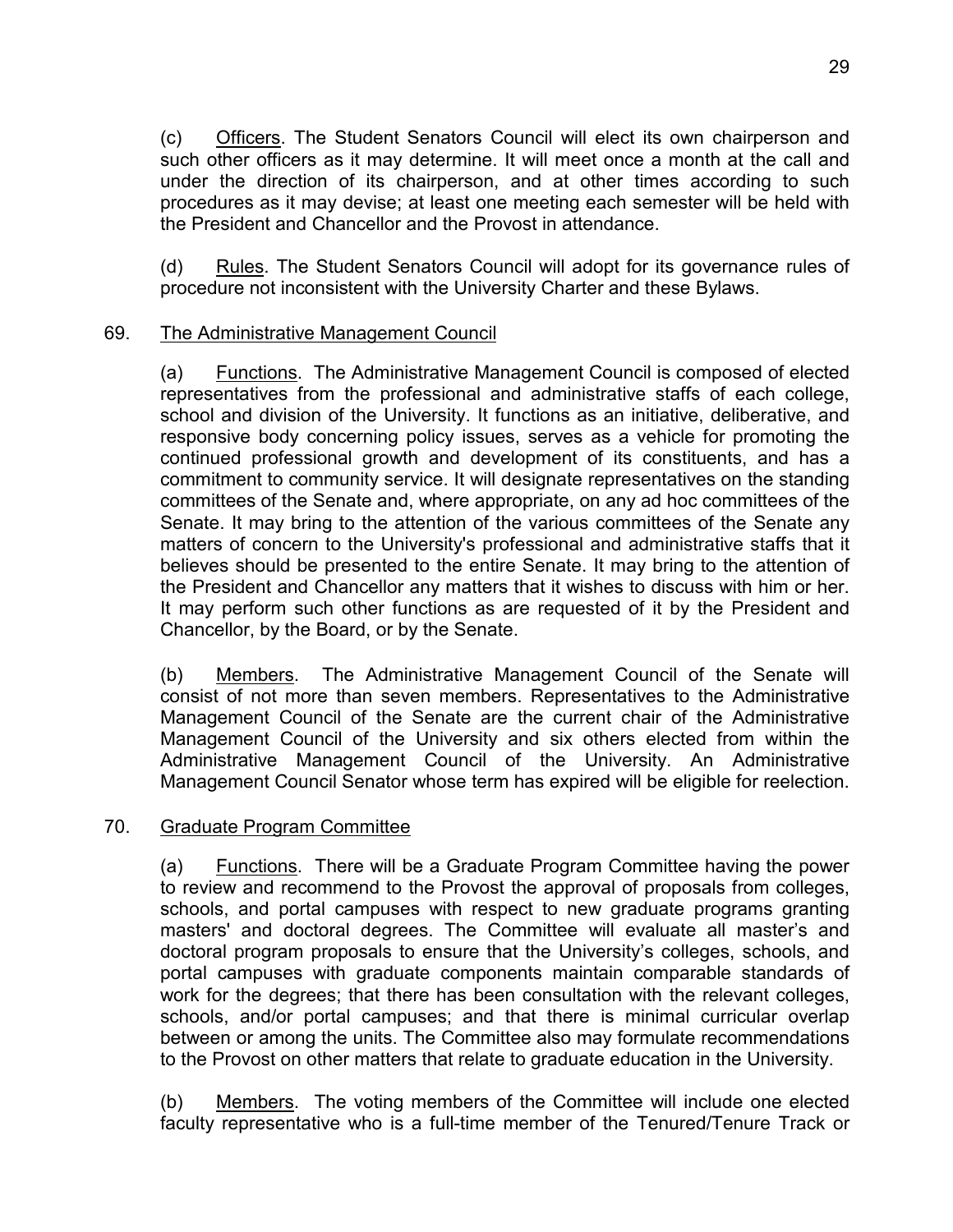(c) Officers. The Student Senators Council will elect its own chairperson and such other officers as it may determine. It will meet once a month at the call and under the direction of its chairperson, and at other times according to such procedures as it may devise; at least one meeting each semester will be held with the President and Chancellor and the Provost in attendance.

(d) Rules. The Student Senators Council will adopt for its governance rules of procedure not inconsistent with the University Charter and these Bylaws.

## 69. The Administrative Management Council

(a) Functions. The Administrative Management Council is composed of elected representatives from the professional and administrative staffs of each college, school and division of the University. It functions as an initiative, deliberative, and responsive body concerning policy issues, serves as a vehicle for promoting the continued professional growth and development of its constituents, and has a commitment to community service. It will designate representatives on the standing committees of the Senate and, where appropriate, on any ad hoc committees of the Senate. It may bring to the attention of the various committees of the Senate any matters of concern to the University's professional and administrative staffs that it believes should be presented to the entire Senate. It may bring to the attention of the President and Chancellor any matters that it wishes to discuss with him or her. It may perform such other functions as are requested of it by the President and Chancellor, by the Board, or by the Senate.

(b) Members. The Administrative Management Council of the Senate will consist of not more than seven members. Representatives to the Administrative Management Council of the Senate are the current chair of the Administrative Management Council of the University and six others elected from within the Administrative Management Council of the University. An Administrative Management Council Senator whose term has expired will be eligible for reelection.

## 70. Graduate Program Committee

(a) Functions. There will be a Graduate Program Committee having the power to review and recommend to the Provost the approval of proposals from colleges, schools, and portal campuses with respect to new graduate programs granting masters' and doctoral degrees. The Committee will evaluate all master's and doctoral program proposals to ensure that the University's colleges, schools, and portal campuses with graduate components maintain comparable standards of work for the degrees; that there has been consultation with the relevant colleges, schools, and/or portal campuses; and that there is minimal curricular overlap between or among the units. The Committee also may formulate recommendations to the Provost on other matters that relate to graduate education in the University.

(b) Members. The voting members of the Committee will include one elected faculty representative who is a full-time member of the Tenured/Tenure Track or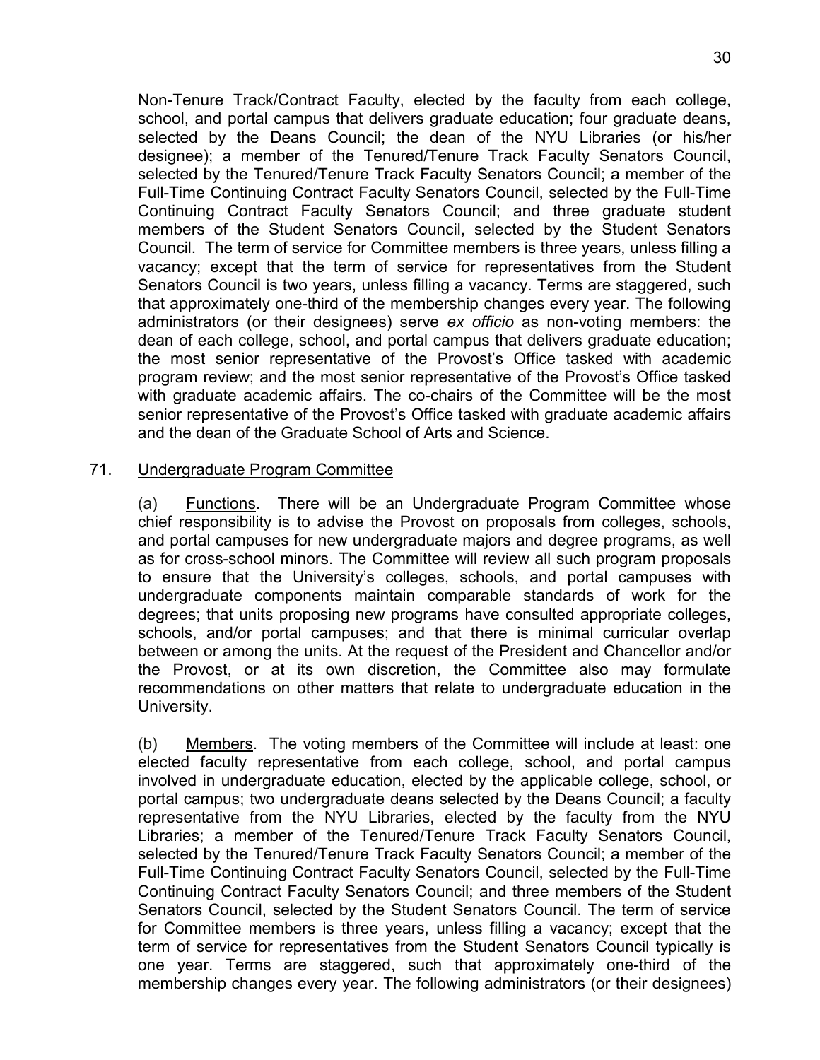Non-Tenure Track/Contract Faculty, elected by the faculty from each college, school, and portal campus that delivers graduate education; four graduate deans, selected by the Deans Council; the dean of the NYU Libraries (or his/her designee); a member of the Tenured/Tenure Track Faculty Senators Council, selected by the Tenured/Tenure Track Faculty Senators Council; a member of the Full-Time Continuing Contract Faculty Senators Council, selected by the Full-Time Continuing Contract Faculty Senators Council; and three graduate student members of the Student Senators Council, selected by the Student Senators Council. The term of service for Committee members is three years, unless filling a vacancy; except that the term of service for representatives from the Student Senators Council is two years, unless filling a vacancy. Terms are staggered, such that approximately one-third of the membership changes every year. The following administrators (or their designees) serve *ex officio* as non-voting members: the dean of each college, school, and portal campus that delivers graduate education; the most senior representative of the Provost's Office tasked with academic program review; and the most senior representative of the Provost's Office tasked with graduate academic affairs. The co-chairs of the Committee will be the most senior representative of the Provost's Office tasked with graduate academic affairs and the dean of the Graduate School of Arts and Science.

71. Undergraduate Program Committee

(a) Functions. There will be an Undergraduate Program Committee whose chief responsibility is to advise the Provost on proposals from colleges, schools, and portal campuses for new undergraduate majors and degree programs, as well as for cross-school minors. The Committee will review all such program proposals to ensure that the University's colleges, schools, and portal campuses with undergraduate components maintain comparable standards of work for the degrees; that units proposing new programs have consulted appropriate colleges, schools, and/or portal campuses; and that there is minimal curricular overlap between or among the units. At the request of the President and Chancellor and/or the Provost, or at its own discretion, the Committee also may formulate recommendations on other matters that relate to undergraduate education in the University.

(b) Members. The voting members of the Committee will include at least: one elected faculty representative from each college, school, and portal campus involved in undergraduate education, elected by the applicable college, school, or portal campus; two undergraduate deans selected by the Deans Council; a faculty representative from the NYU Libraries, elected by the faculty from the NYU Libraries; a member of the Tenured/Tenure Track Faculty Senators Council, selected by the Tenured/Tenure Track Faculty Senators Council; a member of the Full-Time Continuing Contract Faculty Senators Council, selected by the Full-Time Continuing Contract Faculty Senators Council; and three members of the Student Senators Council, selected by the Student Senators Council. The term of service for Committee members is three years, unless filling a vacancy; except that the term of service for representatives from the Student Senators Council typically is one year. Terms are staggered, such that approximately one-third of the membership changes every year. The following administrators (or their designees)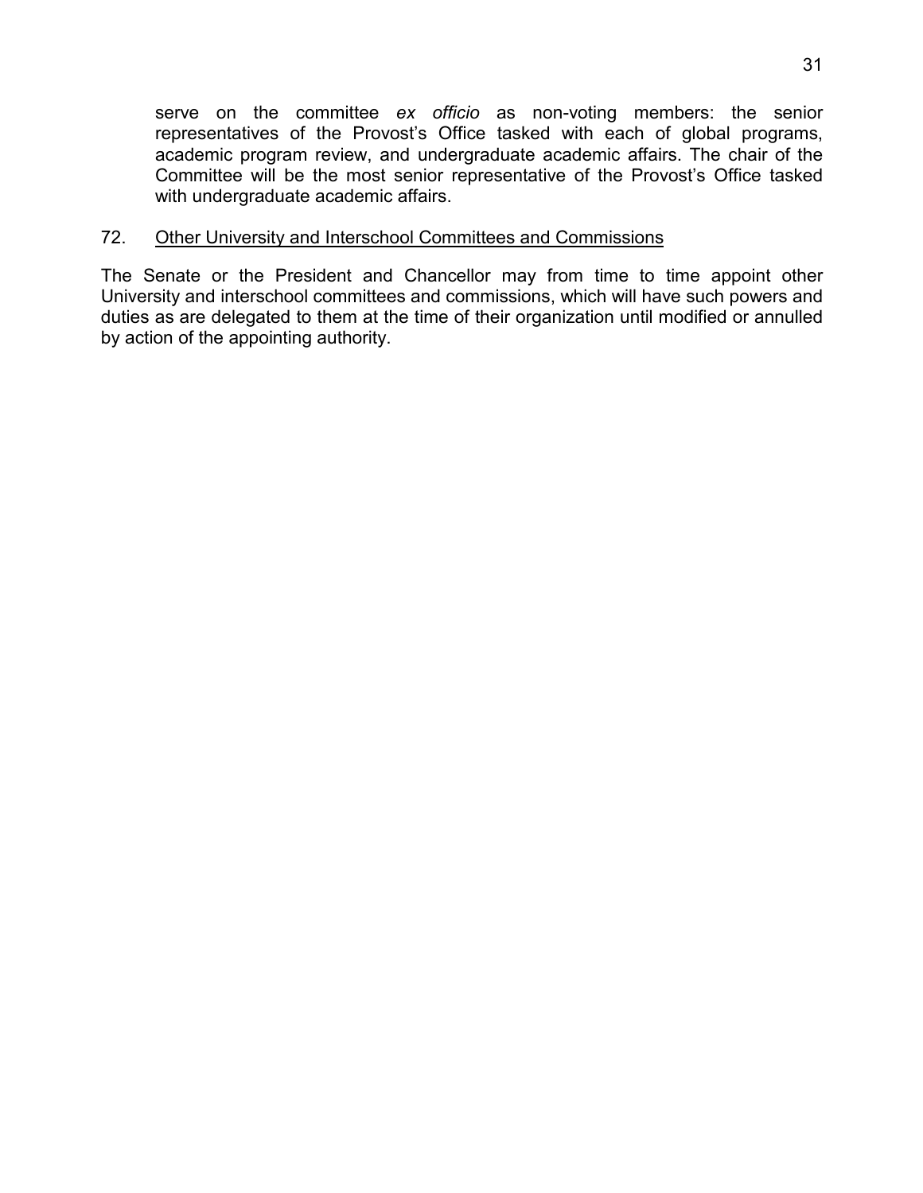serve on the committee *ex officio* as non-voting members: the senior representatives of the Provost's Office tasked with each of global programs, academic program review, and undergraduate academic affairs. The chair of the Committee will be the most senior representative of the Provost's Office tasked with undergraduate academic affairs.

72. Other University and Interschool Committees and Commissions

The Senate or the President and Chancellor may from time to time appoint other University and interschool committees and commissions, which will have such powers and duties as are delegated to them at the time of their organization until modified or annulled by action of the appointing authority.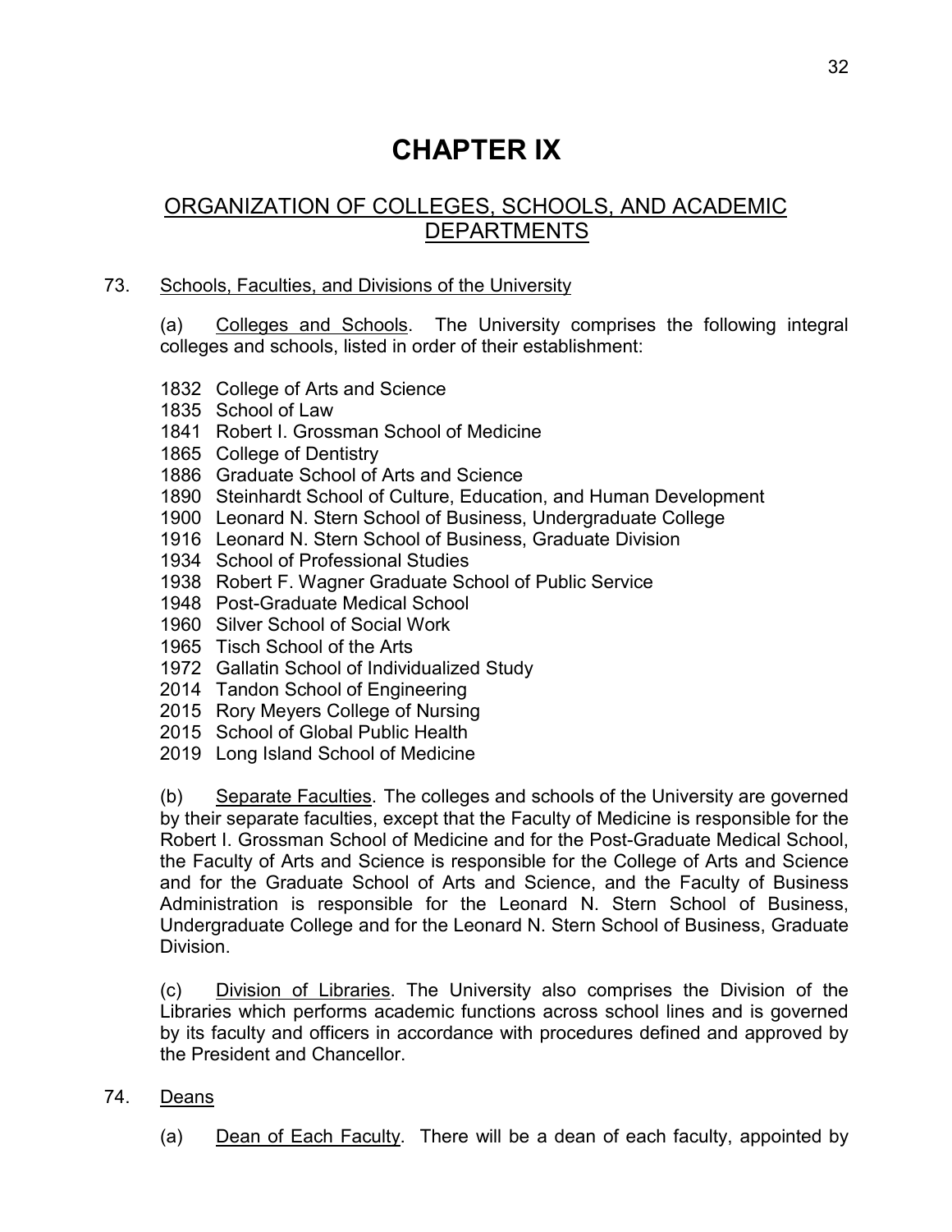# CHAPTER IX

## ORGANIZATION OF COLLEGES, SCHOOLS, AND ACADEMIC DEPARTMENTS

73. Schools, Faculties, and Divisions of the University

(a) Colleges and Schools. The University comprises the following integral colleges and schools, listed in order of their establishment:

1832 College of Arts and Science
1835 School of Law
1841 Robert I. Grossman School of Medicine
1865 College of Dentistry
1886 Graduate School of Arts and Science
1890 Steinhardt School of Culture, Education, and Human Development
1900 Leonard N. Stern School of Business, Undergraduate College
1916 Leonard N. Stern School of Business, Graduate Division
1934 School of Professional Studies
1938 Robert F. Wagner Graduate School of Public Service
1948 Post-Graduate Medical School
1960 Silver School of Social Work
1965 Tisch School of the Arts
1972 Gallatin School of Individualized Study
2014 Tandon School of Engineering
2015 Rory Meyers College of Nursing
2015 School of Global Public Health
2019 Long Island School of Medicine

(b) Separate Faculties. The colleges and schools of the University are governed by their separate faculties, except that the Faculty of Medicine is responsible for the Robert I. Grossman School of Medicine and for the Post-Graduate Medical School, the Faculty of Arts and Science is responsible for the College of Arts and Science and for the Graduate School of Arts and Science, and the Faculty of Business Administration is responsible for the Leonard N. Stern School of Business, Undergraduate College and for the Leonard N. Stern School of Business, Graduate Division.

(c) Division of Libraries. The University also comprises the Division of the Libraries which performs academic functions across school lines and is governed by its faculty and officers in accordance with procedures defined and approved by the President and Chancellor.

74. Deans

(a) Dean of Each Faculty. There will be a dean of each faculty, appointed by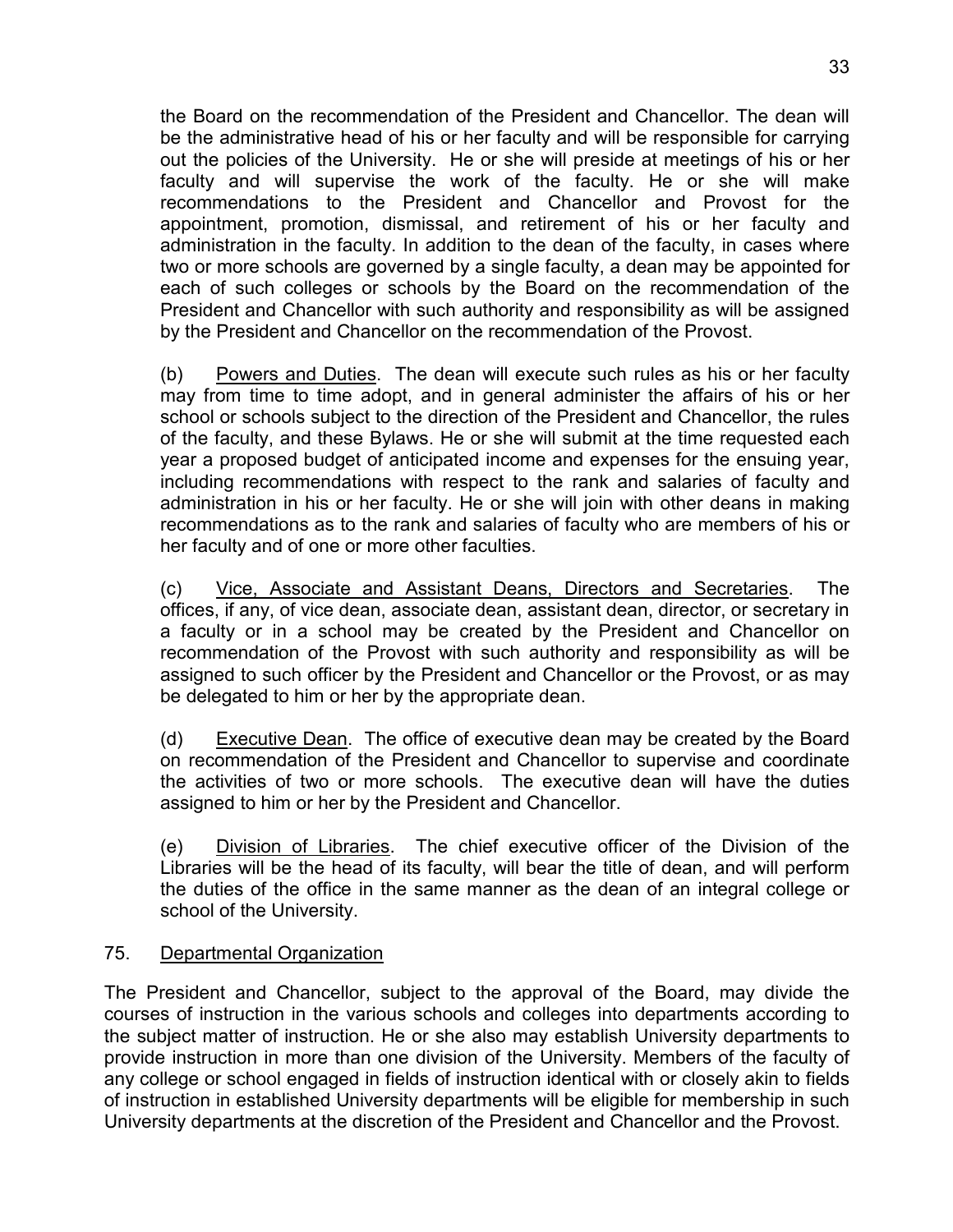the Board on the recommendation of the President and Chancellor. The dean will be the administrative head of his or her faculty and will be responsible for carrying out the policies of the University. He or she will preside at meetings of his or her faculty and will supervise the work of the faculty. He or she will make recommendations to the President and Chancellor and Provost for the appointment, promotion, dismissal, and retirement of his or her faculty and administration in the faculty. In addition to the dean of the faculty, in cases where two or more schools are governed by a single faculty, a dean may be appointed for each of such colleges or schools by the Board on the recommendation of the President and Chancellor with such authority and responsibility as will be assigned by the President and Chancellor on the recommendation of the Provost.

(b) Powers and Duties. The dean will execute such rules as his or her faculty may from time to time adopt, and in general administer the affairs of his or her school or schools subject to the direction of the President and Chancellor, the rules of the faculty, and these Bylaws. He or she will submit at the time requested each year a proposed budget of anticipated income and expenses for the ensuing year, including recommendations with respect to the rank and salaries of faculty and administration in his or her faculty. He or she will join with other deans in making recommendations as to the rank and salaries of faculty who are members of his or her faculty and of one or more other faculties.

(c) Vice, Associate and Assistant Deans, Directors and Secretaries. The offices, if any, of vice dean, associate dean, assistant dean, director, or secretary in a faculty or in a school may be created by the President and Chancellor on recommendation of the Provost with such authority and responsibility as will be assigned to such officer by the President and Chancellor or the Provost, or as may be delegated to him or her by the appropriate dean.

(d) Executive Dean. The office of executive dean may be created by the Board on recommendation of the President and Chancellor to supervise and coordinate the activities of two or more schools. The executive dean will have the duties assigned to him or her by the President and Chancellor.

(e) Division of Libraries. The chief executive officer of the Division of the Libraries will be the head of its faculty, will bear the title of dean, and will perform the duties of the office in the same manner as the dean of an integral college or school of the University.

## 75. Departmental Organization

The President and Chancellor, subject to the approval of the Board, may divide the courses of instruction in the various schools and colleges into departments according to the subject matter of instruction. He or she also may establish University departments to provide instruction in more than one division of the University. Members of the faculty of any college or school engaged in fields of instruction identical with or closely akin to fields of instruction in established University departments will be eligible for membership in such University departments at the discretion of the President and Chancellor and the Provost.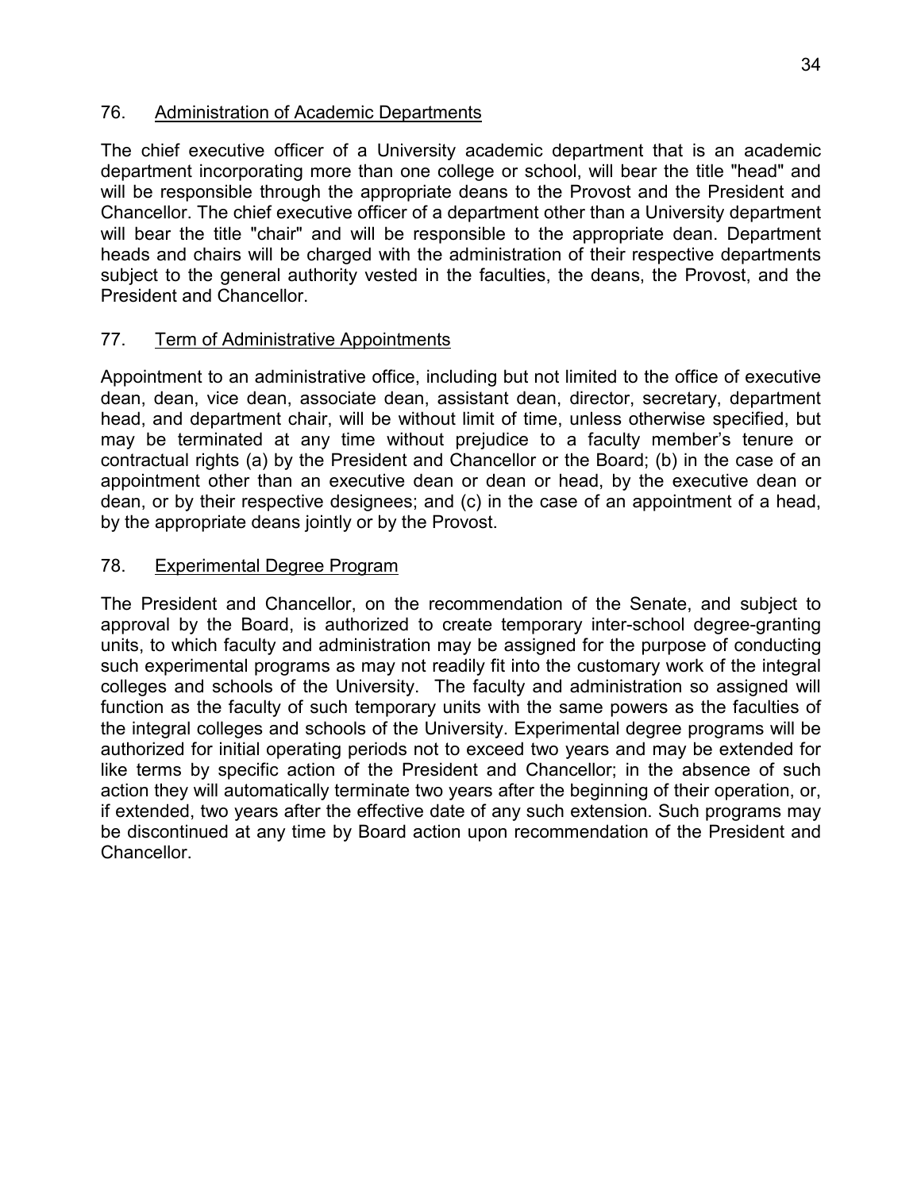76. Administration of Academic Departments

The chief executive officer of a University academic department that is an academic department incorporating more than one college or school, will bear the title "head" and will be responsible through the appropriate deans to the Provost and the President and Chancellor. The chief executive officer of a department other than a University department will bear the title "chair" and will be responsible to the appropriate dean. Department heads and chairs will be charged with the administration of their respective departments subject to the general authority vested in the faculties, the deans, the Provost, and the President and Chancellor.

77. Term of Administrative Appointments

Appointment to an administrative office, including but not limited to the office of executive dean, dean, vice dean, associate dean, assistant dean, director, secretary, department head, and department chair, will be without limit of time, unless otherwise specified, but may be terminated at any time without prejudice to a faculty member's tenure or contractual rights (a) by the President and Chancellor or the Board; (b) in the case of an appointment other than an executive dean or dean or head, by the executive dean or dean, or by their respective designees; and (c) in the case of an appointment of a head, by the appropriate deans jointly or by the Provost.

78. Experimental Degree Program

The President and Chancellor, on the recommendation of the Senate, and subject to approval by the Board, is authorized to create temporary inter-school degree-granting units, to which faculty and administration may be assigned for the purpose of conducting such experimental programs as may not readily fit into the customary work of the integral colleges and schools of the University. The faculty and administration so assigned will function as the faculty of such temporary units with the same powers as the faculties of the integral colleges and schools of the University. Experimental degree programs will be authorized for initial operating periods not to exceed two years and may be extended for like terms by specific action of the President and Chancellor; in the absence of such action they will automatically terminate two years after the beginning of their operation, or, if extended, two years after the effective date of any such extension. Such programs may be discontinued at any time by Board action upon recommendation of the President and Chancellor.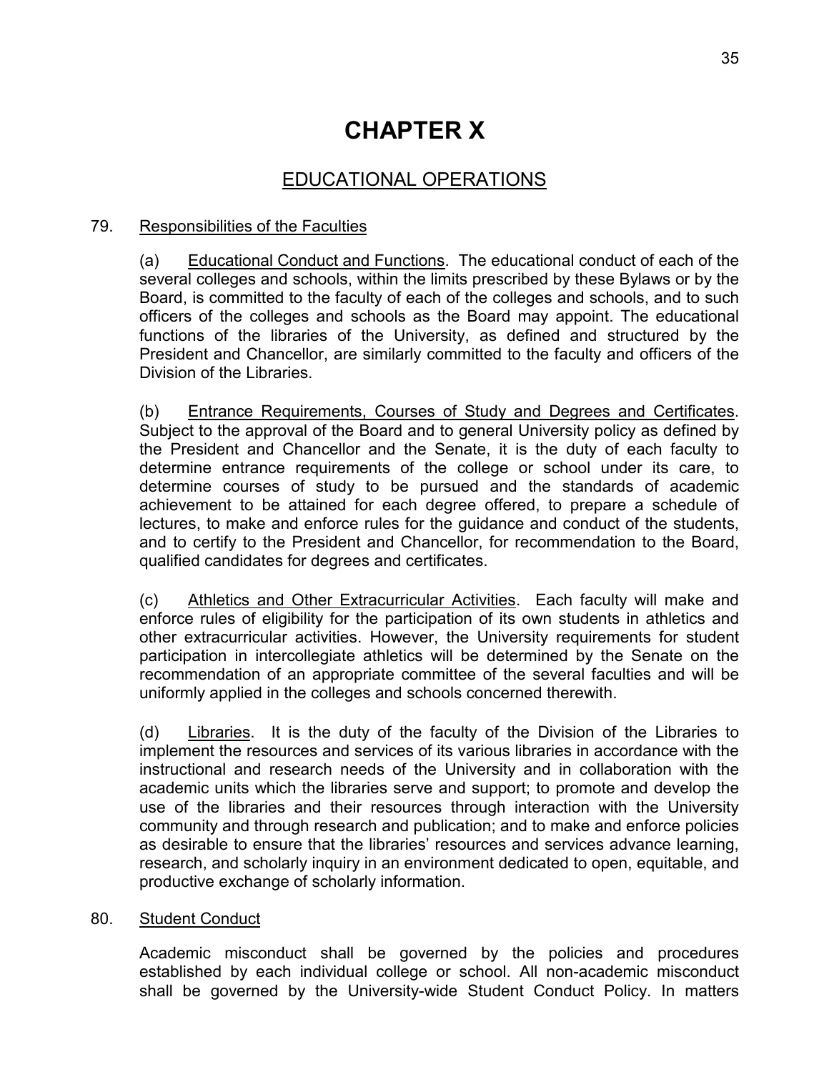# CHAPTER X

## EDUCATIONAL OPERATIONS

79. Responsibilities of the Faculties

(a) Educational Conduct and Functions. The educational conduct of each of the several colleges and schools, within the limits prescribed by these Bylaws or by the Board, is committed to the faculty of each of the colleges and schools, and to such officers of the colleges and schools as the Board may appoint. The educational functions of the libraries of the University, as defined and structured by the President and Chancellor, are similarly committed to the faculty and officers of the Division of the Libraries.

(b) Entrance Requirements, Courses of Study and Degrees and Certificates. Subject to the approval of the Board and to general University policy as defined by the President and Chancellor and the Senate, it is the duty of each faculty to determine entrance requirements of the college or school under its care, to determine courses of study to be pursued and the standards of academic achievement to be attained for each degree offered, to prepare a schedule of lectures, to make and enforce rules for the guidance and conduct of the students, and to certify to the President and Chancellor, for recommendation to the Board, qualified candidates for degrees and certificates.

(c) Athletics and Other Extracurricular Activities. Each faculty will make and enforce rules of eligibility for the participation of its own students in athletics and other extracurricular activities. However, the University requirements for student participation in intercollegiate athletics will be determined by the Senate on the recommendation of an appropriate committee of the several faculties and will be uniformly applied in the colleges and schools concerned therewith.

(d) Libraries. It is the duty of the faculty of the Division of the Libraries to implement the resources and services of its various libraries in accordance with the instructional and research needs of the University and in collaboration with the academic units which the libraries serve and support; to promote and develop the use of the libraries and their resources through interaction with the University community and through research and publication; and to make and enforce policies as desirable to ensure that the libraries' resources and services advance learning, research, and scholarly inquiry in an environment dedicated to open, equitable, and productive exchange of scholarly information.

80. Student Conduct

Academic misconduct shall be governed by the policies and procedures established by each individual college or school. All non-academic misconduct shall be governed by the University-wide Student Conduct Policy. In matters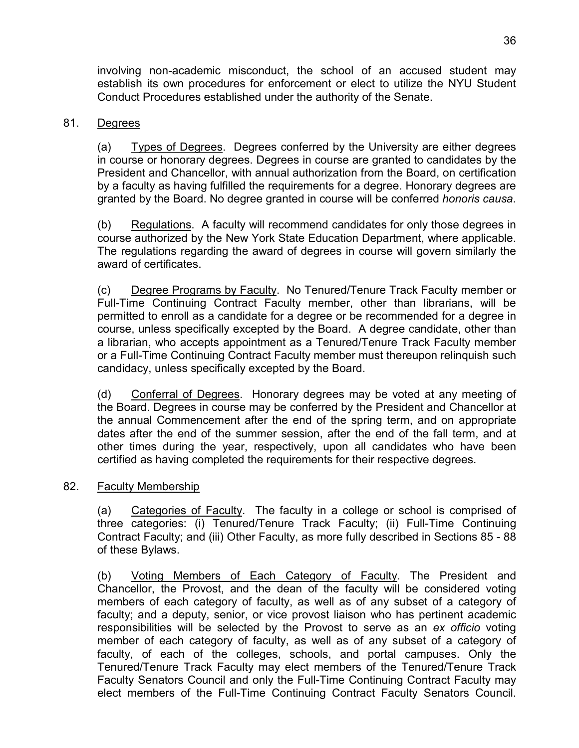involving non-academic misconduct, the school of an accused student may establish its own procedures for enforcement or elect to utilize the NYU Student Conduct Procedures established under the authority of the Senate.

81. Degrees

(a) Types of Degrees. Degrees conferred by the University are either degrees in course or honorary degrees. Degrees in course are granted to candidates by the President and Chancellor, with annual authorization from the Board, on certification by a faculty as having fulfilled the requirements for a degree. Honorary degrees are granted by the Board. No degree granted in course will be conferred *honoris causa*.

(b) Regulations. A faculty will recommend candidates for only those degrees in course authorized by the New York State Education Department, where applicable. The regulations regarding the award of degrees in course will govern similarly the award of certificates.

(c) Degree Programs by Faculty. No Tenured/Tenure Track Faculty member or Full-Time Continuing Contract Faculty member, other than librarians, will be permitted to enroll as a candidate for a degree or be recommended for a degree in course, unless specifically excepted by the Board. A degree candidate, other than a librarian, who accepts appointment as a Tenured/Tenure Track Faculty member or a Full-Time Continuing Contract Faculty member must thereupon relinquish such candidacy, unless specifically excepted by the Board.

(d) Conferral of Degrees. Honorary degrees may be voted at any meeting of the Board. Degrees in course may be conferred by the President and Chancellor at the annual Commencement after the end of the spring term, and on appropriate dates after the end of the summer session, after the end of the fall term, and at other times during the year, respectively, upon all candidates who have been certified as having completed the requirements for their respective degrees.

82. Faculty Membership

(a) Categories of Faculty. The faculty in a college or school is comprised of three categories: (i) Tenured/Tenure Track Faculty; (ii) Full-Time Continuing Contract Faculty; and (iii) Other Faculty, as more fully described in Sections 85 - 88 of these Bylaws.

(b) Voting Members of Each Category of Faculty. The President and Chancellor, the Provost, and the dean of the faculty will be considered voting members of each category of faculty, as well as of any subset of a category of faculty; and a deputy, senior, or vice provost liaison who has pertinent academic responsibilities will be selected by the Provost to serve as an *ex officio* voting member of each category of faculty, as well as of any subset of a category of faculty, of each of the colleges, schools, and portal campuses. Only the Tenured/Tenure Track Faculty may elect members of the Tenured/Tenure Track Faculty Senators Council and only the Full-Time Continuing Contract Faculty may elect members of the Full-Time Continuing Contract Faculty Senators Council.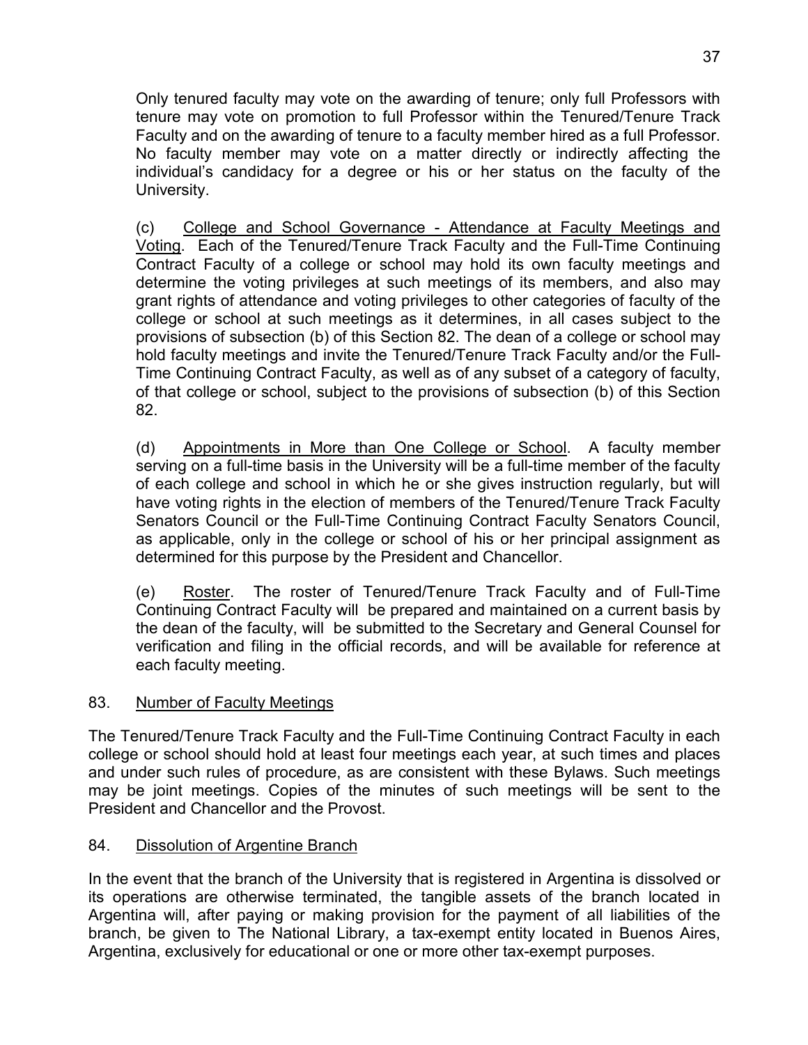Only tenured faculty may vote on the awarding of tenure; only full Professors with tenure may vote on promotion to full Professor within the Tenured/Tenure Track Faculty and on the awarding of tenure to a faculty member hired as a full Professor. No faculty member may vote on a matter directly or indirectly affecting the individual's candidacy for a degree or his or her status on the faculty of the University.

(c) College and School Governance - Attendance at Faculty Meetings and Voting. Each of the Tenured/Tenure Track Faculty and the Full-Time Continuing Contract Faculty of a college or school may hold its own faculty meetings and determine the voting privileges at such meetings of its members, and also may grant rights of attendance and voting privileges to other categories of faculty of the college or school at such meetings as it determines, in all cases subject to the provisions of subsection (b) of this Section 82. The dean of a college or school may hold faculty meetings and invite the Tenured/Tenure Track Faculty and/or the Full-Time Continuing Contract Faculty, as well as of any subset of a category of faculty, of that college or school, subject to the provisions of subsection (b) of this Section 82.

(d) Appointments in More than One College or School. A faculty member serving on a full-time basis in the University will be a full-time member of the faculty of each college and school in which he or she gives instruction regularly, but will have voting rights in the election of members of the Tenured/Tenure Track Faculty Senators Council or the Full-Time Continuing Contract Faculty Senators Council, as applicable, only in the college or school of his or her principal assignment as determined for this purpose by the President and Chancellor.

(e) Roster. The roster of Tenured/Tenure Track Faculty and of Full-Time Continuing Contract Faculty will be prepared and maintained on a current basis by the dean of the faculty, will be submitted to the Secretary and General Counsel for verification and filing in the official records, and will be available for reference at each faculty meeting.

## 83. Number of Faculty Meetings

The Tenured/Tenure Track Faculty and the Full-Time Continuing Contract Faculty in each college or school should hold at least four meetings each year, at such times and places and under such rules of procedure, as are consistent with these Bylaws. Such meetings may be joint meetings. Copies of the minutes of such meetings will be sent to the President and Chancellor and the Provost.

## 84. Dissolution of Argentine Branch

In the event that the branch of the University that is registered in Argentina is dissolved or its operations are otherwise terminated, the tangible assets of the branch located in Argentina will, after paying or making provision for the payment of all liabilities of the branch, be given to The National Library, a tax-exempt entity located in Buenos Aires, Argentina, exclusively for educational or one or more other tax-exempt purposes.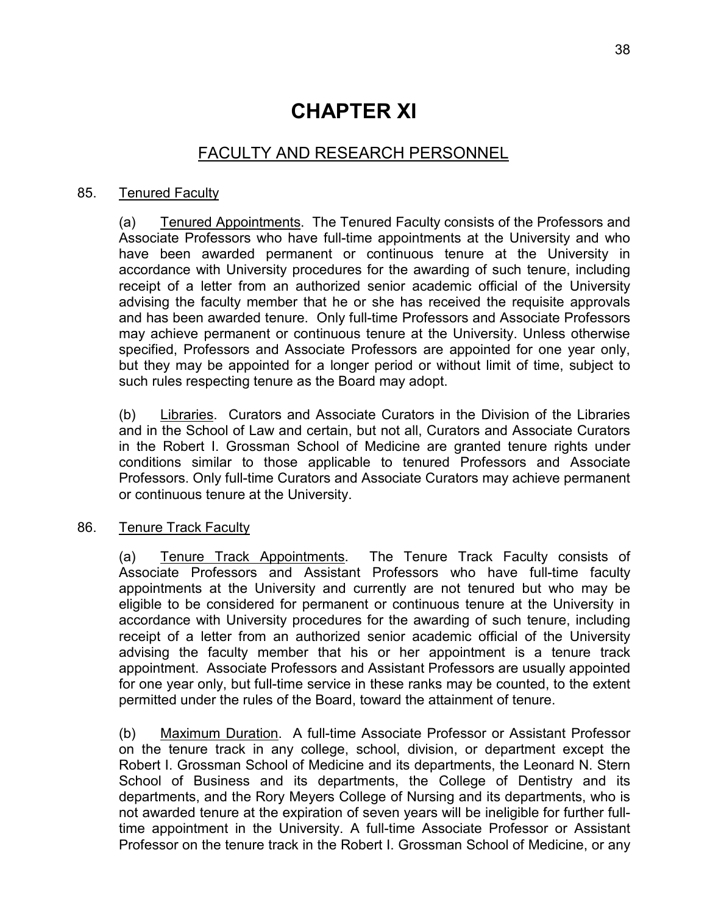# CHAPTER XI

## FACULTY AND RESEARCH PERSONNEL

85. Tenured Faculty

(a) Tenured Appointments. The Tenured Faculty consists of the Professors and Associate Professors who have full-time appointments at the University and who have been awarded permanent or continuous tenure at the University in accordance with University procedures for the awarding of such tenure, including receipt of a letter from an authorized senior academic official of the University advising the faculty member that he or she has received the requisite approvals and has been awarded tenure. Only full-time Professors and Associate Professors may achieve permanent or continuous tenure at the University. Unless otherwise specified, Professors and Associate Professors are appointed for one year only, but they may be appointed for a longer period or without limit of time, subject to such rules respecting tenure as the Board may adopt.

(b) Libraries. Curators and Associate Curators in the Division of the Libraries and in the School of Law and certain, but not all, Curators and Associate Curators in the Robert I. Grossman School of Medicine are granted tenure rights under conditions similar to those applicable to tenured Professors and Associate Professors. Only full-time Curators and Associate Curators may achieve permanent or continuous tenure at the University.

86. Tenure Track Faculty

(a) Tenure Track Appointments. The Tenure Track Faculty consists of Associate Professors and Assistant Professors who have full-time faculty appointments at the University and currently are not tenured but who may be eligible to be considered for permanent or continuous tenure at the University in accordance with University procedures for the awarding of such tenure, including receipt of a letter from an authorized senior academic official of the University advising the faculty member that his or her appointment is a tenure track appointment. Associate Professors and Assistant Professors are usually appointed for one year only, but full-time service in these ranks may be counted, to the extent permitted under the rules of the Board, toward the attainment of tenure.

(b) Maximum Duration. A full-time Associate Professor or Assistant Professor on the tenure track in any college, school, division, or department except the Robert I. Grossman School of Medicine and its departments, the Leonard N. Stern School of Business and its departments, the College of Dentistry and its departments, and the Rory Meyers College of Nursing and its departments, who is not awarded tenure at the expiration of seven years will be ineligible for further full-time appointment in the University. A full-time Associate Professor or Assistant Professor on the tenure track in the Robert I. Grossman School of Medicine, or any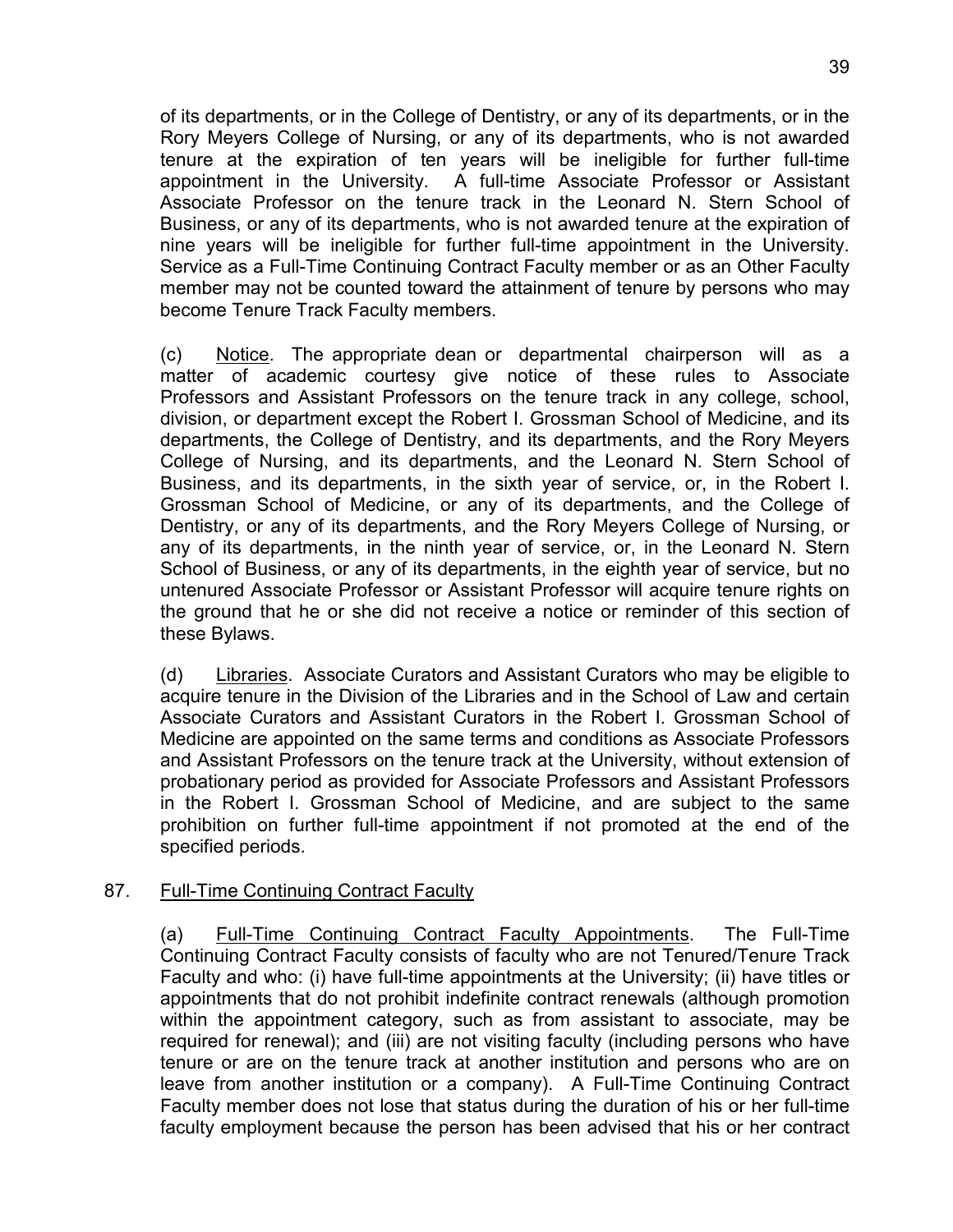of its departments, or in the College of Dentistry, or any of its departments, or in the Rory Meyers College of Nursing, or any of its departments, who is not awarded tenure at the expiration of ten years will be ineligible for further full-time appointment in the University. A full-time Associate Professor or Assistant Associate Professor on the tenure track in the Leonard N. Stern School of Business, or any of its departments, who is not awarded tenure at the expiration of nine years will be ineligible for further full-time appointment in the University. Service as a Full-Time Continuing Contract Faculty member or as an Other Faculty member may not be counted toward the attainment of tenure by persons who may become Tenure Track Faculty members.

(c) Notice. The appropriate dean or departmental chairperson will as a matter of academic courtesy give notice of these rules to Associate Professors and Assistant Professors on the tenure track in any college, school, division, or department except the Robert I. Grossman School of Medicine, and its departments, the College of Dentistry, and its departments, and the Rory Meyers College of Nursing, and its departments, and the Leonard N. Stern School of Business, and its departments, in the sixth year of service, or, in the Robert I. Grossman School of Medicine, or any of its departments, and the College of Dentistry, or any of its departments, and the Rory Meyers College of Nursing, or any of its departments, in the ninth year of service, or, in the Leonard N. Stern School of Business, or any of its departments, in the eighth year of service, but no untenured Associate Professor or Assistant Professor will acquire tenure rights on the ground that he or she did not receive a notice or reminder of this section of these Bylaws.

(d) Libraries. Associate Curators and Assistant Curators who may be eligible to acquire tenure in the Division of the Libraries and in the School of Law and certain Associate Curators and Assistant Curators in the Robert I. Grossman School of Medicine are appointed on the same terms and conditions as Associate Professors and Assistant Professors on the tenure track at the University, without extension of probationary period as provided for Associate Professors and Assistant Professors in the Robert I. Grossman School of Medicine, and are subject to the same prohibition on further full-time appointment if not promoted at the end of the specified periods.

87. Full-Time Continuing Contract Faculty

(a) Full-Time Continuing Contract Faculty Appointments. The Full-Time Continuing Contract Faculty consists of faculty who are not Tenured/Tenure Track Faculty and who: (i) have full-time appointments at the University; (ii) have titles or appointments that do not prohibit indefinite contract renewals (although promotion within the appointment category, such as from assistant to associate, may be required for renewal); and (iii) are not visiting faculty (including persons who have tenure or are on the tenure track at another institution and persons who are on leave from another institution or a company). A Full-Time Continuing Contract Faculty member does not lose that status during the duration of his or her full-time faculty employment because the person has been advised that his or her contract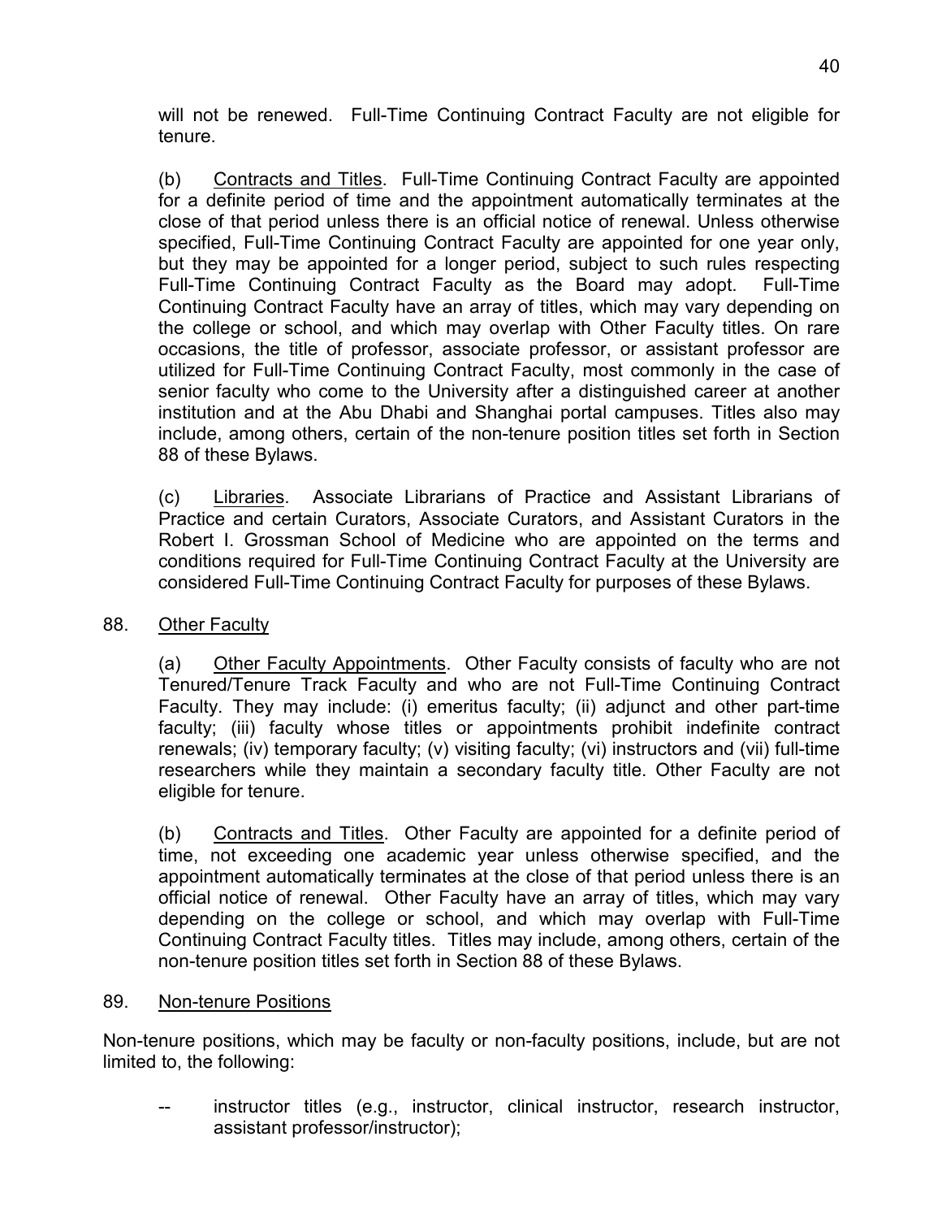will not be renewed. Full-Time Continuing Contract Faculty are not eligible for tenure.

(b) Contracts and Titles. Full-Time Continuing Contract Faculty are appointed for a definite period of time and the appointment automatically terminates at the close of that period unless there is an official notice of renewal. Unless otherwise specified, Full-Time Continuing Contract Faculty are appointed for one year only, but they may be appointed for a longer period, subject to such rules respecting Full-Time Continuing Contract Faculty as the Board may adopt. Full-Time Continuing Contract Faculty have an array of titles, which may vary depending on the college or school, and which may overlap with Other Faculty titles. On rare occasions, the title of professor, associate professor, or assistant professor are utilized for Full-Time Continuing Contract Faculty, most commonly in the case of senior faculty who come to the University after a distinguished career at another institution and at the Abu Dhabi and Shanghai portal campuses. Titles also may include, among others, certain of the non-tenure position titles set forth in Section 88 of these Bylaws.

(c) Libraries. Associate Librarians of Practice and Assistant Librarians of Practice and certain Curators, Associate Curators, and Assistant Curators in the Robert I. Grossman School of Medicine who are appointed on the terms and conditions required for Full-Time Continuing Contract Faculty at the University are considered Full-Time Continuing Contract Faculty for purposes of these Bylaws.

## 88. Other Faculty

(a) Other Faculty Appointments. Other Faculty consists of faculty who are not Tenured/Tenure Track Faculty and who are not Full-Time Continuing Contract Faculty. They may include: (i) emeritus faculty; (ii) adjunct and other part-time faculty; (iii) faculty whose titles or appointments prohibit indefinite contract renewals; (iv) temporary faculty; (v) visiting faculty; (vi) instructors and (vii) full-time researchers while they maintain a secondary faculty title. Other Faculty are not eligible for tenure.

(b) Contracts and Titles. Other Faculty are appointed for a definite period of time, not exceeding one academic year unless otherwise specified, and the appointment automatically terminates at the close of that period unless there is an official notice of renewal. Other Faculty have an array of titles, which may vary depending on the college or school, and which may overlap with Full-Time Continuing Contract Faculty titles. Titles may include, among others, certain of the non-tenure position titles set forth in Section 88 of these Bylaws.

## 89. Non-tenure Positions

Non-tenure positions, which may be faculty or non-faculty positions, include, but are not limited to, the following:

-- instructor titles (e.g., instructor, clinical instructor, research instructor, assistant professor/instructor);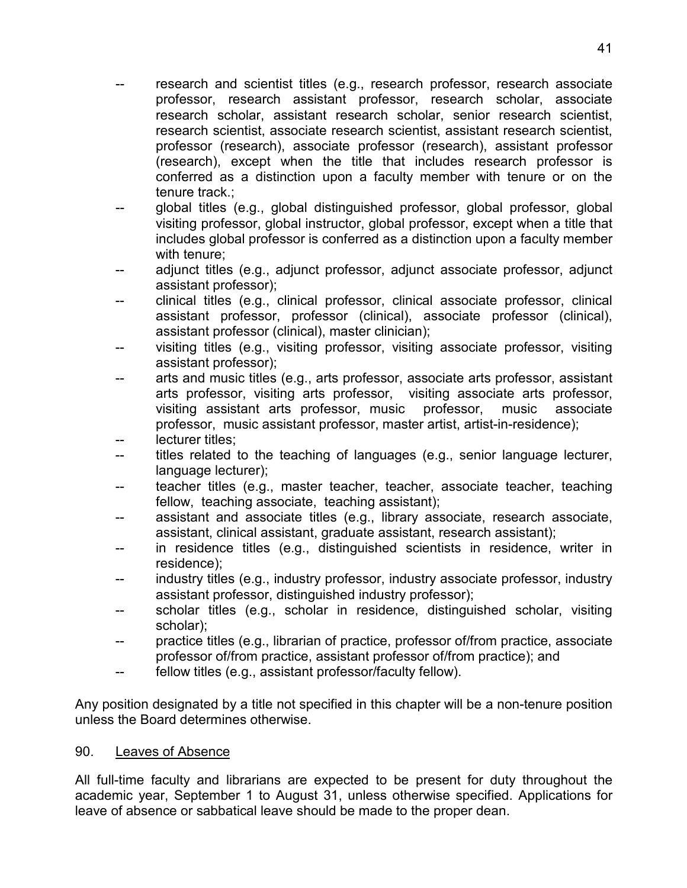- research and scientist titles (e.g., research professor, research associate professor, research assistant professor, research scholar, associate research scholar, assistant research scholar, senior research scientist, research scientist, associate research scientist, assistant research scientist, professor (research), associate professor (research), assistant professor (research), except when the title that includes research professor is conferred as a distinction upon a faculty member with tenure or on the tenure track.;
- global titles (e.g., global distinguished professor, global professor, global visiting professor, global instructor, global professor, except when a title that includes global professor is conferred as a distinction upon a faculty member with tenure;
- adjunct titles (e.g., adjunct professor, adjunct associate professor, adjunct assistant professor);
- clinical titles (e.g., clinical professor, clinical associate professor, clinical assistant professor, professor (clinical), associate professor (clinical), assistant professor (clinical), master clinician);
- visiting titles (e.g., visiting professor, visiting associate professor, visiting assistant professor);
- arts and music titles (e.g., arts professor, associate arts professor, assistant arts professor, visiting arts professor, visiting associate arts professor, visiting assistant arts professor, music professor, music associate professor, music assistant professor, master artist, artist-in-residence);
- lecturer titles;
- titles related to the teaching of languages (e.g., senior language lecturer, language lecturer);
- teacher titles (e.g., master teacher, teacher, associate teacher, teaching fellow, teaching associate, teaching assistant);
- assistant and associate titles (e.g., library associate, research associate, assistant, clinical assistant, graduate assistant, research assistant);
- in residence titles (e.g., distinguished scientists in residence, writer in residence);
- industry titles (e.g., industry professor, industry associate professor, industry assistant professor, distinguished industry professor);
- scholar titles (e.g., scholar in residence, distinguished scholar, visiting scholar);
- practice titles (e.g., librarian of practice, professor of/from practice, associate professor of/from practice, assistant professor of/from practice); and
- fellow titles (e.g., assistant professor/faculty fellow).

Any position designated by a title not specified in this chapter will be a non-tenure position unless the Board determines otherwise.

90. Leaves of Absence

All full-time faculty and librarians are expected to be present for duty throughout the academic year, September 1 to August 31, unless otherwise specified. Applications for leave of absence or sabbatical leave should be made to the proper dean.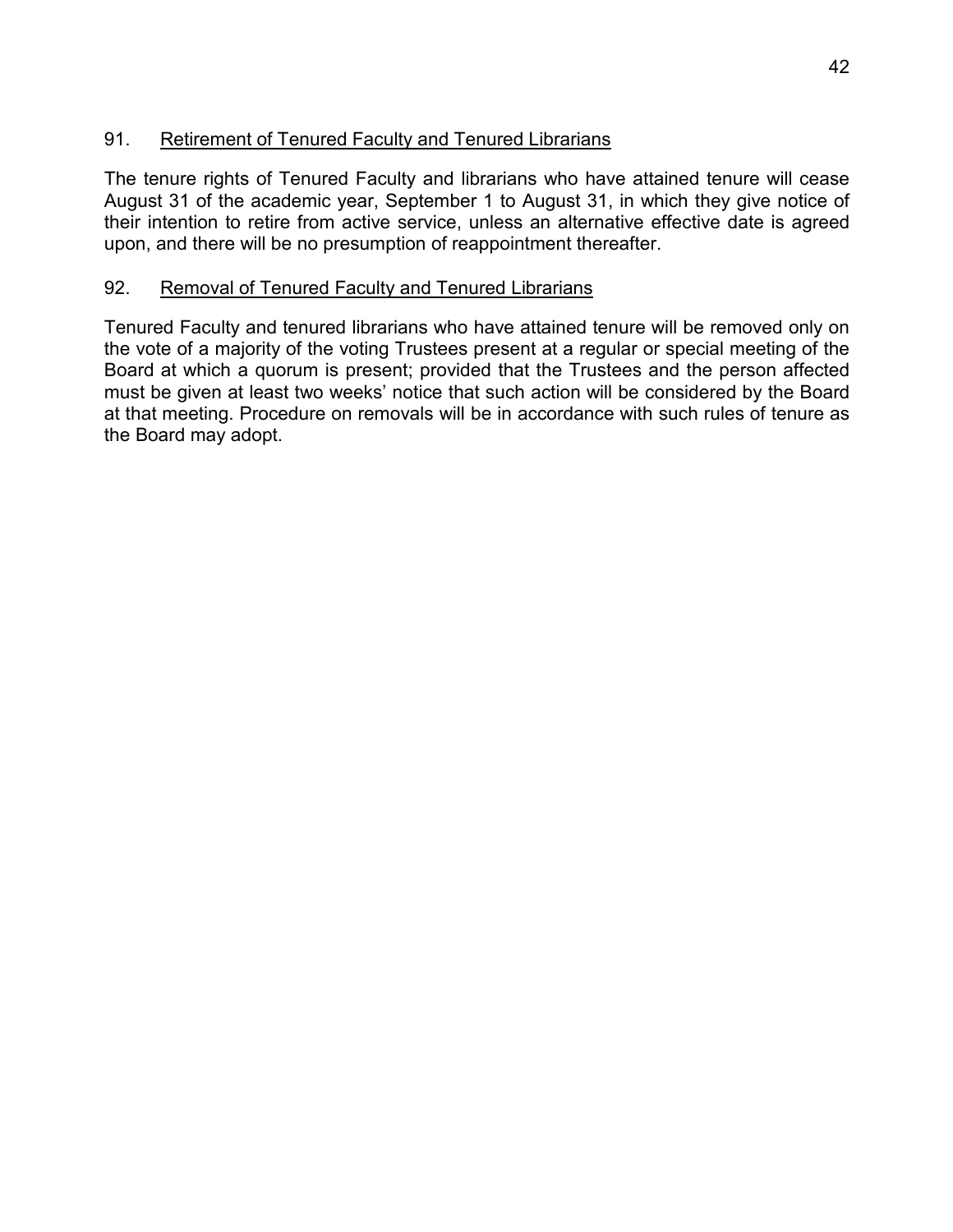## 91. Retirement of Tenured Faculty and Tenured Librarians

The tenure rights of Tenured Faculty and librarians who have attained tenure will cease August 31 of the academic year, September 1 to August 31, in which they give notice of their intention to retire from active service, unless an alternative effective date is agreed upon, and there will be no presumption of reappointment thereafter.

## 92. Removal of Tenured Faculty and Tenured Librarians

Tenured Faculty and tenured librarians who have attained tenure will be removed only on the vote of a majority of the voting Trustees present at a regular or special meeting of the Board at which a quorum is present; provided that the Trustees and the person affected must be given at least two weeks' notice that such action will be considered by the Board at that meeting. Procedure on removals will be in accordance with such rules of tenure as the Board may adopt.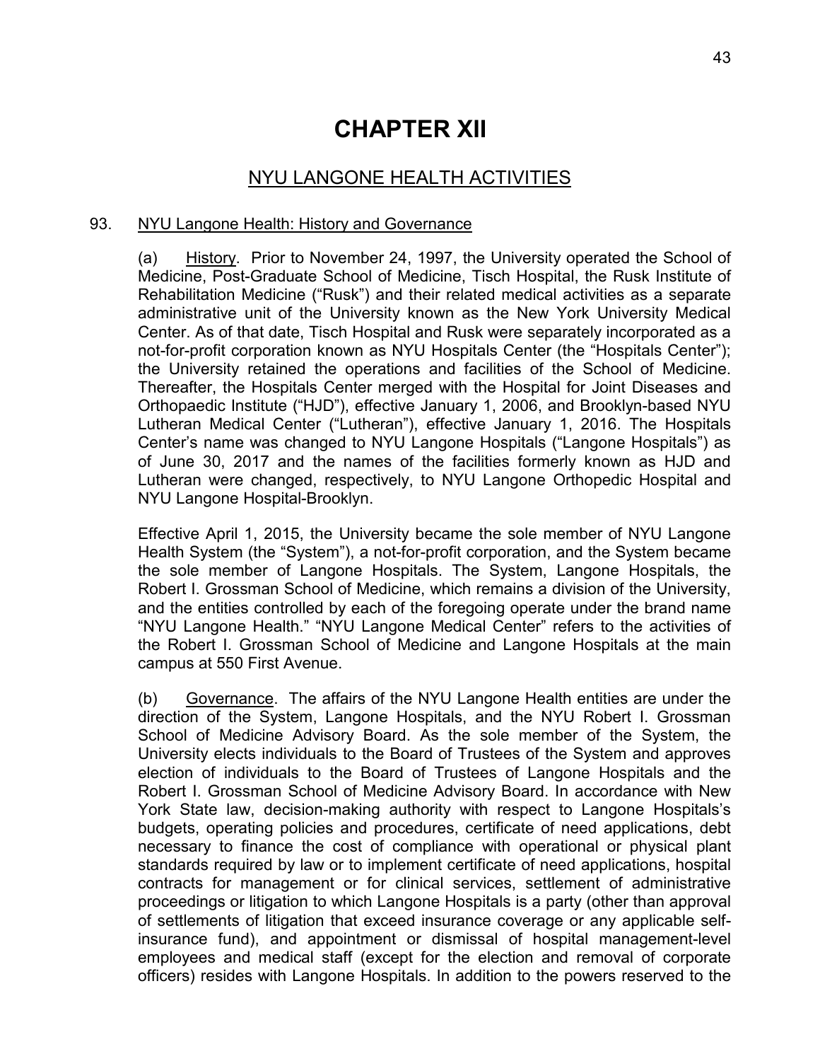# CHAPTER XII

## NYU LANGONE HEALTH ACTIVITIES

### 93. NYU Langone Health: History and Governance

(a) History. Prior to November 24, 1997, the University operated the School of Medicine, Post-Graduate School of Medicine, Tisch Hospital, the Rusk Institute of Rehabilitation Medicine ("Rusk") and their related medical activities as a separate administrative unit of the University known as the New York University Medical Center. As of that date, Tisch Hospital and Rusk were separately incorporated as a not-for-profit corporation known as NYU Hospitals Center (the "Hospitals Center"); the University retained the operations and facilities of the School of Medicine. Thereafter, the Hospitals Center merged with the Hospital for Joint Diseases and Orthopaedic Institute ("HJD"), effective January 1, 2006, and Brooklyn-based NYU Lutheran Medical Center ("Lutheran"), effective January 1, 2016. The Hospitals Center's name was changed to NYU Langone Hospitals ("Langone Hospitals") as of June 30, 2017 and the names of the facilities formerly known as HJD and Lutheran were changed, respectively, to NYU Langone Orthopedic Hospital and NYU Langone Hospital-Brooklyn.

Effective April 1, 2015, the University became the sole member of NYU Langone Health System (the "System"), a not-for-profit corporation, and the System became the sole member of Langone Hospitals. The System, Langone Hospitals, the Robert I. Grossman School of Medicine, which remains a division of the University, and the entities controlled by each of the foregoing operate under the brand name "NYU Langone Health." "NYU Langone Medical Center" refers to the activities of the Robert I. Grossman School of Medicine and Langone Hospitals at the main campus at 550 First Avenue.

(b) Governance. The affairs of the NYU Langone Health entities are under the direction of the System, Langone Hospitals, and the NYU Robert I. Grossman School of Medicine Advisory Board. As the sole member of the System, the University elects individuals to the Board of Trustees of the System and approves election of individuals to the Board of Trustees of Langone Hospitals and the Robert I. Grossman School of Medicine Advisory Board. In accordance with New York State law, decision-making authority with respect to Langone Hospitals's budgets, operating policies and procedures, certificate of need applications, debt necessary to finance the cost of compliance with operational or physical plant standards required by law or to implement certificate of need applications, hospital contracts for management or for clinical services, settlement of administrative proceedings or litigation to which Langone Hospitals is a party (other than approval of settlements of litigation that exceed insurance coverage or any applicable self-insurance fund), and appointment or dismissal of hospital management-level employees and medical staff (except for the election and removal of corporate officers) resides with Langone Hospitals. In addition to the powers reserved to the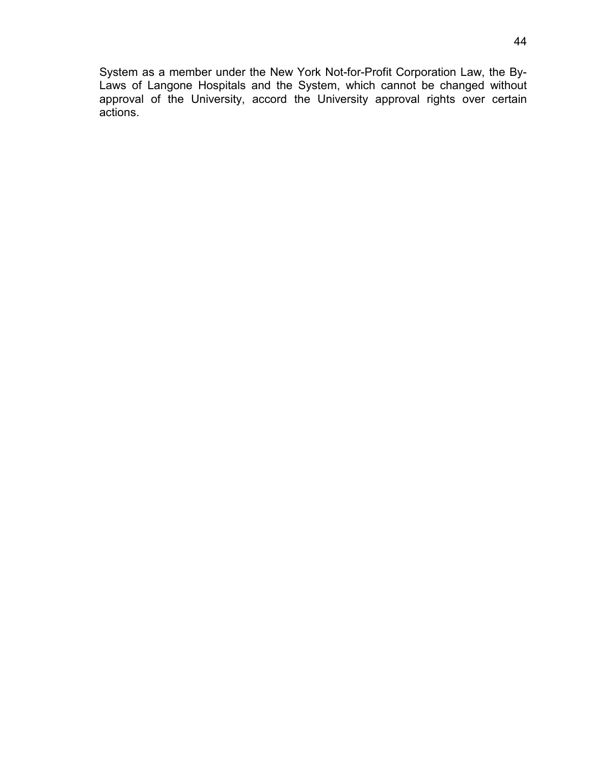System as a member under the New York Not-for-Profit Corporation Law, the By-Laws of Langone Hospitals and the System, which cannot be changed without approval of the University, accord the University approval rights over certain actions.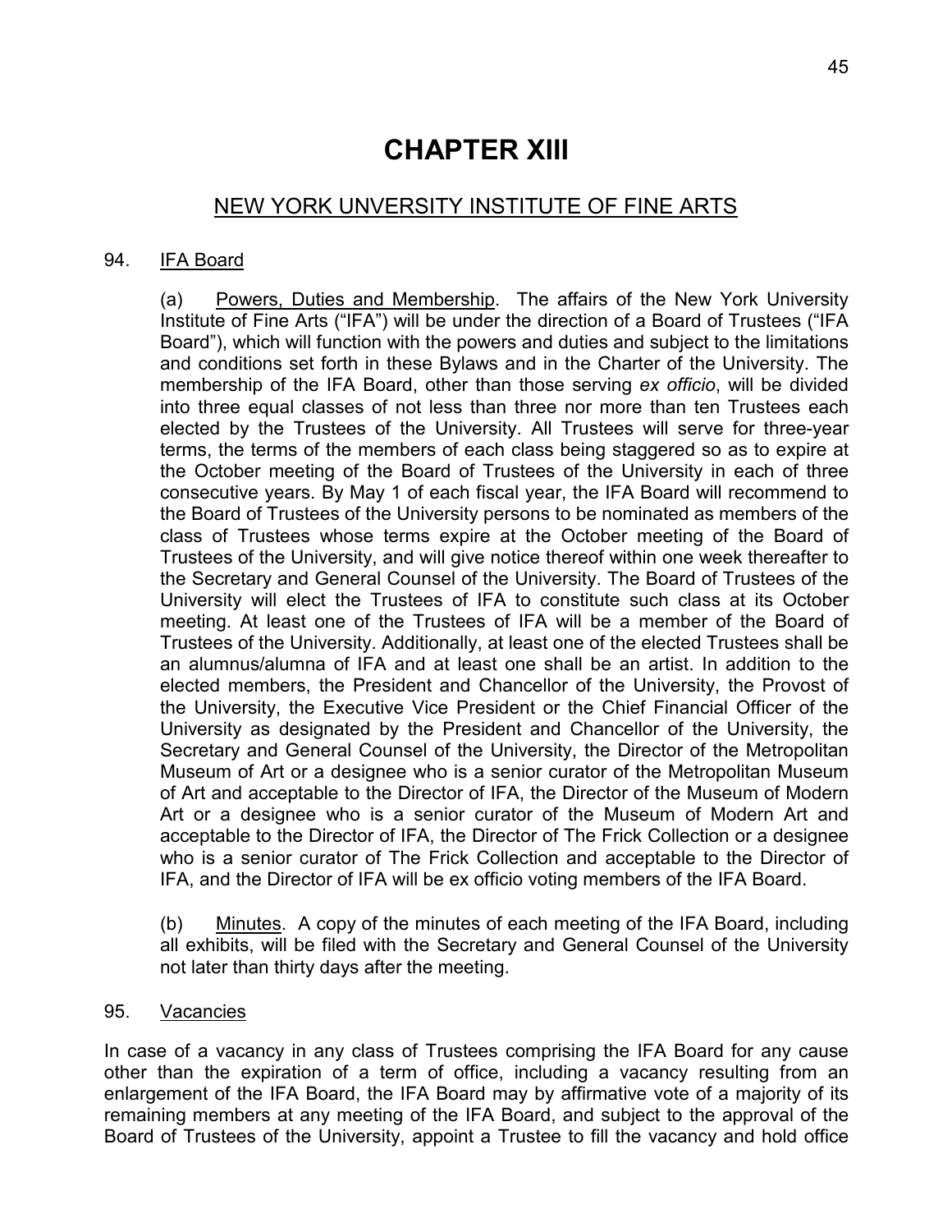# CHAPTER XIII

## NEW YORK UNVERSITY INSTITUTE OF FINE ARTS

### 94. IFA Board

(a) Powers, Duties and Membership. The affairs of the New York University Institute of Fine Arts ("IFA") will be under the direction of a Board of Trustees ("IFA Board"), which will function with the powers and duties and subject to the limitations and conditions set forth in these Bylaws and in the Charter of the University. The membership of the IFA Board, other than those serving *ex officio*, will be divided into three equal classes of not less than three nor more than ten Trustees each elected by the Trustees of the University. All Trustees will serve for three-year terms, the terms of the members of each class being staggered so as to expire at the October meeting of the Board of Trustees of the University in each of three consecutive years. By May 1 of each fiscal year, the IFA Board will recommend to the Board of Trustees of the University persons to be nominated as members of the class of Trustees whose terms expire at the October meeting of the Board of Trustees of the University, and will give notice thereof within one week thereafter to the Secretary and General Counsel of the University. The Board of Trustees of the University will elect the Trustees of IFA to constitute such class at its October meeting. At least one of the Trustees of IFA will be a member of the Board of Trustees of the University. Additionally, at least one of the elected Trustees shall be an alumnus/alumna of IFA and at least one shall be an artist. In addition to the elected members, the President and Chancellor of the University, the Provost of the University, the Executive Vice President or the Chief Financial Officer of the University as designated by the President and Chancellor of the University, the Secretary and General Counsel of the University, the Director of the Metropolitan Museum of Art or a designee who is a senior curator of the Metropolitan Museum of Art and acceptable to the Director of IFA, the Director of the Museum of Modern Art or a designee who is a senior curator of the Museum of Modern Art and acceptable to the Director of IFA, the Director of The Frick Collection or a designee who is a senior curator of The Frick Collection and acceptable to the Director of IFA, and the Director of IFA will be ex officio voting members of the IFA Board.

(b) Minutes. A copy of the minutes of each meeting of the IFA Board, including all exhibits, will be filed with the Secretary and General Counsel of the University not later than thirty days after the meeting.

### 95. Vacancies

In case of a vacancy in any class of Trustees comprising the IFA Board for any cause other than the expiration of a term of office, including a vacancy resulting from an enlargement of the IFA Board, the IFA Board may by affirmative vote of a majority of its remaining members at any meeting of the IFA Board, and subject to the approval of the Board of Trustees of the University, appoint a Trustee to fill the vacancy and hold office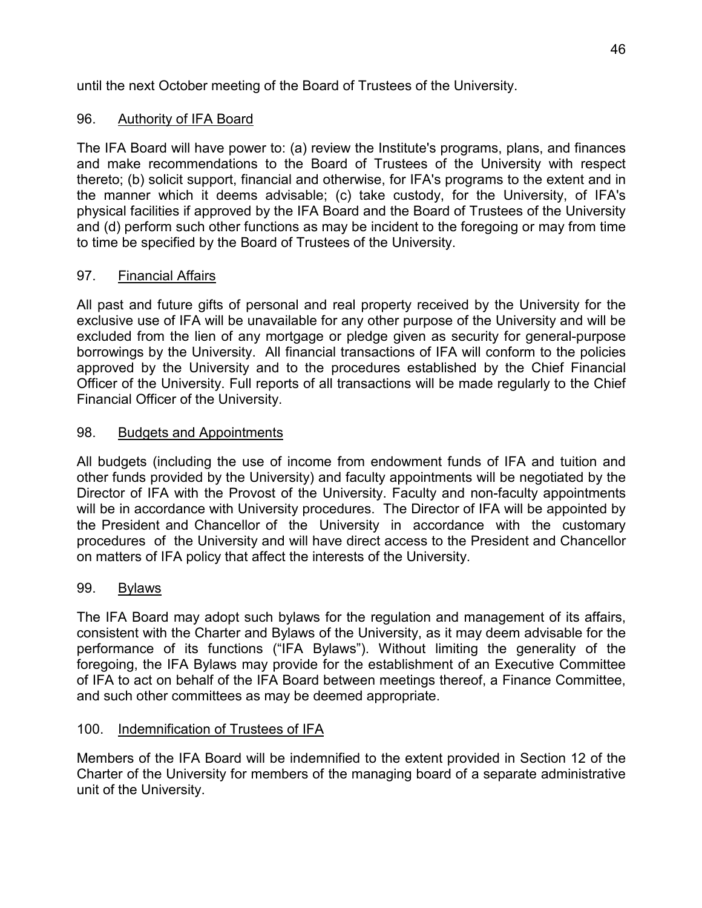until the next October meeting of the Board of Trustees of the University.

96. Authority of IFA Board

The IFA Board will have power to: (a) review the Institute's programs, plans, and finances and make recommendations to the Board of Trustees of the University with respect thereto; (b) solicit support, financial and otherwise, for IFA's programs to the extent and in the manner which it deems advisable; (c) take custody, for the University, of IFA's physical facilities if approved by the IFA Board and the Board of Trustees of the University and (d) perform such other functions as may be incident to the foregoing or may from time to time be specified by the Board of Trustees of the University.

97. Financial Affairs

All past and future gifts of personal and real property received by the University for the exclusive use of IFA will be unavailable for any other purpose of the University and will be excluded from the lien of any mortgage or pledge given as security for general-purpose borrowings by the University. All financial transactions of IFA will conform to the policies approved by the University and to the procedures established by the Chief Financial Officer of the University. Full reports of all transactions will be made regularly to the Chief Financial Officer of the University.

98. Budgets and Appointments

All budgets (including the use of income from endowment funds of IFA and tuition and other funds provided by the University) and faculty appointments will be negotiated by the Director of IFA with the Provost of the University. Faculty and non-faculty appointments will be in accordance with University procedures. The Director of IFA will be appointed by the President and Chancellor of the University in accordance with the customary procedures of the University and will have direct access to the President and Chancellor on matters of IFA policy that affect the interests of the University.

99. Bylaws

The IFA Board may adopt such bylaws for the regulation and management of its affairs, consistent with the Charter and Bylaws of the University, as it may deem advisable for the performance of its functions ("IFA Bylaws"). Without limiting the generality of the foregoing, the IFA Bylaws may provide for the establishment of an Executive Committee of IFA to act on behalf of the IFA Board between meetings thereof, a Finance Committee, and such other committees as may be deemed appropriate.

100. Indemnification of Trustees of IFA

Members of the IFA Board will be indemnified to the extent provided in Section 12 of the Charter of the University for members of the managing board of a separate administrative unit of the University.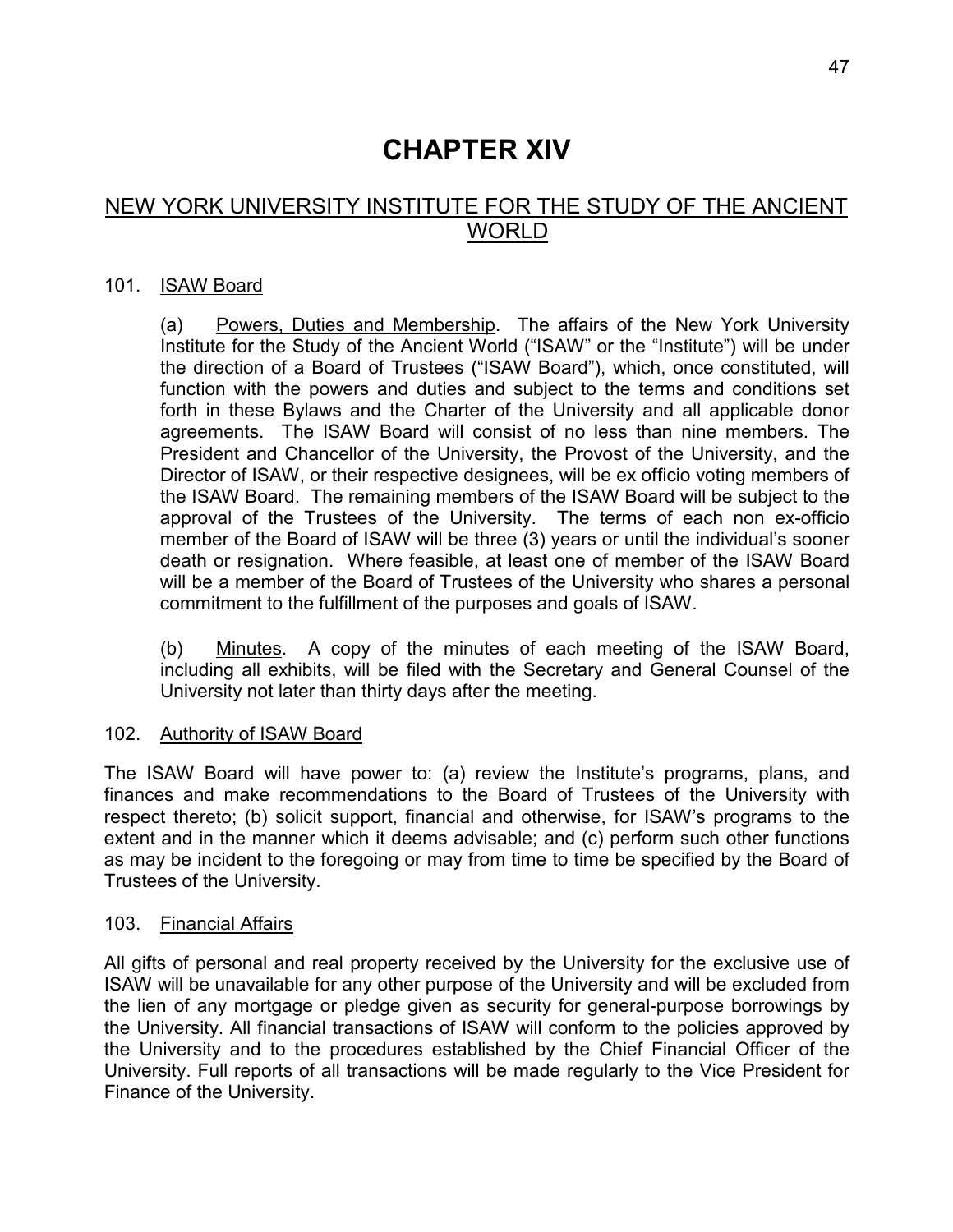# CHAPTER XIV

## NEW YORK UNIVERSITY INSTITUTE FOR THE STUDY OF THE ANCIENT WORLD

### 101. ISAW Board

(a) Powers, Duties and Membership. The affairs of the New York University Institute for the Study of the Ancient World ("ISAW" or the "Institute") will be under the direction of a Board of Trustees ("ISAW Board"), which, once constituted, will function with the powers and duties and subject to the terms and conditions set forth in these Bylaws and the Charter of the University and all applicable donor agreements. The ISAW Board will consist of no less than nine members. The President and Chancellor of the University, the Provost of the University, and the Director of ISAW, or their respective designees, will be ex officio voting members of the ISAW Board. The remaining members of the ISAW Board will be subject to the approval of the Trustees of the University. The terms of each non ex-officio member of the Board of ISAW will be three (3) years or until the individual's sooner death or resignation. Where feasible, at least one of member of the ISAW Board will be a member of the Board of Trustees of the University who shares a personal commitment to the fulfillment of the purposes and goals of ISAW.

(b) Minutes. A copy of the minutes of each meeting of the ISAW Board, including all exhibits, will be filed with the Secretary and General Counsel of the University not later than thirty days after the meeting.

### 102. Authority of ISAW Board

The ISAW Board will have power to: (a) review the Institute's programs, plans, and finances and make recommendations to the Board of Trustees of the University with respect thereto; (b) solicit support, financial and otherwise, for ISAW's programs to the extent and in the manner which it deems advisable; and (c) perform such other functions as may be incident to the foregoing or may from time to time be specified by the Board of Trustees of the University.

### 103. Financial Affairs

All gifts of personal and real property received by the University for the exclusive use of ISAW will be unavailable for any other purpose of the University and will be excluded from the lien of any mortgage or pledge given as security for general-purpose borrowings by the University. All financial transactions of ISAW will conform to the policies approved by the University and to the procedures established by the Chief Financial Officer of the University. Full reports of all transactions will be made regularly to the Vice President for Finance of the University.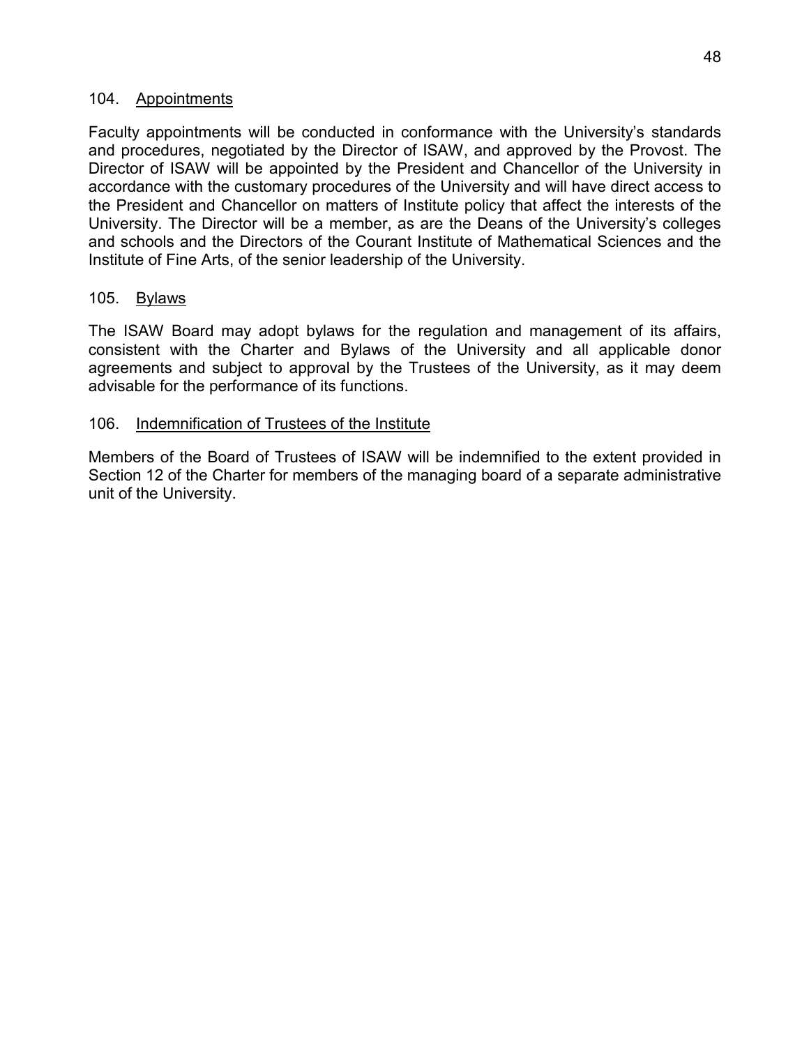104. Appointments

Faculty appointments will be conducted in conformance with the University's standards and procedures, negotiated by the Director of ISAW, and approved by the Provost. The Director of ISAW will be appointed by the President and Chancellor of the University in accordance with the customary procedures of the University and will have direct access to the President and Chancellor on matters of Institute policy that affect the interests of the University. The Director will be a member, as are the Deans of the University's colleges and schools and the Directors of the Courant Institute of Mathematical Sciences and the Institute of Fine Arts, of the senior leadership of the University.

105. Bylaws

The ISAW Board may adopt bylaws for the regulation and management of its affairs, consistent with the Charter and Bylaws of the University and all applicable donor agreements and subject to approval by the Trustees of the University, as it may deem advisable for the performance of its functions.

106. Indemnification of Trustees of the Institute

Members of the Board of Trustees of ISAW will be indemnified to the extent provided in Section 12 of the Charter for members of the managing board of a separate administrative unit of the University.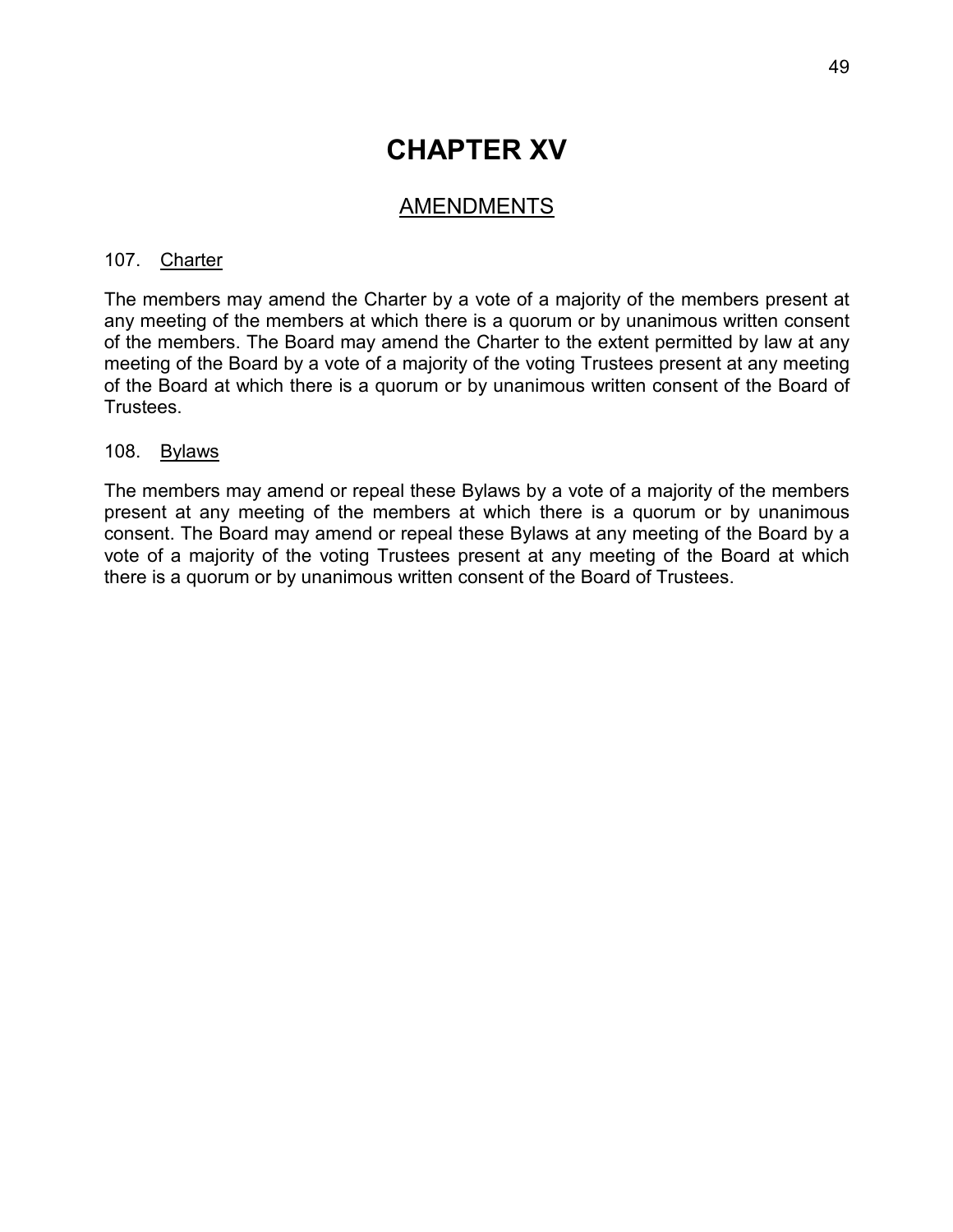# CHAPTER XV

## AMENDMENTS

### 107. Charter

The members may amend the Charter by a vote of a majority of the members present at any meeting of the members at which there is a quorum or by unanimous written consent of the members. The Board may amend the Charter to the extent permitted by law at any meeting of the Board by a vote of a majority of the voting Trustees present at any meeting of the Board at which there is a quorum or by unanimous written consent of the Board of Trustees.

### 108. Bylaws

The members may amend or repeal these Bylaws by a vote of a majority of the members present at any meeting of the members at which there is a quorum or by unanimous consent. The Board may amend or repeal these Bylaws at any meeting of the Board by a vote of a majority of the voting Trustees present at any meeting of the Board at which there is a quorum or by unanimous written consent of the Board of Trustees.